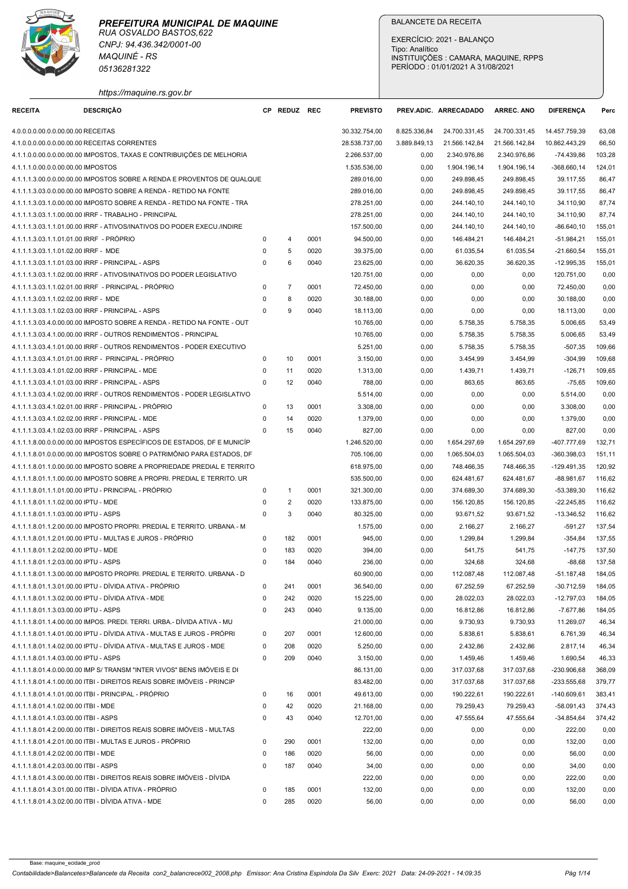**PREFEITURA MUNICIPAL DE MAQUINE**
RUA OSVALDO BASTOS,622
CNPJ: 94.436.342/0001-00
MAQUINÉ - RS
05136281322
https://maquine.rs.gov.br

BALANCETE DA RECEITA
EXERCÍCIO: 2021 - BALANÇO
Tipo: Analítico
INSTITUIÇÕES : CAMARA, MAQUINE, RPPS
PERÍODO : 01/01/2021 A 31/08/2021

| RECEITA | DESCRIÇÃO | CP | REDUZ | REC | PREVISTO | PREV.ADIC. | ARRECADADO | ARREC. ANO | DIFERENÇA | Perc |
|---|---|---|---|---|---|---|---|---|---|---|
| 4.0.0.0.0.00.0.0.00.00.00 | RECEITAS | | | | 30.332.754,00 | 8.825.336,84 | 24.700.331,45 | 24.700.331,45 | 14.457.759,39 | 63,08 |
| 4.1.0.0.0.00.0.0.00.00.00 | RECEITAS CORRENTES | | | | 28.538.737,00 | 3.889.849,13 | 21.566.142,84 | 21.566.142,84 | 10.862.443,29 | 66,50 |
| 4.1.1.0.0.00.0.0.00.00.00 | IMPOSTOS, TAXAS E CONTRIBUIÇÕES DE MELHORIA | | | | 2.266.537,00 | 0,00 | 2.340.976,86 | 2.340.976,86 | -74.439,86 | 103,28 |
| 4.1.1.1.0.00.0.0.00.00.00 | IMPOSTOS | | | | 1.535.536,00 | 0,00 | 1.904.196,14 | 1.904.196,14 | -368.660,14 | 124,01 |
| 4.1.1.1.3.00.0.0.00.00.00 | IMPOSTOS SOBRE A RENDA E PROVENTOS DE QUALQUE | | | | 289.016,00 | 0,00 | 249.898,45 | 249.898,45 | 39.117,55 | 86,47 |
| 4.1.1.1.3.03.0.0.00.00.00 | IMPOSTO SOBRE A RENDA - RETIDO NA FONTE | | | | 289.016,00 | 0,00 | 249.898,45 | 249.898,45 | 39.117,55 | 86,47 |
| 4.1.1.1.3.03.1.0.00.00.00 | IMPOSTO SOBRE A RENDA - RETIDO NA FONTE - TRA | | | | 278.251,00 | 0,00 | 244.140,10 | 244.140,10 | 34.110,90 | 87,74 |
| 4.1.1.1.3.03.1.1.00.00.00 | IRRF - TRABALHO - PRINCIPAL | | | | 278.251,00 | 0,00 | 244.140,10 | 244.140,10 | 34.110,90 | 87,74 |
| 4.1.1.1.3.03.1.1.01.00.00 | IRRF - ATIVOS/INATIVOS DO PODER EXECU./INDIRE | | | | 157.500,00 | 0,00 | 244.140,10 | 244.140,10 | -86.640,10 | 155,01 |
| 4.1.1.1.3.03.1.1.01.01.00 | IRRF - PRÓPRIO | 0 | 4 | 0001 | 94.500,00 | 0,00 | 146.484,21 | 146.484,21 | -51.984,21 | 155,01 |
| 4.1.1.1.3.03.1.1.01.02.00 | IRRF - MDE | 0 | 5 | 0020 | 39.375,00 | 0,00 | 61.035,54 | 61.035,54 | -21.660,54 | 155,01 |
| 4.1.1.1.3.03.1.1.01.03.00 | IRRF - PRINCIPAL - ASPS | 0 | 6 | 0040 | 23.625,00 | 0,00 | 36.620,35 | 36.620,35 | -12.995,35 | 155,01 |
| 4.1.1.1.3.03.1.1.02.00.00 | IRRF - ATIVOS/INATIVOS DO PODER LEGISLATIVO | | | | 120.751,00 | 0,00 | 0,00 | 0,00 | 120.751,00 | 0,00 |
| 4.1.1.1.3.03.1.1.02.01.00 | IRRF - PRINCIPAL - PRÓPRIO | 0 | 7 | 0001 | 72.450,00 | 0,00 | 0,00 | 0,00 | 72.450,00 | 0,00 |
| 4.1.1.1.3.03.1.1.02.02.00 | IRRF - MDE | 0 | 8 | 0020 | 30.188,00 | 0,00 | 0,00 | 0,00 | 30.188,00 | 0,00 |
| 4.1.1.1.3.03.1.1.02.03.00 | IRRF - PRINCIPAL - ASPS | 0 | 9 | 0040 | 18.113,00 | 0,00 | 0,00 | 0,00 | 18.113,00 | 0,00 |
| 4.1.1.1.3.03.4.0.00.00.00 | IMPOSTO SOBRE A RENDA - RETIDO NA FONTE - OUT | | | | 10.765,00 | 0,00 | 5.758,35 | 5.758,35 | 5.006,65 | 53,49 |
| 4.1.1.1.3.03.4.1.00.00.00 | IRRF - OUTROS RENDIMENTOS - PRINCIPAL | | | | 10.765,00 | 0,00 | 5.758,35 | 5.758,35 | 5.006,65 | 53,49 |
| 4.1.1.1.3.03.4.1.01.00.00 | IRRF - OUTROS RENDIMENTOS - PODER EXECUTIVO | | | | 5.251,00 | 0,00 | 5.758,35 | 5.758,35 | -507,35 | 109,66 |
| 4.1.1.1.3.03.4.1.01.01.00 | IRRF - PRINCIPAL - PRÓPRIO | 0 | 10 | 0001 | 3.150,00 | 0,00 | 3.454,99 | 3.454,99 | -304,99 | 109,68 |
| 4.1.1.1.3.03.4.1.01.02.00 | IRRF - PRINCIPAL - MDE | 0 | 11 | 0020 | 1.313,00 | 0,00 | 1.439,71 | 1.439,71 | -126,71 | 109,65 |
| 4.1.1.1.3.03.4.1.01.03.00 | IRRF - PRINCIPAL - ASPS | 0 | 12 | 0040 | 788,00 | 0,00 | 863,65 | 863,65 | -75,65 | 109,60 |
| 4.1.1.1.3.03.4.1.02.00.00 | IRRF - OUTROS RENDIMENTOS - PODER LEGISLATIVO | | | | 5.514,00 | 0,00 | 0,00 | 0,00 | 5.514,00 | 0,00 |
| 4.1.1.1.3.03.4.1.02.01.00 | IRRF - PRINCIPAL - PRÓPRIO | 0 | 13 | 0001 | 3.308,00 | 0,00 | 0,00 | 0,00 | 3.308,00 | 0,00 |
| 4.1.1.1.3.03.4.1.02.02.00 | IRRF - PRINCIPAL - MDE | 0 | 14 | 0020 | 1.379,00 | 0,00 | 0,00 | 0,00 | 1.379,00 | 0,00 |
| 4.1.1.1.3.03.4.1.02.03.00 | IRRF - PRINCIPAL - ASPS | 0 | 15 | 0040 | 827,00 | 0,00 | 0,00 | 0,00 | 827,00 | 0,00 |
| 4.1.1.1.8.00.0.0.00.00.00 | IMPOSTOS ESPECÍFICOS DE ESTADOS, DF E MUNICÍP | | | | 1.246.520,00 | 0,00 | 1.654.297,69 | 1.654.297,69 | -407.777,69 | 132,71 |
| 4.1.1.1.8.01.0.0.00.00.00 | IMPOSTOS SOBRE O PATRIMÔNIO PARA ESTADOS, DF | | | | 705.106,00 | 0,00 | 1.065.504,03 | 1.065.504,03 | -360.398,03 | 151,11 |
| 4.1.1.1.8.01.1.0.00.00.00 | IMPOSTO SOBRE A PROPRIEDADE PREDIAL E TERRITO | | | | 618.975,00 | 0,00 | 748.466,35 | 748.466,35 | -129.491,35 | 120,92 |
| 4.1.1.1.8.01.1.1.00.00.00 | IMPOSTO SOBRE A PROPRI. PREDIAL E TERRITO. UR | | | | 535.500,00 | 0,00 | 624.481,67 | 624.481,67 | -88.981,67 | 116,62 |
| 4.1.1.1.8.01.1.1.01.00.00 | IPTU - PRINCIPAL - PRÓPRIO | 0 | 1 | 0001 | 321.300,00 | 0,00 | 374.689,30 | 374.689,30 | -53.389,30 | 116,62 |
| 4.1.1.1.8.01.1.1.02.00.00 | IPTU - MDE | 0 | 2 | 0020 | 133.875,00 | 0,00 | 156.120,85 | 156.120,85 | -22.245,85 | 116,62 |
| 4.1.1.1.8.01.1.1.03.00.00 | IPTU - ASPS | 0 | 3 | 0040 | 80.325,00 | 0,00 | 93.671,52 | 93.671,52 | -13.346,52 | 116,62 |
| 4.1.1.1.8.01.1.2.00.00.00 | IMPOSTO PROPRI. PREDIAL E TERRITO. URBANA - M | | | | 1.575,00 | 0,00 | 2.166,27 | 2.166,27 | -591,27 | 137,54 |
| 4.1.1.1.8.01.1.2.01.00.00 | IPTU - MULTAS E JUROS - PRÓPRIO | 0 | 182 | 0001 | 945,00 | 0,00 | 1.299,84 | 1.299,84 | -354,84 | 137,55 |
| 4.1.1.1.8.01.1.2.02.00.00 | IPTU - MDE | 0 | 183 | 0020 | 394,00 | 0,00 | 541,75 | 541,75 | -147,75 | 137,50 |
| 4.1.1.1.8.01.1.2.03.00.00 | IPTU - ASPS | 0 | 184 | 0040 | 236,00 | 0,00 | 324,68 | 324,68 | -88,68 | 137,58 |
| 4.1.1.1.8.01.1.3.00.00.00 | IMPOSTO PROPRI. PREDIAL E TERRITO. URBANA - D | | | | 60.900,00 | 0,00 | 112.087,48 | 112.087,48 | -51.187,48 | 184,05 |
| 4.1.1.1.8.01.1.3.01.00.00 | IPTU - DÍVIDA ATIVA - PRÓPRIO | 0 | 241 | 0001 | 36.540,00 | 0,00 | 67.252,59 | 67.252,59 | -30.712,59 | 184,05 |
| 4.1.1.1.8.01.1.3.02.00.00 | IPTU - DÍVIDA ATIVA - MDE | 0 | 242 | 0020 | 15.225,00 | 0,00 | 28.022,03 | 28.022,03 | -12.797,03 | 184,05 |
| 4.1.1.1.8.01.1.3.03.00.00 | IPTU - ASPS | 0 | 243 | 0040 | 9.135,00 | 0,00 | 16.812,86 | 16.812,86 | -7.677,86 | 184,05 |
| 4.1.1.1.8.01.1.4.00.00.00 | IMPOS. PREDI. TERRI. URBA.- DÍVIDA ATIVA - MU | | | | 21.000,00 | 0,00 | 9.730,93 | 9.730,93 | 11.269,07 | 46,34 |
| 4.1.1.1.8.01.1.4.01.00.00 | IPTU - DÍVIDA ATIVA - MULTAS E JUROS - PRÓPRI | 0 | 207 | 0001 | 12.600,00 | 0,00 | 5.838,61 | 5.838,61 | 6.761,39 | 46,34 |
| 4.1.1.1.8.01.1.4.02.00.00 | IPTU - DÍVIDA ATIVA - MULTAS E JUROS - MDE | 0 | 208 | 0020 | 5.250,00 | 0,00 | 2.432,86 | 2.432,86 | 2.817,14 | 46,34 |
| 4.1.1.1.8.01.1.4.03.00.00 | IPTU - ASPS | 0 | 209 | 0040 | 3.150,00 | 0,00 | 1.459,46 | 1.459,46 | 1.690,54 | 46,33 |
| 4.1.1.1.8.01.4.0.00.00.00 | IMP S/ TRANSM "INTER VIVOS" BENS IMÓVEIS E DI | | | | 86.131,00 | 0,00 | 317.037,68 | 317.037,68 | -230.906,68 | 368,09 |
| 4.1.1.1.8.01.4.1.00.00.00 | ITBI - DIREITOS REAIS SOBRE IMÓVEIS - PRINCIP | | | | 83.482,00 | 0,00 | 317.037,68 | 317.037,68 | -233.555,68 | 379,77 |
| 4.1.1.1.8.01.4.1.01.00.00 | ITBI - PRINCIPAL - PRÓPRIO | 0 | 16 | 0001 | 49.613,00 | 0,00 | 190.222,61 | 190.222,61 | -140.609,61 | 383,41 |
| 4.1.1.1.8.01.4.1.02.00.00 | ITBI - MDE | 0 | 42 | 0020 | 21.168,00 | 0,00 | 79.259,43 | 79.259,43 | -58.091,43 | 374,43 |
| 4.1.1.1.8.01.4.1.03.00.00 | ITBI - ASPS | 0 | 43 | 0040 | 12.701,00 | 0,00 | 47.555,64 | 47.555,64 | -34.854,64 | 374,42 |
| 4.1.1.1.8.01.4.2.00.00.00 | ITBI - DIREITOS REAIS SOBRE IMÓVEIS - MULTAS | | | | 222,00 | 0,00 | 0,00 | 0,00 | 222,00 | 0,00 |
| 4.1.1.1.8.01.4.2.01.00.00 | ITBI - MULTAS E JUROS - PRÓPRIO | 0 | 290 | 0001 | 132,00 | 0,00 | 0,00 | 0,00 | 132,00 | 0,00 |
| 4.1.1.1.8.01.4.2.02.00.00 | ITBI - MDE | 0 | 186 | 0020 | 56,00 | 0,00 | 0,00 | 0,00 | 56,00 | 0,00 |
| 4.1.1.1.8.01.4.2.03.00.00 | ITBI - ASPS | 0 | 187 | 0040 | 34,00 | 0,00 | 0,00 | 0,00 | 34,00 | 0,00 |
| 4.1.1.1.8.01.4.3.00.00.00 | ITBI - DIREITOS REAIS SOBRE IMÓVEIS - DÍVIDA | | | | 222,00 | 0,00 | 0,00 | 0,00 | 222,00 | 0,00 |
| 4.1.1.1.8.01.4.3.01.00.00 | ITBI - DÍVIDA ATIVA - PRÓPRIO | 0 | 185 | 0001 | 132,00 | 0,00 | 0,00 | 0,00 | 132,00 | 0,00 |
| 4.1.1.1.8.01.4.3.02.00.00 | ITBI - DÍVIDA ATIVA - MDE | 0 | 285 | 0020 | 56,00 | 0,00 | 0,00 | 0,00 | 56,00 | 0,00 |

Base: maquine_ecidade_prod
Contabilidade>Balancetes>Balancete da Receita con2_balancrece002_2008.php Emissor: Ana Cristina Espindola Da Silv Exerc: 2021 Data: 24-09-2021 - 14:09:35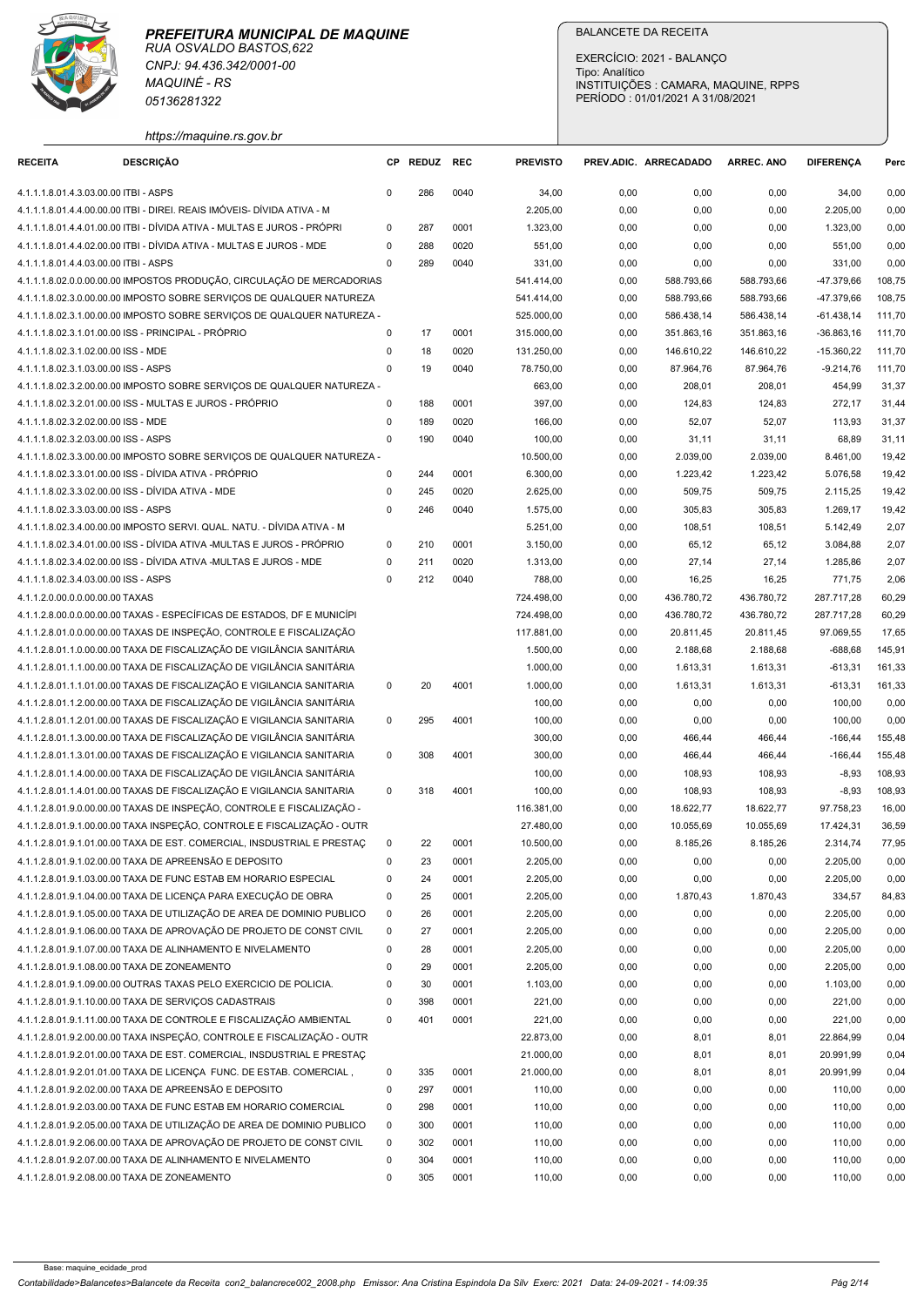**PREFEITURA MUNICIPAL DE MAQUINE**
RUA OSVALDO BASTOS,622
CNPJ: 94.436.342/0001-00
MAQUINÉ - RS
05136281322
https://maquine.rs.gov.br

BALANCETE DA RECEITA

EXERCÍCIO: 2021 - BALANÇO
Tipo: Analítico
INSTITUIÇÕES : CAMARA, MAQUINE, RPPS
PERÍODO : 01/01/2021 A 31/08/2021

| RECEITA | DESCRIÇÃO | CP | REDUZ | REC | PREVISTO | PREV.ADIC. | ARRECADADO | ARREC. ANO | DIFERENÇA | Perc |
|---|---|---|---|---|---|---|---|---|---|---|
| 4.1.1.1.8.01.4.3.03.00.00 | ITBI - ASPS | 0 | 286 | 0040 | 34,00 | 0,00 | 0,00 | 0,00 | 34,00 | 0,00 |
| 4.1.1.1.8.01.4.4.00.00.00 | ITBI - DIREI. REAIS IMÓVEIS- DÍVIDA ATIVA - M | | | | 2.205,00 | 0,00 | 0,00 | 0,00 | 2.205,00 | 0,00 |
| 4.1.1.1.8.01.4.4.01.00.00 | ITBI - DÍVIDA ATIVA - MULTAS E JUROS - PRÓPRI | 0 | 287 | 0001 | 1.323,00 | 0,00 | 0,00 | 0,00 | 1.323,00 | 0,00 |
| 4.1.1.1.8.01.4.4.02.00.00 | ITBI - DÍVIDA ATIVA - MULTAS E JUROS - MDE | 0 | 288 | 0020 | 551,00 | 0,00 | 0,00 | 0,00 | 551,00 | 0,00 |
| 4.1.1.1.8.01.4.4.03.00.00 | ITBI - ASPS | 0 | 289 | 0040 | 331,00 | 0,00 | 0,00 | 0,00 | 331,00 | 0,00 |
| 4.1.1.1.8.02.0.0.00.00.00 | IMPOSTOS PRODUÇÃO, CIRCULAÇÃO DE MERCADORIAS | | | | 541.414,00 | 0,00 | 588.793,66 | 588.793,66 | -47.379,66 | 108,75 |
| 4.1.1.1.8.02.3.0.00.00.00 | IMPOSTO SOBRE SERVIÇOS DE QUALQUER NATUREZA | | | | 541.414,00 | 0,00 | 588.793,66 | 588.793,66 | -47.379,66 | 108,75 |
| 4.1.1.1.8.02.3.1.00.00.00 | IMPOSTO SOBRE SERVIÇOS DE QUALQUER NATUREZA - | | | | 525.000,00 | 0,00 | 586.438,14 | 586.438,14 | -61.438,14 | 111,70 |
| 4.1.1.1.8.02.3.1.01.00.00 | ISS - PRINCIPAL - PRÓPRIO | 0 | 17 | 0001 | 315.000,00 | 0,00 | 351.863,16 | 351.863,16 | -36.863,16 | 111,70 |
| 4.1.1.1.8.02.3.1.02.00.00 | ISS - MDE | 0 | 18 | 0020 | 131.250,00 | 0,00 | 146.610,22 | 146.610,22 | -15.360,22 | 111,70 |
| 4.1.1.1.8.02.3.1.03.00.00 | ISS - ASPS | 0 | 19 | 0040 | 78.750,00 | 0,00 | 87.964,76 | 87.964,76 | -9.214,76 | 111,70 |
| 4.1.1.1.8.02.3.2.00.00.00 | IMPOSTO SOBRE SERVIÇOS DE QUALQUER NATUREZA - | | | | 663,00 | 0,00 | 208,01 | 208,01 | 454,99 | 31,37 |
| 4.1.1.1.8.02.3.2.01.00.00 | ISS - MULTAS E JUROS - PRÓPRIO | 0 | 188 | 0001 | 397,00 | 0,00 | 124,83 | 124,83 | 272,17 | 31,44 |
| 4.1.1.1.8.02.3.2.02.00.00 | ISS - MDE | 0 | 189 | 0020 | 166,00 | 0,00 | 52,07 | 52,07 | 113,93 | 31,37 |
| 4.1.1.1.8.02.3.2.03.00.00 | ISS - ASPS | 0 | 190 | 0040 | 100,00 | 0,00 | 31,11 | 31,11 | 68,89 | 31,11 |
| 4.1.1.1.8.02.3.3.00.00.00 | IMPOSTO SOBRE SERVIÇOS DE QUALQUER NATUREZA - | | | | 10.500,00 | 0,00 | 2.039,00 | 2.039,00 | 8.461,00 | 19,42 |
| 4.1.1.1.8.02.3.3.01.00.00 | ISS - DÍVIDA ATIVA - PRÓPRIO | 0 | 244 | 0001 | 6.300,00 | 0,00 | 1.223,42 | 1.223,42 | 5.076,58 | 19,42 |
| 4.1.1.1.8.02.3.3.02.00.00 | ISS - DÍVIDA ATIVA - MDE | 0 | 245 | 0020 | 2.625,00 | 0,00 | 509,75 | 509,75 | 2.115,25 | 19,42 |
| 4.1.1.1.8.02.3.3.03.00.00 | ISS - ASPS | 0 | 246 | 0040 | 1.575,00 | 0,00 | 305,83 | 305,83 | 1.269,17 | 19,42 |
| 4.1.1.1.8.02.3.4.00.00.00 | IMPOSTO SERVI. QUAL. NATU. - DÍVIDA ATIVA - M | | | | 5.251,00 | 0,00 | 108,51 | 108,51 | 5.142,49 | 2,07 |
| 4.1.1.1.8.02.3.4.01.00.00 | ISS - DÍVIDA ATIVA -MULTAS E JUROS - PRÓPRIO | 0 | 210 | 0001 | 3.150,00 | 0,00 | 65,12 | 65,12 | 3.084,88 | 2,07 |
| 4.1.1.1.8.02.3.4.02.00.00 | ISS - DÍVIDA ATIVA -MULTAS E JUROS - MDE | 0 | 211 | 0020 | 1.313,00 | 0,00 | 27,14 | 27,14 | 1.285,86 | 2,07 |
| 4.1.1.1.8.02.3.4.03.00.00 | ISS - ASPS | 0 | 212 | 0040 | 788,00 | 0,00 | 16,25 | 16,25 | 771,75 | 2,06 |
| 4.1.1.2.0.00.0.0.00.00.00 | TAXAS | | | | 724.498,00 | 0,00 | 436.780,72 | 436.780,72 | 287.717,28 | 60,29 |
| 4.1.1.2.8.00.0.0.00.00.00 | TAXAS - ESPECÍFICAS DE ESTADOS, DF E MUNICÍPI | | | | 724.498,00 | 0,00 | 436.780,72 | 436.780,72 | 287.717,28 | 60,29 |
| 4.1.1.2.8.01.0.0.00.00.00 | TAXAS DE INSPEÇÃO, CONTROLE E FISCALIZAÇÃO | | | | 117.881,00 | 0,00 | 20.811,45 | 20.811,45 | 97.069,55 | 17,65 |
| 4.1.1.2.8.01.1.0.00.00.00 | TAXA DE FISCALIZAÇÃO DE VIGILÂNCIA SANITÁRIA | | | | 1.500,00 | 0,00 | 2.188,68 | 2.188,68 | -688,68 | 145,91 |
| 4.1.1.2.8.01.1.1.00.00.00 | TAXA DE FISCALIZAÇÃO DE VIGILÂNCIA SANITÁRIA | | | | 1.000,00 | 0,00 | 1.613,31 | 1.613,31 | -613,31 | 161,33 |
| 4.1.1.2.8.01.1.1.01.00.00 | TAXAS DE FISCALIZAÇÃO E VIGILANCIA SANITARIA | 0 | 20 | 4001 | 1.000,00 | 0,00 | 1.613,31 | 1.613,31 | -613,31 | 161,33 |
| 4.1.1.2.8.01.1.2.00.00.00 | TAXA DE FISCALIZAÇÃO DE VIGILÂNCIA SANITÁRIA | | | | 100,00 | 0,00 | 0,00 | 0,00 | 100,00 | 0,00 |
| 4.1.1.2.8.01.1.2.01.00.00 | TAXAS DE FISCALIZAÇÃO E VIGILANCIA SANITARIA | 0 | 295 | 4001 | 100,00 | 0,00 | 0,00 | 0,00 | 100,00 | 0,00 |
| 4.1.1.2.8.01.1.3.00.00.00 | TAXA DE FISCALIZAÇÃO DE VIGILÂNCIA SANITÁRIA | | | | 300,00 | 0,00 | 466,44 | 466,44 | -166,44 | 155,48 |
| 4.1.1.2.8.01.1.3.01.00.00 | TAXAS DE FISCALIZAÇÃO E VIGILANCIA SANITARIA | 0 | 308 | 4001 | 300,00 | 0,00 | 466,44 | 466,44 | -166,44 | 155,48 |
| 4.1.1.2.8.01.1.4.00.00.00 | TAXA DE FISCALIZAÇÃO DE VIGILÂNCIA SANITÁRIA | | | | 100,00 | 0,00 | 108,93 | 108,93 | -8,93 | 108,93 |
| 4.1.1.2.8.01.1.4.01.00.00 | TAXAS DE FISCALIZAÇÃO E VIGILANCIA SANITARIA | 0 | 318 | 4001 | 100,00 | 0,00 | 108,93 | 108,93 | -8,93 | 108,93 |
| 4.1.1.2.8.01.9.0.00.00.00 | TAXAS DE INSPEÇÃO, CONTROLE E FISCALIZAÇÃO - | | | | 116.381,00 | 0,00 | 18.622,77 | 18.622,77 | 97.758,23 | 16,00 |
| 4.1.1.2.8.01.9.1.00.00.00 | TAXA INSPEÇÃO, CONTROLE E FISCALIZAÇÃO - OUTR | | | | 27.480,00 | 0,00 | 10.055,69 | 10.055,69 | 17.424,31 | 36,59 |
| 4.1.1.2.8.01.9.1.01.00.00 | TAXA DE EST. COMERCIAL, INSDUSTRIAL E PRESTAÇ | 0 | 22 | 0001 | 10.500,00 | 0,00 | 8.185,26 | 8.185,26 | 2.314,74 | 77,95 |
| 4.1.1.2.8.01.9.1.02.00.00 | TAXA DE APREENSÃO E DEPOSITO | 0 | 23 | 0001 | 2.205,00 | 0,00 | 0,00 | 0,00 | 2.205,00 | 0,00 |
| 4.1.1.2.8.01.9.1.03.00.00 | TAXA DE FUNC ESTAB EM HORARIO ESPECIAL | 0 | 24 | 0001 | 2.205,00 | 0,00 | 0,00 | 0,00 | 2.205,00 | 0,00 |
| 4.1.1.2.8.01.9.1.04.00.00 | TAXA DE LICENÇA PARA EXECUÇÃO DE OBRA | 0 | 25 | 0001 | 2.205,00 | 0,00 | 1.870,43 | 1.870,43 | 334,57 | 84,83 |
| 4.1.1.2.8.01.9.1.05.00.00 | TAXA DE UTILIZAÇÃO DE AREA DE DOMINIO PUBLICO | 0 | 26 | 0001 | 2.205,00 | 0,00 | 0,00 | 0,00 | 2.205,00 | 0,00 |
| 4.1.1.2.8.01.9.1.06.00.00 | TAXA DE APROVAÇÃO DE PROJETO DE CONST CIVIL | 0 | 27 | 0001 | 2.205,00 | 0,00 | 0,00 | 0,00 | 2.205,00 | 0,00 |
| 4.1.1.2.8.01.9.1.07.00.00 | TAXA DE ALINHAMENTO E NIVELAMENTO | 0 | 28 | 0001 | 2.205,00 | 0,00 | 0,00 | 0,00 | 2.205,00 | 0,00 |
| 4.1.1.2.8.01.9.1.08.00.00 | TAXA DE ZONEAMENTO | 0 | 29 | 0001 | 2.205,00 | 0,00 | 0,00 | 0,00 | 2.205,00 | 0,00 |
| 4.1.1.2.8.01.9.1.09.00.00 | OUTRAS TAXAS PELO EXERCICIO DE POLICIA. | 0 | 30 | 0001 | 1.103,00 | 0,00 | 0,00 | 0,00 | 1.103,00 | 0,00 |
| 4.1.1.2.8.01.9.1.10.00.00 | TAXA DE SERVIÇOS CADASTRAIS | 0 | 398 | 0001 | 221,00 | 0,00 | 0,00 | 0,00 | 221,00 | 0,00 |
| 4.1.1.2.8.01.9.1.11.00.00 | TAXA DE CONTROLE E FISCALIZAÇÃO AMBIENTAL | 0 | 401 | 0001 | 221,00 | 0,00 | 0,00 | 0,00 | 221,00 | 0,00 |
| 4.1.1.2.8.01.9.2.00.00.00 | TAXA INSPEÇÃO, CONTROLE E FISCALIZAÇÃO - OUTR | | | | 22.873,00 | 0,00 | 8,01 | 8,01 | 22.864,99 | 0,04 |
| 4.1.1.2.8.01.9.2.01.00.00 | TAXA DE EST. COMERCIAL, INSDUSTRIAL E PRESTAÇ | | | | 21.000,00 | 0,00 | 8,01 | 8,01 | 20.991,99 | 0,04 |
| 4.1.1.2.8.01.9.2.01.01.00 | TAXA DE LICENÇA FUNC. DE ESTAB. COMERCIAL , | 0 | 335 | 0001 | 21.000,00 | 0,00 | 8,01 | 8,01 | 20.991,99 | 0,04 |
| 4.1.1.2.8.01.9.2.02.00.00 | TAXA DE APREENSÃO E DEPOSITO | 0 | 297 | 0001 | 110,00 | 0,00 | 0,00 | 0,00 | 110,00 | 0,00 |
| 4.1.1.2.8.01.9.2.03.00.00 | TAXA DE FUNC ESTAB EM HORARIO COMERCIAL | 0 | 298 | 0001 | 110,00 | 0,00 | 0,00 | 0,00 | 110,00 | 0,00 |
| 4.1.1.2.8.01.9.2.05.00.00 | TAXA DE UTILIZAÇÃO DE AREA DE DOMINIO PUBLICO | 0 | 300 | 0001 | 110,00 | 0,00 | 0,00 | 0,00 | 110,00 | 0,00 |
| 4.1.1.2.8.01.9.2.06.00.00 | TAXA DE APROVAÇÃO DE PROJETO DE CONST CIVIL | 0 | 302 | 0001 | 110,00 | 0,00 | 0,00 | 0,00 | 110,00 | 0,00 |
| 4.1.1.2.8.01.9.2.07.00.00 | TAXA DE ALINHAMENTO E NIVELAMENTO | 0 | 304 | 0001 | 110,00 | 0,00 | 0,00 | 0,00 | 110,00 | 0,00 |
| 4.1.1.2.8.01.9.2.08.00.00 | TAXA DE ZONEAMENTO | 0 | 305 | 0001 | 110,00 | 0,00 | 0,00 | 0,00 | 110,00 | 0,00 |

Base: maquine_ecidade_prod
Contabilidade>Balancetes>Balancete da Receita con2_balancrece002_2008.php Emissor: Ana Cristina Espindola Da Silv Exerc: 2021 Data: 24-09-2021 - 14:09:35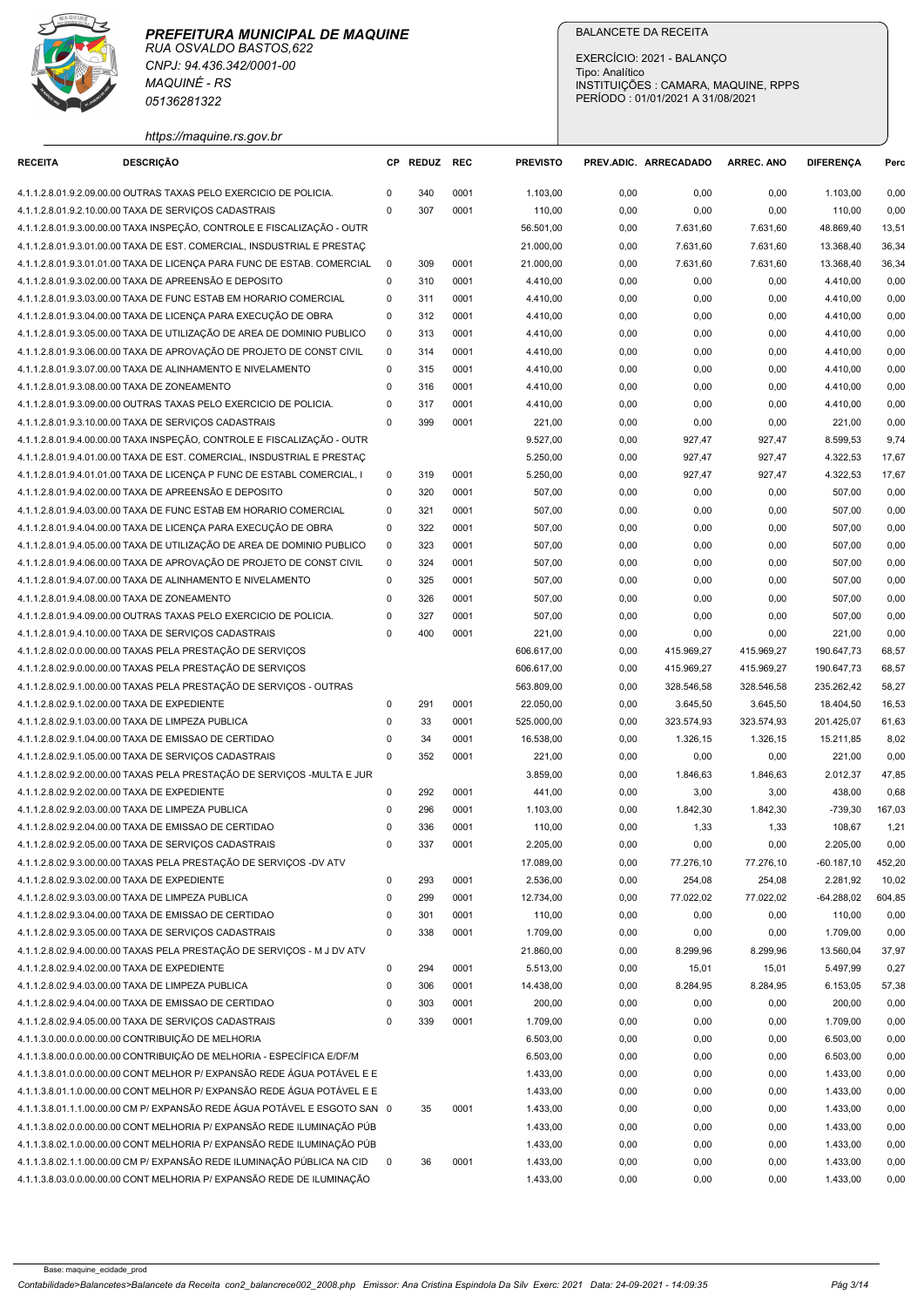**PREFEITURA MUNICIPAL DE MAQUINE**
RUA OSVALDO BASTOS,622
CNPJ: 94.436.342/0001-00
MAQUINÉ - RS
05136281322
https://maquine.rs.gov.br

BALANCETE DA RECEITA
EXERCÍCIO: 2021 - BALANÇO
Tipo: Analítico
INSTITUIÇÕES : CAMARA, MAQUINE, RPPS
PERÍODO : 01/01/2021 A 31/08/2021

| RECEITA | DESCRIÇÃO | CP | REDUZ | REC | PREVISTO | PREV.ADIC. | ARRECADADO | ARREC. ANO | DIFERENÇA | Perc |
|---|---|---|---|---|---|---|---|---|---|---|
| 4.1.1.2.8.01.9.2.09.00.00 | OUTRAS TAXAS PELO EXERCICIO DE POLICIA. | 0 | 340 | 0001 | 1.103,00 | 0,00 | 0,00 | 0,00 | 1.103,00 | 0,00 |
| 4.1.1.2.8.01.9.2.10.00.00 | TAXA DE SERVIÇOS CADASTRAIS | 0 | 307 | 0001 | 110,00 | 0,00 | 0,00 | 0,00 | 110,00 | 0,00 |
| 4.1.1.2.8.01.9.3.00.00.00 | TAXA INSPEÇÃO, CONTROLE E FISCALIZAÇÃO - OUTR | | | | 56.501,00 | 0,00 | 7.631,60 | 7.631,60 | 48.869,40 | 13,51 |
| 4.1.1.2.8.01.9.3.01.00.00 | TAXA DE EST. COMERCIAL, INSDUSTRIAL E PRESTAÇ | | | | 21.000,00 | 0,00 | 7.631,60 | 7.631,60 | 13.368,40 | 36,34 |
| 4.1.1.2.8.01.9.3.01.01.00 | TAXA DE LICENÇA PARA FUNC DE ESTAB. COMERCIAL | 0 | 309 | 0001 | 21.000,00 | 0,00 | 7.631,60 | 7.631,60 | 13.368,40 | 36,34 |
| 4.1.1.2.8.01.9.3.02.00.00 | TAXA DE APREENSÃO E DEPOSITO | 0 | 310 | 0001 | 4.410,00 | 0,00 | 0,00 | 0,00 | 4.410,00 | 0,00 |
| 4.1.1.2.8.01.9.3.03.00.00 | TAXA DE FUNC ESTAB EM HORARIO COMERCIAL | 0 | 311 | 0001 | 4.410,00 | 0,00 | 0,00 | 0,00 | 4.410,00 | 0,00 |
| 4.1.1.2.8.01.9.3.04.00.00 | TAXA DE LICENÇA PARA EXECUÇÃO DE OBRA | 0 | 312 | 0001 | 4.410,00 | 0,00 | 0,00 | 0,00 | 4.410,00 | 0,00 |
| 4.1.1.2.8.01.9.3.05.00.00 | TAXA DE UTILIZAÇÃO DE AREA DE DOMINIO PUBLICO | 0 | 313 | 0001 | 4.410,00 | 0,00 | 0,00 | 0,00 | 4.410,00 | 0,00 |
| 4.1.1.2.8.01.9.3.06.00.00 | TAXA DE APROVAÇÃO DE PROJETO DE CONST CIVIL | 0 | 314 | 0001 | 4.410,00 | 0,00 | 0,00 | 0,00 | 4.410,00 | 0,00 |
| 4.1.1.2.8.01.9.3.07.00.00 | TAXA DE ALINHAMENTO E NIVELAMENTO | 0 | 315 | 0001 | 4.410,00 | 0,00 | 0,00 | 0,00 | 4.410,00 | 0,00 |
| 4.1.1.2.8.01.9.3.08.00.00 | TAXA DE ZONEAMENTO | 0 | 316 | 0001 | 4.410,00 | 0,00 | 0,00 | 0,00 | 4.410,00 | 0,00 |
| 4.1.1.2.8.01.9.3.09.00.00 | OUTRAS TAXAS PELO EXERCICIO DE POLICIA. | 0 | 317 | 0001 | 4.410,00 | 0,00 | 0,00 | 0,00 | 4.410,00 | 0,00 |
| 4.1.1.2.8.01.9.3.10.00.00 | TAXA DE SERVIÇOS CADASTRAIS | 0 | 399 | 0001 | 221,00 | 0,00 | 0,00 | 0,00 | 221,00 | 0,00 |
| 4.1.1.2.8.01.9.4.00.00.00 | TAXA INSPEÇÃO, CONTROLE E FISCALIZAÇÃO - OUTR | | | | 9.527,00 | 0,00 | 927,47 | 927,47 | 8.599,53 | 9,74 |
| 4.1.1.2.8.01.9.4.01.00.00 | TAXA DE EST. COMERCIAL, INSDUSTRIAL E PRESTAÇ | | | | 5.250,00 | 0,00 | 927,47 | 927,47 | 4.322,53 | 17,67 |
| 4.1.1.2.8.01.9.4.01.01.00 | TAXA DE LICENÇA P FUNC DE ESTABL COMERCIAL, I | 0 | 319 | 0001 | 5.250,00 | 0,00 | 927,47 | 927,47 | 4.322,53 | 17,67 |
| 4.1.1.2.8.01.9.4.02.00.00 | TAXA DE APREENSÃO E DEPOSITO | 0 | 320 | 0001 | 507,00 | 0,00 | 0,00 | 0,00 | 507,00 | 0,00 |
| 4.1.1.2.8.01.9.4.03.00.00 | TAXA DE FUNC ESTAB EM HORARIO COMERCIAL | 0 | 321 | 0001 | 507,00 | 0,00 | 0,00 | 0,00 | 507,00 | 0,00 |
| 4.1.1.2.8.01.9.4.04.00.00 | TAXA DE LICENÇA PARA EXECUÇÃO DE OBRA | 0 | 322 | 0001 | 507,00 | 0,00 | 0,00 | 0,00 | 507,00 | 0,00 |
| 4.1.1.2.8.01.9.4.05.00.00 | TAXA DE UTILIZAÇÃO DE AREA DE DOMINIO PUBLICO | 0 | 323 | 0001 | 507,00 | 0,00 | 0,00 | 0,00 | 507,00 | 0,00 |
| 4.1.1.2.8.01.9.4.06.00.00 | TAXA DE APROVAÇÃO DE PROJETO DE CONST CIVIL | 0 | 324 | 0001 | 507,00 | 0,00 | 0,00 | 0,00 | 507,00 | 0,00 |
| 4.1.1.2.8.01.9.4.07.00.00 | TAXA DE ALINHAMENTO E NIVELAMENTO | 0 | 325 | 0001 | 507,00 | 0,00 | 0,00 | 0,00 | 507,00 | 0,00 |
| 4.1.1.2.8.01.9.4.08.00.00 | TAXA DE ZONEAMENTO | 0 | 326 | 0001 | 507,00 | 0,00 | 0,00 | 0,00 | 507,00 | 0,00 |
| 4.1.1.2.8.01.9.4.09.00.00 | OUTRAS TAXAS PELO EXERCICIO DE POLICIA. | 0 | 327 | 0001 | 507,00 | 0,00 | 0,00 | 0,00 | 507,00 | 0,00 |
| 4.1.1.2.8.01.9.4.10.00.00 | TAXA DE SERVIÇOS CADASTRAIS | 0 | 400 | 0001 | 221,00 | 0,00 | 0,00 | 0,00 | 221,00 | 0,00 |
| 4.1.1.2.8.02.0.0.00.00.00 | TAXAS PELA PRESTAÇÃO DE SERVIÇOS | | | | 606.617,00 | 0,00 | 415.969,27 | 415.969,27 | 190.647,73 | 68,57 |
| 4.1.1.2.8.02.9.0.00.00.00 | TAXAS PELA PRESTAÇÃO DE SERVIÇOS | | | | 606.617,00 | 0,00 | 415.969,27 | 415.969,27 | 190.647,73 | 68,57 |
| 4.1.1.2.8.02.9.1.00.00.00 | TAXAS PELA PRESTAÇÃO DE SERVIÇOS - OUTRAS | | | | 563.809,00 | 0,00 | 328.546,58 | 328.546,58 | 235.262,42 | 58,27 |
| 4.1.1.2.8.02.9.1.02.00.00 | TAXA DE EXPEDIENTE | 0 | 291 | 0001 | 22.050,00 | 0,00 | 3.645,50 | 3.645,50 | 18.404,50 | 16,53 |
| 4.1.1.2.8.02.9.1.03.00.00 | TAXA DE LIMPEZA PUBLICA | 0 | 33 | 0001 | 525.000,00 | 0,00 | 323.574,93 | 323.574,93 | 201.425,07 | 61,63 |
| 4.1.1.2.8.02.9.1.04.00.00 | TAXA DE EMISSAO DE CERTIDAO | 0 | 34 | 0001 | 16.538,00 | 0,00 | 1.326,15 | 1.326,15 | 15.211,85 | 8,02 |
| 4.1.1.2.8.02.9.1.05.00.00 | TAXA DE SERVIÇOS CADASTRAIS | 0 | 352 | 0001 | 221,00 | 0,00 | 0,00 | 0,00 | 221,00 | 0,00 |
| 4.1.1.2.8.02.9.2.00.00.00 | TAXAS PELA PRESTAÇÃO DE SERVIÇOS -MULTA E JUR | | | | 3.859,00 | 0,00 | 1.846,63 | 1.846,63 | 2.012,37 | 47,85 |
| 4.1.1.2.8.02.9.2.02.00.00 | TAXA DE EXPEDIENTE | 0 | 292 | 0001 | 441,00 | 0,00 | 3,00 | 3,00 | 438,00 | 0,68 |
| 4.1.1.2.8.02.9.2.03.00.00 | TAXA DE LIMPEZA PUBLICA | 0 | 296 | 0001 | 1.103,00 | 0,00 | 1.842,30 | 1.842,30 | -739,30 | 167,03 |
| 4.1.1.2.8.02.9.2.04.00.00 | TAXA DE EMISSAO DE CERTIDAO | 0 | 336 | 0001 | 110,00 | 0,00 | 1,33 | 1,33 | 108,67 | 1,21 |
| 4.1.1.2.8.02.9.2.05.00.00 | TAXA DE SERVIÇOS CADASTRAIS | 0 | 337 | 0001 | 2.205,00 | 0,00 | 0,00 | 0,00 | 2.205,00 | 0,00 |
| 4.1.1.2.8.02.9.3.00.00.00 | TAXAS PELA PRESTAÇÃO DE SERVIÇOS -DV ATV | | | | 17.089,00 | 0,00 | 77.276,10 | 77.276,10 | -60.187,10 | 452,20 |
| 4.1.1.2.8.02.9.3.02.00.00 | TAXA DE EXPEDIENTE | 0 | 293 | 0001 | 2.536,00 | 0,00 | 254,08 | 254,08 | 2.281,92 | 10,02 |
| 4.1.1.2.8.02.9.3.03.00.00 | TAXA DE LIMPEZA PUBLICA | 0 | 299 | 0001 | 12.734,00 | 0,00 | 77.022,02 | 77.022,02 | -64.288,02 | 604,85 |
| 4.1.1.2.8.02.9.3.04.00.00 | TAXA DE EMISSAO DE CERTIDAO | 0 | 301 | 0001 | 110,00 | 0,00 | 0,00 | 0,00 | 110,00 | 0,00 |
| 4.1.1.2.8.02.9.3.05.00.00 | TAXA DE SERVIÇOS CADASTRAIS | 0 | 338 | 0001 | 1.709,00 | 0,00 | 0,00 | 0,00 | 1.709,00 | 0,00 |
| 4.1.1.2.8.02.9.4.00.00.00 | TAXAS PELA PRESTAÇÃO DE SERVIÇOS - M J DV ATV | | | | 21.860,00 | 0,00 | 8.299,96 | 8.299,96 | 13.560,04 | 37,97 |
| 4.1.1.2.8.02.9.4.02.00.00 | TAXA DE EXPEDIENTE | 0 | 294 | 0001 | 5.513,00 | 0,00 | 15,01 | 15,01 | 5.497,99 | 0,27 |
| 4.1.1.2.8.02.9.4.03.00.00 | TAXA DE LIMPEZA PUBLICA | 0 | 306 | 0001 | 14.438,00 | 0,00 | 8.284,95 | 8.284,95 | 6.153,05 | 57,38 |
| 4.1.1.2.8.02.9.4.04.00.00 | TAXA DE EMISSAO DE CERTIDAO | 0 | 303 | 0001 | 200,00 | 0,00 | 0,00 | 0,00 | 200,00 | 0,00 |
| 4.1.1.2.8.02.9.4.05.00.00 | TAXA DE SERVIÇOS CADASTRAIS | 0 | 339 | 0001 | 1.709,00 | 0,00 | 0,00 | 0,00 | 1.709,00 | 0,00 |
| 4.1.1.3.0.00.0.0.00.00.00 | CONTRIBUIÇÃO DE MELHORIA | | | | 6.503,00 | 0,00 | 0,00 | 0,00 | 6.503,00 | 0,00 |
| 4.1.1.3.8.00.0.0.00.00.00 | CONTRIBUIÇÃO DE MELHORIA - ESPECÍFICA E/DF/M | | | | 6.503,00 | 0,00 | 0,00 | 0,00 | 6.503,00 | 0,00 |
| 4.1.1.3.8.01.0.0.00.00.00 | CONT MELHOR P/ EXPANSÃO REDE ÁGUA POTÁVEL E E | | | | 1.433,00 | 0,00 | 0,00 | 0,00 | 1.433,00 | 0,00 |
| 4.1.1.3.8.01.1.0.00.00.00 | CONT MELHOR P/ EXPANSÃO REDE ÁGUA POTÁVEL E E | | | | 1.433,00 | 0,00 | 0,00 | 0,00 | 1.433,00 | 0,00 |
| 4.1.1.3.8.01.1.1.00.00.00 | CM P/ EXPANSÃO REDE ÁGUA POTÁVEL E ESGOTO SAN | 0 | 35 | 0001 | 1.433,00 | 0,00 | 0,00 | 0,00 | 1.433,00 | 0,00 |
| 4.1.1.3.8.02.0.0.00.00.00 | CONT MELHORIA P/ EXPANSÃO REDE ILUMINAÇÃO PÚB | | | | 1.433,00 | 0,00 | 0,00 | 0,00 | 1.433,00 | 0,00 |
| 4.1.1.3.8.02.1.0.00.00.00 | CONT MELHORIA P/ EXPANSÃO REDE ILUMINAÇÃO PÚB | | | | 1.433,00 | 0,00 | 0,00 | 0,00 | 1.433,00 | 0,00 |
| 4.1.1.3.8.02.1.1.00.00.00 | CM P/ EXPANSÃO REDE ILUMINAÇÃO PÚBLICA NA CID | 0 | 36 | 0001 | 1.433,00 | 0,00 | 0,00 | 0,00 | 1.433,00 | 0,00 |
| 4.1.1.3.8.03.0.0.00.00.00 | CONT MELHORIA P/ EXPANSÃO REDE DE ILUMINAÇÃO | | | | 1.433,00 | 0,00 | 0,00 | 0,00 | 1.433,00 | 0,00 |

Base: maquine_ecidade_prod
Contabilidade>Balancetes>Balancete da Receita con2_balancrece002_2008.php Emissor: Ana Cristina Espindola Da Silv Exerc: 2021 Data: 24-09-2021 - 14:09:35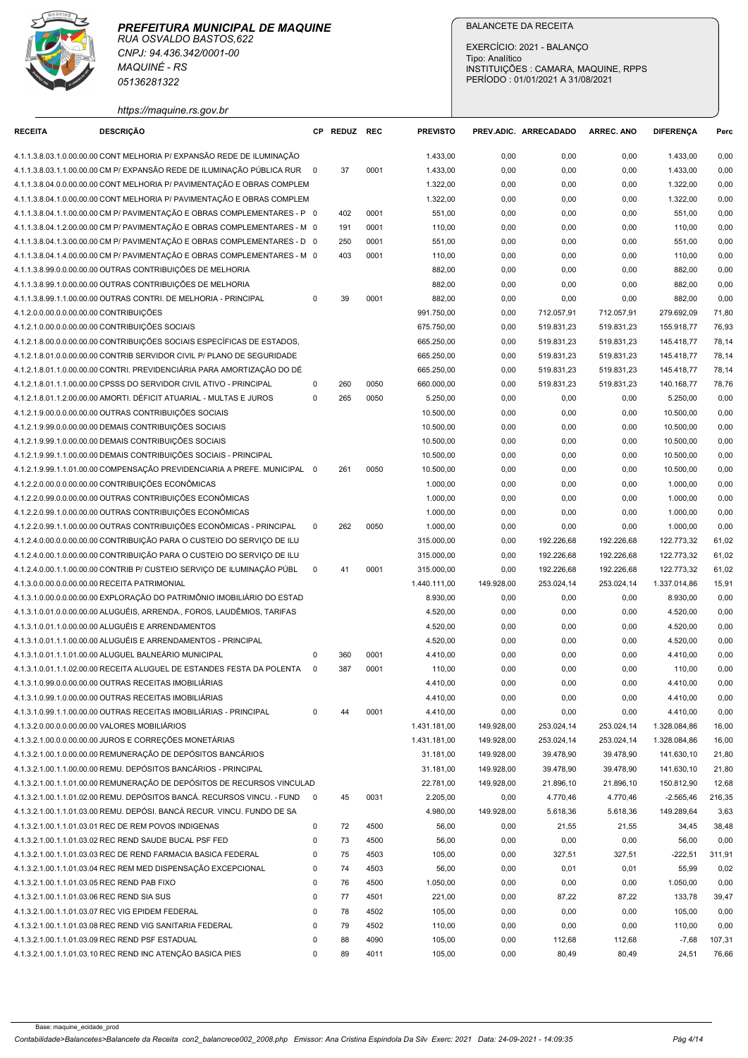**PREFEITURA MUNICIPAL DE MAQUINE**
RUA OSVALDO BASTOS,622
CNPJ: 94.436.342/0001-00
MAQUINÉ - RS
05136281322
https://maquine.rs.gov.br

BALANCETE DA RECEITA
EXERCÍCIO: 2021 - BALANÇO
Tipo: Analítico
INSTITUIÇÕES : CAMARA, MAQUINE, RPPS
PERÍODO : 01/01/2021 A 31/08/2021

| RECEITA | DESCRIÇÃO | CP | REDUZ | REC | PREVISTO | PREV.ADIC. | ARRECADADO | ARREC. ANO | DIFERENÇA | Perc |
|---|---|---|---|---|---|---|---|---|---|---|
| 4.1.1.3.8.03.1.0.00.00.00 | CONT MELHORIA P/ EXPANSÃO REDE DE ILUMINAÇÃO | | | | 1.433,00 | 0,00 | 0,00 | 0,00 | 1.433,00 | 0,00 |
| 4.1.1.3.8.03.1.1.00.00.00 | CM P/ EXPANSÃO REDE DE ILUMINAÇÃO PÚBLICA RUR | 0 | 37 | 0001 | 1.433,00 | 0,00 | 0,00 | 0,00 | 1.433,00 | 0,00 |
| 4.1.1.3.8.04.0.0.00.00.00 | CONT MELHORIA P/ PAVIMENTAÇÃO E OBRAS COMPLEM | | | | 1.322,00 | 0,00 | 0,00 | 0,00 | 1.322,00 | 0,00 |
| 4.1.1.3.8.04.1.0.00.00.00 | CONT MELHORIA P/ PAVIMENTAÇÃO E OBRAS COMPLEM | | | | 1.322,00 | 0,00 | 0,00 | 0,00 | 1.322,00 | 0,00 |
| 4.1.1.3.8.04.1.1.00.00.00 | CM P/ PAVIMENTAÇÃO E OBRAS COMPLEMENTARES - P | 0 | 402 | 0001 | 551,00 | 0,00 | 0,00 | 0,00 | 551,00 | 0,00 |
| 4.1.1.3.8.04.1.2.00.00.00 | CM P/ PAVIMENTAÇÃO E OBRAS COMPLEMENTARES - M | 0 | 191 | 0001 | 110,00 | 0,00 | 0,00 | 0,00 | 110,00 | 0,00 |
| 4.1.1.3.8.04.1.3.00.00.00 | CM P/ PAVIMENTAÇÃO E OBRAS COMPLEMENTARES - D | 0 | 250 | 0001 | 551,00 | 0,00 | 0,00 | 0,00 | 551,00 | 0,00 |
| 4.1.1.3.8.04.1.4.00.00.00 | CM P/ PAVIMENTAÇÃO E OBRAS COMPLEMENTARES - M | 0 | 403 | 0001 | 110,00 | 0,00 | 0,00 | 0,00 | 110,00 | 0,00 |
| 4.1.1.3.8.99.0.0.00.00.00 | OUTRAS CONTRIBUIÇÕES DE MELHORIA | | | | 882,00 | 0,00 | 0,00 | 0,00 | 882,00 | 0,00 |
| 4.1.1.3.8.99.1.0.00.00.00 | OUTRAS CONTRIBUIÇÕES DE MELHORIA | | | | 882,00 | 0,00 | 0,00 | 0,00 | 882,00 | 0,00 |
| 4.1.1.3.8.99.1.1.00.00.00 | OUTRAS CONTRI. DE MELHORIA - PRINCIPAL | 0 | 39 | 0001 | 882,00 | 0,00 | 0,00 | 0,00 | 882,00 | 0,00 |
| 4.1.2.0.0.00.0.0.00.00.00 | CONTRIBUIÇÕES | | | | 991.750,00 | 0,00 | 712.057,91 | 712.057,91 | 279.692,09 | 71,80 |
| 4.1.2.1.0.00.0.0.00.00.00 | CONTRIBUIÇÕES SOCIAIS | | | | 675.750,00 | 0,00 | 519.831,23 | 519.831,23 | 155.918,77 | 76,93 |
| 4.1.2.1.8.00.0.0.00.00.00 | CONTRIBUIÇÕES SOCIAIS ESPECÍFICAS DE ESTADOS, | | | | 665.250,00 | 0,00 | 519.831,23 | 519.831,23 | 145.418,77 | 78,14 |
| 4.1.2.1.8.01.0.0.00.00.00 | CONTRIB SERVIDOR CIVIL P/ PLANO DE SEGURIDADE | | | | 665.250,00 | 0,00 | 519.831,23 | 519.831,23 | 145.418,77 | 78,14 |
| 4.1.2.1.8.01.1.0.00.00.00 | CONTRI. PREVIDENCIÁRIA PARA AMORTIZAÇÃO DO DÉ | | | | 665.250,00 | 0,00 | 519.831,23 | 519.831,23 | 145.418,77 | 78,14 |
| 4.1.2.1.8.01.1.1.00.00.00 | CPSSS DO SERVIDOR CIVIL ATIVO - PRINCIPAL | 0 | 260 | 0050 | 660.000,00 | 0,00 | 519.831,23 | 519.831,23 | 140.168,77 | 78,76 |
| 4.1.2.1.8.01.1.2.00.00.00 | AMORTI. DÉFICIT ATUARIAL - MULTAS E JUROS | 0 | 265 | 0050 | 5.250,00 | 0,00 | 0,00 | 0,00 | 5.250,00 | 0,00 |
| 4.1.2.1.9.00.0.0.00.00.00 | OUTRAS CONTRIBUIÇÕES SOCIAIS | | | | 10.500,00 | 0,00 | 0,00 | 0,00 | 10.500,00 | 0,00 |
| 4.1.2.1.9.99.0.0.00.00.00 | DEMAIS CONTRIBUIÇÕES SOCIAIS | | | | 10.500,00 | 0,00 | 0,00 | 0,00 | 10.500,00 | 0,00 |
| 4.1.2.1.9.99.1.0.00.00.00 | DEMAIS CONTRIBUIÇÕES SOCIAIS | | | | 10.500,00 | 0,00 | 0,00 | 0,00 | 10.500,00 | 0,00 |
| 4.1.2.1.9.99.1.1.00.00.00 | DEMAIS CONTRIBUIÇÕES SOCIAIS - PRINCIPAL | | | | 10.500,00 | 0,00 | 0,00 | 0,00 | 10.500,00 | 0,00 |
| 4.1.2.1.9.99.1.1.01.00.00 | COMPENSAÇÃO PREVIDENCIARIA A PREFE. MUNICIPAL | 0 | 261 | 0050 | 10.500,00 | 0,00 | 0,00 | 0,00 | 10.500,00 | 0,00 |
| 4.1.2.2.0.00.0.0.00.00.00 | CONTRIBUIÇÕES ECONÔMICAS | | | | 1.000,00 | 0,00 | 0,00 | 0,00 | 1.000,00 | 0,00 |
| 4.1.2.2.0.99.0.0.00.00.00 | OUTRAS CONTRIBUIÇÕES ECONÔMICAS | | | | 1.000,00 | 0,00 | 0,00 | 0,00 | 1.000,00 | 0,00 |
| 4.1.2.2.0.99.1.0.00.00.00 | OUTRAS CONTRIBUIÇÕES ECONÔMICAS | | | | 1.000,00 | 0,00 | 0,00 | 0,00 | 1.000,00 | 0,00 |
| 4.1.2.2.0.99.1.1.00.00.00 | OUTRAS CONTRIBUIÇÕES ECONÔMICAS - PRINCIPAL | 0 | 262 | 0050 | 1.000,00 | 0,00 | 0,00 | 0,00 | 1.000,00 | 0,00 |
| 4.1.2.4.0.00.0.0.00.00.00 | CONTRIBUIÇÃO PARA O CUSTEIO DO SERVIÇO DE ILU | | | | 315.000,00 | 0,00 | 192.226,68 | 192.226,68 | 122.773,32 | 61,02 |
| 4.1.2.4.0.00.1.0.00.00.00 | CONTRIBUIÇÃO PARA O CUSTEIO DO SERVIÇO DE ILU | | | | 315.000,00 | 0,00 | 192.226,68 | 192.226,68 | 122.773,32 | 61,02 |
| 4.1.2.4.0.00.1.1.00.00.00 | CONTRIB P/ CUSTEIO SERVIÇO DE ILUMINAÇÃO PÚBL | 0 | 41 | 0001 | 315.000,00 | 0,00 | 192.226,68 | 192.226,68 | 122.773,32 | 61,02 |
| 4.1.3.0.0.00.0.0.00.00.00 | RECEITA PATRIMONIAL | | | | 1.440.111,00 | 149.928,00 | 253.024,14 | 253.024,14 | 1.337.014,86 | 15,91 |
| 4.1.3.1.0.00.0.0.00.00.00 | EXPLORAÇÃO DO PATRIMÔNIO IMOBILIÁRIO DO ESTAD | | | | 8.930,00 | 0,00 | 0,00 | 0,00 | 8.930,00 | 0,00 |
| 4.1.3.1.0.01.0.0.00.00.00 | ALUGUÉIS, ARRENDA., FOROS, LAUDÊMIOS, TARIFAS | | | | 4.520,00 | 0,00 | 0,00 | 0,00 | 4.520,00 | 0,00 |
| 4.1.3.1.0.01.1.0.00.00.00 | ALUGUÉIS E ARRENDAMENTOS | | | | 4.520,00 | 0,00 | 0,00 | 0,00 | 4.520,00 | 0,00 |
| 4.1.3.1.0.01.1.1.00.00.00 | ALUGUÉIS E ARRENDAMENTOS - PRINCIPAL | | | | 4.520,00 | 0,00 | 0,00 | 0,00 | 4.520,00 | 0,00 |
| 4.1.3.1.0.01.1.1.01.00.00 | ALUGUEL BALNEÁRIO MUNICIPAL | 0 | 360 | 0001 | 4.410,00 | 0,00 | 0,00 | 0,00 | 4.410,00 | 0,00 |
| 4.1.3.1.0.01.1.1.02.00.00 | RECEITA ALUGUEL DE ESTANDES FESTA DA POLENTA | 0 | 387 | 0001 | 110,00 | 0,00 | 0,00 | 0,00 | 110,00 | 0,00 |
| 4.1.3.1.0.99.0.0.00.00.00 | OUTRAS RECEITAS IMOBILIÁRIAS | | | | 4.410,00 | 0,00 | 0,00 | 0,00 | 4.410,00 | 0,00 |
| 4.1.3.1.0.99.1.0.00.00.00 | OUTRAS RECEITAS IMOBILIÁRIAS | | | | 4.410,00 | 0,00 | 0,00 | 0,00 | 4.410,00 | 0,00 |
| 4.1.3.1.0.99.1.1.00.00.00 | OUTRAS RECEITAS IMOBILIÁRIAS - PRINCIPAL | 0 | 44 | 0001 | 4.410,00 | 0,00 | 0,00 | 0,00 | 4.410,00 | 0,00 |
| 4.1.3.2.0.00.0.0.00.00.00 | VALORES MOBILIÁRIOS | | | | 1.431.181,00 | 149.928,00 | 253.024,14 | 253.024,14 | 1.328.084,86 | 16,00 |
| 4.1.3.2.1.00.0.0.00.00.00 | JUROS E CORREÇÕES MONETÁRIAS | | | | 1.431.181,00 | 149.928,00 | 253.024,14 | 253.024,14 | 1.328.084,86 | 16,00 |
| 4.1.3.2.1.00.1.0.00.00.00 | REMUNERAÇÃO DE DEPÓSITOS BANCÁRIOS | | | | 31.181,00 | 149.928,00 | 39.478,90 | 39.478,90 | 141.630,10 | 21,80 |
| 4.1.3.2.1.00.1.1.00.00.00 | REMU. DEPÓSITOS BANCÁRIOS - PRINCIPAL | | | | 31.181,00 | 149.928,00 | 39.478,90 | 39.478,90 | 141.630,10 | 21,80 |
| 4.1.3.2.1.00.1.1.01.00.00 | REMUNERAÇÃO DE DEPÓSITOS DE RECURSOS VINCULAD | | | | 22.781,00 | 149.928,00 | 21.896,10 | 21.896,10 | 150.812,90 | 12,68 |
| 4.1.3.2.1.00.1.1.01.02.00 | REMU. DEPÓSITOS BANCÁ. RECURSOS VINCU. - FUND | 0 | 45 | 0031 | 2.205,00 | 0,00 | 4.770,46 | 4.770,46 | -2.565,46 | 216,35 |
| 4.1.3.2.1.00.1.1.01.03.00 | REMU. DEPÓSI. BANCÁ RECUR. VINCU. FUNDO DE SA | | | | 4.980,00 | 149.928,00 | 5.618,36 | 5.618,36 | 149.289,64 | 3,63 |
| 4.1.3.2.1.00.1.1.01.03.01 | REC DE REM POVOS INDIGENAS | 0 | 72 | 4500 | 56,00 | 0,00 | 21,55 | 21,55 | 34,45 | 38,48 |
| 4.1.3.2.1.00.1.1.01.03.02 | REC REND SAUDE BUCAL PSF FED | 0 | 73 | 4500 | 56,00 | 0,00 | 0,00 | 0,00 | 56,00 | 0,00 |
| 4.1.3.2.1.00.1.1.01.03.03 | REC REND FARMACIA BASICA FEDERAL | 0 | 75 | 4503 | 105,00 | 0,00 | 327,51 | 327,51 | -222,51 | 311,91 |
| 4.1.3.2.1.00.1.1.01.03.04 | REC REM MED DISPENSAÇÃO EXCEPCIONAL | 0 | 74 | 4503 | 56,00 | 0,00 | 0,01 | 0,01 | 55,99 | 0,02 |
| 4.1.3.2.1.00.1.1.01.03.05 | REC REND PAB FIXO | 0 | 76 | 4500 | 1.050,00 | 0,00 | 0,00 | 0,00 | 1.050,00 | 0,00 |
| 4.1.3.2.1.00.1.1.01.03.06 | REC REND SIA SUS | 0 | 77 | 4501 | 221,00 | 0,00 | 87,22 | 87,22 | 133,78 | 39,47 |
| 4.1.3.2.1.00.1.1.01.03.07 | REC VIG EPIDEM FEDERAL | 0 | 78 | 4502 | 105,00 | 0,00 | 0,00 | 0,00 | 105,00 | 0,00 |
| 4.1.3.2.1.00.1.1.01.03.08 | REC REND VIG SANITARIA FEDERAL | 0 | 79 | 4502 | 110,00 | 0,00 | 0,00 | 0,00 | 110,00 | 0,00 |
| 4.1.3.2.1.00.1.1.01.03.09 | REC REND PSF ESTADUAL | 0 | 88 | 4090 | 105,00 | 0,00 | 112,68 | 112,68 | -7,68 | 107,31 |
| 4.1.3.2.1.00.1.1.01.03.10 | REC REND INC ATENÇÃO BASICA PIES | 0 | 89 | 4011 | 105,00 | 0,00 | 80,49 | 80,49 | 24,51 | 76,66 |

Base: maquine_ecidade_prod
Contabilidade>Balancetes>Balancete da Receita con2_balancrece002_2008.php Emissor: Ana Cristina Espindola Da Silv Exerc: 2021 Data: 24-09-2021 - 14:09:35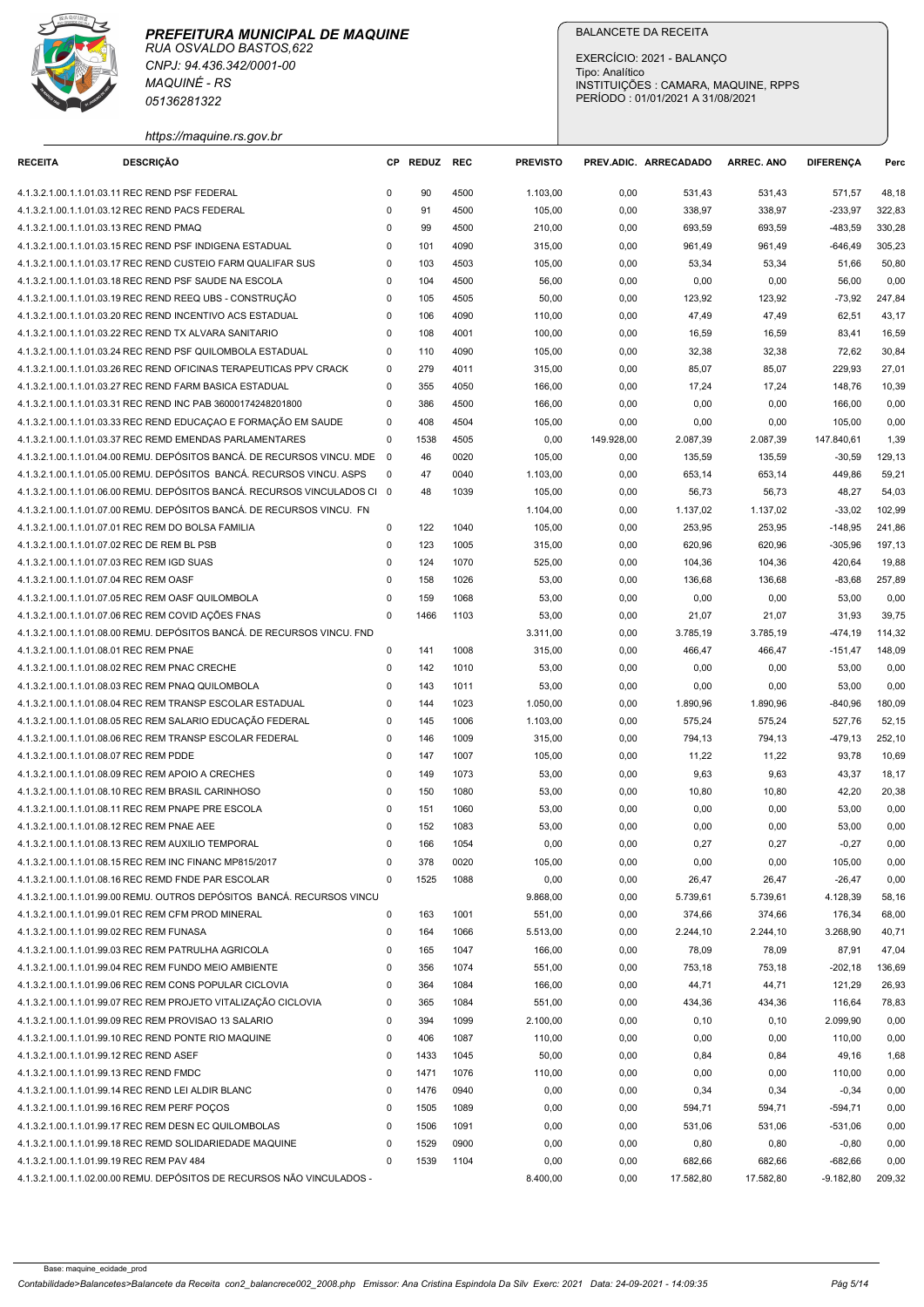**PREFEITURA MUNICIPAL DE MAQUINE**
RUA OSVALDO BASTOS,622
CNPJ: 94.436.342/0001-00
MAQUINÉ - RS
05136281322
https://maquine.rs.gov.br

BALANCETE DA RECEITA

EXERCÍCIO: 2021 - BALANÇO
Tipo: Analítico
INSTITUIÇÕES : CAMARA, MAQUINE, RPPS
PERÍODO : 01/01/2021 A 31/08/2021

| RECEITA | DESCRIÇÃO | CP | REDUZ | REC | PREVISTO | PREV.ADIC. | ARRECADADO | ARREC. ANO | DIFERENÇA | Perc |
|---|---|---|---|---|---|---|---|---|---|---|
| 4.1.3.2.1.00.1.1.01.03.11 | REC REND PSF FEDERAL | 0 | 90 | 4500 | 1.103,00 | 0,00 | 531,43 | 531,43 | 571,57 | 48,18 |
| 4.1.3.2.1.00.1.1.01.03.12 | REC REND PACS FEDERAL | 0 | 91 | 4500 | 105,00 | 0,00 | 338,97 | 338,97 | -233,97 | 322,83 |
| 4.1.3.2.1.00.1.1.01.03.13 | REC REND PMAQ | 0 | 99 | 4500 | 210,00 | 0,00 | 693,59 | 693,59 | -483,59 | 330,28 |
| 4.1.3.2.1.00.1.1.01.03.15 | REC REND PSF INDIGENA ESTADUAL | 0 | 101 | 4090 | 315,00 | 0,00 | 961,49 | 961,49 | -646,49 | 305,23 |
| 4.1.3.2.1.00.1.1.01.03.17 | REC REND CUSTEIO FARM QUALIFAR SUS | 0 | 103 | 4503 | 105,00 | 0,00 | 53,34 | 53,34 | 51,66 | 50,80 |
| 4.1.3.2.1.00.1.1.01.03.18 | REC REND PSF SAUDE NA ESCOLA | 0 | 104 | 4500 | 56,00 | 0,00 | 0,00 | 0,00 | 56,00 | 0,00 |
| 4.1.3.2.1.00.1.1.01.03.19 | REC REND REEQ UBS - CONSTRUÇÃO | 0 | 105 | 4505 | 50,00 | 0,00 | 123,92 | 123,92 | -73,92 | 247,84 |
| 4.1.3.2.1.00.1.1.01.03.20 | REC REND INCENTIVO ACS ESTADUAL | 0 | 106 | 4090 | 110,00 | 0,00 | 47,49 | 47,49 | 62,51 | 43,17 |
| 4.1.3.2.1.00.1.1.01.03.22 | REC REND TX ALVARA SANITARIO | 0 | 108 | 4001 | 100,00 | 0,00 | 16,59 | 16,59 | 83,41 | 16,59 |
| 4.1.3.2.1.00.1.1.01.03.24 | REC REND PSF QUILOMBOLA ESTADUAL | 0 | 110 | 4090 | 105,00 | 0,00 | 32,38 | 32,38 | 72,62 | 30,84 |
| 4.1.3.2.1.00.1.1.01.03.26 | REC REND OFICINAS TERAPEUTICAS PPV CRACK | 0 | 279 | 4011 | 315,00 | 0,00 | 85,07 | 85,07 | 229,93 | 27,01 |
| 4.1.3.2.1.00.1.1.01.03.27 | REC REND FARM BASICA ESTADUAL | 0 | 355 | 4050 | 166,00 | 0,00 | 17,24 | 17,24 | 148,76 | 10,39 |
| 4.1.3.2.1.00.1.1.01.03.31 | REC REND INC PAB 36000174248201800 | 0 | 386 | 4500 | 166,00 | 0,00 | 0,00 | 0,00 | 166,00 | 0,00 |
| 4.1.3.2.1.00.1.1.01.03.33 | REC REND EDUCAÇAO E FORMAÇÃO EM SAUDE | 0 | 408 | 4504 | 105,00 | 0,00 | 0,00 | 0,00 | 105,00 | 0,00 |
| 4.1.3.2.1.00.1.1.01.03.37 | REC REMD EMENDAS PARLAMENTARES | 0 | 1538 | 4505 | 0,00 | 149.928,00 | 2.087,39 | 2.087,39 | 147.840,61 | 1,39 |
| 4.1.3.2.1.00.1.1.01.04.00 | REMU. DEPÓSITOS BANCÁ. DE RECURSOS VINCU. MDE | 0 | 46 | 0020 | 105,00 | 0,00 | 135,59 | 135,59 | -30,59 | 129,13 |
| 4.1.3.2.1.00.1.1.01.05.00 | REMU. DEPÓSITOS BANCÁ. RECURSOS VINCU. ASPS | 0 | 47 | 0040 | 1.103,00 | 0,00 | 653,14 | 653,14 | 449,86 | 59,21 |
| 4.1.3.2.1.00.1.1.01.06.00 | REMU. DEPÓSITOS BANCÁ. RECURSOS VINCULADOS CI | 0 | 48 | 1039 | 105,00 | 0,00 | 56,73 | 56,73 | 48,27 | 54,03 |
| 4.1.3.2.1.00.1.1.01.07.00 | REMU. DEPÓSITOS BANCÁ. DE RECURSOS VINCU. FN | | | | 1.104,00 | 0,00 | 1.137,02 | 1.137,02 | -33,02 | 102,99 |
| 4.1.3.2.1.00.1.1.01.07.01 | REC REM DO BOLSA FAMILIA | 0 | 122 | 1040 | 105,00 | 0,00 | 253,95 | 253,95 | -148,95 | 241,86 |
| 4.1.3.2.1.00.1.1.01.07.02 | REC DE REM BL PSB | 0 | 123 | 1005 | 315,00 | 0,00 | 620,96 | 620,96 | -305,96 | 197,13 |
| 4.1.3.2.1.00.1.1.01.07.03 | REC REM IGD SUAS | 0 | 124 | 1070 | 525,00 | 0,00 | 104,36 | 104,36 | 420,64 | 19,88 |
| 4.1.3.2.1.00.1.1.01.07.04 | REC REM OASF | 0 | 158 | 1026 | 53,00 | 0,00 | 136,68 | 136,68 | -83,68 | 257,89 |
| 4.1.3.2.1.00.1.1.01.07.05 | REC REM OASF QUILOMBOLA | 0 | 159 | 1068 | 53,00 | 0,00 | 0,00 | 0,00 | 53,00 | 0,00 |
| 4.1.3.2.1.00.1.1.01.07.06 | REC REM COVID AÇÕES FNAS | 0 | 1466 | 1103 | 53,00 | 0,00 | 21,07 | 21,07 | 31,93 | 39,75 |
| 4.1.3.2.1.00.1.1.01.08.00 | REMU. DEPÓSITOS BANCÁ. DE RECURSOS VINCU. FND | | | | 3.311,00 | 0,00 | 3.785,19 | 3.785,19 | -474,19 | 114,32 |
| 4.1.3.2.1.00.1.1.01.08.01 | REC REM PNAE | 0 | 141 | 1008 | 315,00 | 0,00 | 466,47 | 466,47 | -151,47 | 148,09 |
| 4.1.3.2.1.00.1.1.01.08.02 | REC REM PNAC CRECHE | 0 | 142 | 1010 | 53,00 | 0,00 | 0,00 | 0,00 | 53,00 | 0,00 |
| 4.1.3.2.1.00.1.1.01.08.03 | REC REM PNAQ QUILOMBOLA | 0 | 143 | 1011 | 53,00 | 0,00 | 0,00 | 0,00 | 53,00 | 0,00 |
| 4.1.3.2.1.00.1.1.01.08.04 | REC REM TRANSP ESCOLAR ESTADUAL | 0 | 144 | 1023 | 1.050,00 | 0,00 | 1.890,96 | 1.890,96 | -840,96 | 180,09 |
| 4.1.3.2.1.00.1.1.01.08.05 | REC REM SALARIO EDUCAÇÃO FEDERAL | 0 | 145 | 1006 | 1.103,00 | 0,00 | 575,24 | 575,24 | 527,76 | 52,15 |
| 4.1.3.2.1.00.1.1.01.08.06 | REC REM TRANSP ESCOLAR FEDERAL | 0 | 146 | 1009 | 315,00 | 0,00 | 794,13 | 794,13 | -479,13 | 252,10 |
| 4.1.3.2.1.00.1.1.01.08.07 | REC REM PDDE | 0 | 147 | 1007 | 105,00 | 0,00 | 11,22 | 11,22 | 93,78 | 10,69 |
| 4.1.3.2.1.00.1.1.01.08.09 | REC REM APOIO A CRECHES | 0 | 149 | 1073 | 53,00 | 0,00 | 9,63 | 9,63 | 43,37 | 18,17 |
| 4.1.3.2.1.00.1.1.01.08.10 | REC REM BRASIL CARINHOSO | 0 | 150 | 1080 | 53,00 | 0,00 | 10,80 | 10,80 | 42,20 | 20,38 |
| 4.1.3.2.1.00.1.1.01.08.11 | REC REM PNAPE PRE ESCOLA | 0 | 151 | 1060 | 53,00 | 0,00 | 0,00 | 0,00 | 53,00 | 0,00 |
| 4.1.3.2.1.00.1.1.01.08.12 | REC REM PNAE AEE | 0 | 152 | 1083 | 53,00 | 0,00 | 0,00 | 0,00 | 53,00 | 0,00 |
| 4.1.3.2.1.00.1.1.01.08.13 | REC REM AUXILIO TEMPORAL | 0 | 166 | 1054 | 0,00 | 0,00 | 0,27 | 0,27 | -0,27 | 0,00 |
| 4.1.3.2.1.00.1.1.01.08.15 | REC REM INC FINANC MP815/2017 | 0 | 378 | 0020 | 105,00 | 0,00 | 0,00 | 0,00 | 105,00 | 0,00 |
| 4.1.3.2.1.00.1.1.01.08.16 | REC REMD FNDE PAR ESCOLAR | 0 | 1525 | 1088 | 0,00 | 0,00 | 26,47 | 26,47 | -26,47 | 0,00 |
| 4.1.3.2.1.00.1.1.01.99.00 | REMU. OUTROS DEPÓSITOS BANCÁ. RECURSOS VINCU | | | | 9.868,00 | 0,00 | 5.739,61 | 5.739,61 | 4.128,39 | 58,16 |
| 4.1.3.2.1.00.1.1.01.99.01 | REC REM CFM PROD MINERAL | 0 | 163 | 1001 | 551,00 | 0,00 | 374,66 | 374,66 | 176,34 | 68,00 |
| 4.1.3.2.1.00.1.1.01.99.02 | REC REM FUNASA | 0 | 164 | 1066 | 5.513,00 | 0,00 | 2.244,10 | 2.244,10 | 3.268,90 | 40,71 |
| 4.1.3.2.1.00.1.1.01.99.03 | REC REM PATRULHA AGRICOLA | 0 | 165 | 1047 | 166,00 | 0,00 | 78,09 | 78,09 | 87,91 | 47,04 |
| 4.1.3.2.1.00.1.1.01.99.04 | REC REM FUNDO MEIO AMBIENTE | 0 | 356 | 1074 | 551,00 | 0,00 | 753,18 | 753,18 | -202,18 | 136,69 |
| 4.1.3.2.1.00.1.1.01.99.06 | REC REM CONS POPULAR CICLOVIA | 0 | 364 | 1084 | 166,00 | 0,00 | 44,71 | 44,71 | 121,29 | 26,93 |
| 4.1.3.2.1.00.1.1.01.99.07 | REC REM PROJETO VITALIZAÇÃO CICLOVIA | 0 | 365 | 1084 | 551,00 | 0,00 | 434,36 | 434,36 | 116,64 | 78,83 |
| 4.1.3.2.1.00.1.1.01.99.09 | REC REM PROVISAO 13 SALARIO | 0 | 394 | 1099 | 2.100,00 | 0,00 | 0,10 | 0,10 | 2.099,90 | 0,00 |
| 4.1.3.2.1.00.1.1.01.99.10 | REC REND PONTE RIO MAQUINE | 0 | 406 | 1087 | 110,00 | 0,00 | 0,00 | 0,00 | 110,00 | 0,00 |
| 4.1.3.2.1.00.1.1.01.99.12 | REC REND ASEF | 0 | 1433 | 1045 | 50,00 | 0,00 | 0,84 | 0,84 | 49,16 | 1,68 |
| 4.1.3.2.1.00.1.1.01.99.13 | REC REND FMDC | 0 | 1471 | 1076 | 110,00 | 0,00 | 0,00 | 0,00 | 110,00 | 0,00 |
| 4.1.3.2.1.00.1.1.01.99.14 | REC REND LEI ALDIR BLANC | 0 | 1476 | 0940 | 0,00 | 0,00 | 0,34 | 0,34 | -0,34 | 0,00 |
| 4.1.3.2.1.00.1.1.01.99.16 | REC REM PERF POÇOS | 0 | 1505 | 1089 | 0,00 | 0,00 | 594,71 | 594,71 | -594,71 | 0,00 |
| 4.1.3.2.1.00.1.1.01.99.17 | REC REM DESN EC QUILOMBOLAS | 0 | 1506 | 1091 | 0,00 | 0,00 | 531,06 | 531,06 | -531,06 | 0,00 |
| 4.1.3.2.1.00.1.1.01.99.18 | REC REMD SOLIDARIEDADE MAQUINE | 0 | 1529 | 0900 | 0,00 | 0,00 | 0,80 | 0,80 | -0,80 | 0,00 |
| 4.1.3.2.1.00.1.1.01.99.19 | REC REM PAV 484 | 0 | 1539 | 1104 | 0,00 | 0,00 | 682,66 | 682,66 | -682,66 | 0,00 |
| 4.1.3.2.1.00.1.1.02.00.00 | REMU. DEPÓSITOS DE RECURSOS NÃO VINCULADOS - | | | | 8.400,00 | 0,00 | 17.582,80 | 17.582,80 | -9.182,80 | 209,32 |

Base: maquine_ecidade_prod
Contabilidade>Balancetes>Balancete da Receita con2_balancrece002_2008.php Emissor: Ana Cristina Espindola Da Silv Exerc: 2021 Data: 24-09-2021 - 14:09:35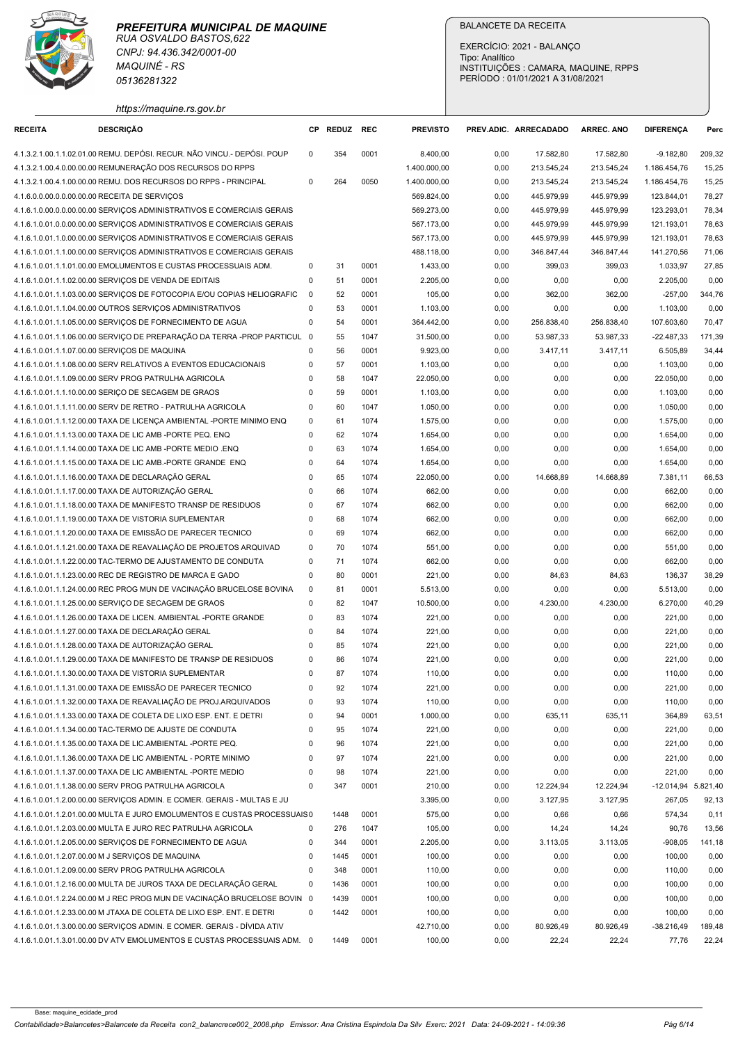**PREFEITURA MUNICIPAL DE MAQUINE**
RUA OSVALDO BASTOS,622
CNPJ: 94.436.342/0001-00
MAQUINÉ - RS
05136281322
https://maquine.rs.gov.br

BALANCETE DA RECEITA

EXERCÍCIO: 2021 - BALANÇO
Tipo: Analítico
INSTITUIÇÕES : CAMARA, MAQUINE, RPPS
PERÍODO : 01/01/2021 A 31/08/2021

| RECEITA | DESCRIÇÃO | CP | REDUZ | REC | PREVISTO | PREV.ADIC. | ARRECADADO | ARREC. ANO | DIFERENÇA | Perc |
|---|---|---|---|---|---|---|---|---|---|---|
| 4.1.3.2.1.00.1.1.02.01.00 | REMU. DEPÓSI. RECUR. NÃO VINCU.- DEPÓSI. POUP | 0 | 354 | 0001 | 8.400,00 | 0,00 | 17.582,80 | 17.582,80 | -9.182,80 | 209,32 |
| 4.1.3.2.1.00.4.0.00.00.00 | REMUNERAÇÃO DOS RECURSOS DO RPPS | | | | 1.400.000,00 | 0,00 | 213.545,24 | 213.545,24 | 1.186.454,76 | 15,25 |
| 4.1.3.2.1.00.4.1.00.00.00 | REMU. DOS RECURSOS DO RPPS - PRINCIPAL | 0 | 264 | 0050 | 1.400.000,00 | 0,00 | 213.545,24 | 213.545,24 | 1.186.454,76 | 15,25 |
| 4.1.6.0.0.00.0.0.00.00.00 | RECEITA DE SERVIÇOS | | | | 569.824,00 | 0,00 | 445.979,99 | 445.979,99 | 123.844,01 | 78,27 |
| 4.1.6.1.0.00.0.0.00.00.00 | SERVIÇOS ADMINISTRATIVOS E COMERCIAIS GERAIS | | | | 569.273,00 | 0,00 | 445.979,99 | 445.979,99 | 123.293,01 | 78,34 |
| 4.1.6.1.0.01.0.0.00.00.00 | SERVIÇOS ADMINISTRATIVOS E COMERCIAIS GERAIS | | | | 567.173,00 | 0,00 | 445.979,99 | 445.979,99 | 121.193,01 | 78,63 |
| 4.1.6.1.0.01.1.0.00.00.00 | SERVIÇOS ADMINISTRATIVOS E COMERCIAIS GERAIS | | | | 567.173,00 | 0,00 | 445.979,99 | 445.979,99 | 121.193,01 | 78,63 |
| 4.1.6.1.0.01.1.1.00.00.00 | SERVIÇOS ADMINISTRATIVOS E COMERCIAIS GERAIS | | | | 488.118,00 | 0,00 | 346.847,44 | 346.847,44 | 141.270,56 | 71,06 |
| 4.1.6.1.0.01.1.1.01.00.00 | EMOLUMENTOS E CUSTAS PROCESSUAIS ADM. | 0 | 31 | 0001 | 1.433,00 | 0,00 | 399,03 | 399,03 | 1.033,97 | 27,85 |
| 4.1.6.1.0.01.1.1.02.00.00 | SERVIÇOS DE VENDA DE EDITAIS | 0 | 51 | 0001 | 2.205,00 | 0,00 | 0,00 | 0,00 | 2.205,00 | 0,00 |
| 4.1.6.1.0.01.1.1.03.00.00 | SERVIÇOS DE FOTOCOPIA E/OU COPIAS HELIOGRAFIC | 0 | 52 | 0001 | 105,00 | 0,00 | 362,00 | 362,00 | -257,00 | 344,76 |
| 4.1.6.1.0.01.1.1.04.00.00 | OUTROS SERVIÇOS ADMINISTRATIVOS | 0 | 53 | 0001 | 1.103,00 | 0,00 | 0,00 | 0,00 | 1.103,00 | 0,00 |
| 4.1.6.1.0.01.1.1.05.00.00 | SERVIÇOS DE FORNECIMENTO DE AGUA | 0 | 54 | 0001 | 364.442,00 | 0,00 | 256.838,40 | 256.838,40 | 107.603,60 | 70,47 |
| 4.1.6.1.0.01.1.1.06.00.00 | SERVIÇO DE PREPARAÇÃO DA TERRA -PROP PARTICUL | 0 | 55 | 1047 | 31.500,00 | 0,00 | 53.987,33 | 53.987,33 | -22.487,33 | 171,39 |
| 4.1.6.1.0.01.1.1.07.00.00 | SERVIÇOS DE MAQUINA | 0 | 56 | 0001 | 9.923,00 | 0,00 | 3.417,11 | 3.417,11 | 6.505,89 | 34,44 |
| 4.1.6.1.0.01.1.1.08.00.00 | SERV RELATIVOS A EVENTOS EDUCACIONAIS | 0 | 57 | 0001 | 1.103,00 | 0,00 | 0,00 | 0,00 | 1.103,00 | 0,00 |
| 4.1.6.1.0.01.1.1.09.00.00 | SERV PROG PATRULHA AGRICOLA | 0 | 58 | 1047 | 22.050,00 | 0,00 | 0,00 | 0,00 | 22.050,00 | 0,00 |
| 4.1.6.1.0.01.1.1.10.00.00 | SERIÇO DE SECAGEM DE GRAOS | 0 | 59 | 0001 | 1.103,00 | 0,00 | 0,00 | 0,00 | 1.103,00 | 0,00 |
| 4.1.6.1.0.01.1.1.11.00.00 | SERV DE RETRO - PATRULHA AGRICOLA | 0 | 60 | 1047 | 1.050,00 | 0,00 | 0,00 | 0,00 | 1.050,00 | 0,00 |
| 4.1.6.1.0.01.1.1.12.00.00 | TAXA DE LICENÇA AMBIENTAL -PORTE MINIMO ENQ | 0 | 61 | 1074 | 1.575,00 | 0,00 | 0,00 | 0,00 | 1.575,00 | 0,00 |
| 4.1.6.1.0.01.1.1.13.00.00 | TAXA DE LIC AMB -PORTE PEQ. ENQ | 0 | 62 | 1074 | 1.654,00 | 0,00 | 0,00 | 0,00 | 1.654,00 | 0,00 |
| 4.1.6.1.0.01.1.1.14.00.00 | TAXA DE LIC AMB -PORTE MEDIO .ENQ | 0 | 63 | 1074 | 1.654,00 | 0,00 | 0,00 | 0,00 | 1.654,00 | 0,00 |
| 4.1.6.1.0.01.1.1.15.00.00 | TAXA DE LIC AMB.-PORTE GRANDE ENQ | 0 | 64 | 1074 | 1.654,00 | 0,00 | 0,00 | 0,00 | 1.654,00 | 0,00 |
| 4.1.6.1.0.01.1.1.16.00.00 | TAXA DE DECLARAÇÃO GERAL | 0 | 65 | 1074 | 22.050,00 | 0,00 | 14.668,89 | 14.668,89 | 7.381,11 | 66,53 |
| 4.1.6.1.0.01.1.1.17.00.00 | TAXA DE AUTORIZAÇÃO GERAL | 0 | 66 | 1074 | 662,00 | 0,00 | 0,00 | 0,00 | 662,00 | 0,00 |
| 4.1.6.1.0.01.1.1.18.00.00 | TAXA DE MANIFESTO TRANSP DE RESIDUOS | 0 | 67 | 1074 | 662,00 | 0,00 | 0,00 | 0,00 | 662,00 | 0,00 |
| 4.1.6.1.0.01.1.1.19.00.00 | TAXA DE VISTORIA SUPLEMENTAR | 0 | 68 | 1074 | 662,00 | 0,00 | 0,00 | 0,00 | 662,00 | 0,00 |
| 4.1.6.1.0.01.1.1.20.00.00 | TAXA DE EMISSÃO DE PARECER TECNICO | 0 | 69 | 1074 | 662,00 | 0,00 | 0,00 | 0,00 | 662,00 | 0,00 |
| 4.1.6.1.0.01.1.1.21.00.00 | TAXA DE REAVALIAÇÃO DE PROJETOS ARQUIVAD | 0 | 70 | 1074 | 551,00 | 0,00 | 0,00 | 0,00 | 551,00 | 0,00 |
| 4.1.6.1.0.01.1.1.22.00.00 | TAC-TERMO DE AJUSTAMENTO DE CONDUTA | 0 | 71 | 1074 | 662,00 | 0,00 | 0,00 | 0,00 | 662,00 | 0,00 |
| 4.1.6.1.0.01.1.1.23.00.00 | REC DE REGISTRO DE MARCA E GADO | 0 | 80 | 0001 | 221,00 | 0,00 | 84,63 | 84,63 | 136,37 | 38,29 |
| 4.1.6.1.0.01.1.1.24.00.00 | REC PROG MUN DE VACINAÇÃO BRUCELOSE BOVINA | 0 | 81 | 0001 | 5.513,00 | 0,00 | 0,00 | 0,00 | 5.513,00 | 0,00 |
| 4.1.6.1.0.01.1.1.25.00.00 | SERVIÇO DE SECAGEM DE GRAOS | 0 | 82 | 1047 | 10.500,00 | 0,00 | 4.230,00 | 4.230,00 | 6.270,00 | 40,29 |
| 4.1.6.1.0.01.1.1.26.00.00 | TAXA DE LICEN. AMBIENTAL -PORTE GRANDE | 0 | 83 | 1074 | 221,00 | 0,00 | 0,00 | 0,00 | 221,00 | 0,00 |
| 4.1.6.1.0.01.1.1.27.00.00 | TAXA DE DECLARAÇÃO GERAL | 0 | 84 | 1074 | 221,00 | 0,00 | 0,00 | 0,00 | 221,00 | 0,00 |
| 4.1.6.1.0.01.1.1.28.00.00 | TAXA DE AUTORIZAÇÃO GERAL | 0 | 85 | 1074 | 221,00 | 0,00 | 0,00 | 0,00 | 221,00 | 0,00 |
| 4.1.6.1.0.01.1.1.29.00.00 | TAXA DE MANIFESTO DE TRANSP DE RESIDUOS | 0 | 86 | 1074 | 221,00 | 0,00 | 0,00 | 0,00 | 221,00 | 0,00 |
| 4.1.6.1.0.01.1.1.30.00.00 | TAXA DE VISTORIA SUPLEMENTAR | 0 | 87 | 1074 | 110,00 | 0,00 | 0,00 | 0,00 | 110,00 | 0,00 |
| 4.1.6.1.0.01.1.1.31.00.00 | TAXA DE EMISSÃO DE PARECER TECNICO | 0 | 92 | 1074 | 221,00 | 0,00 | 0,00 | 0,00 | 221,00 | 0,00 |
| 4.1.6.1.0.01.1.1.32.00.00 | TAXA DE REAVALIAÇÃO DE PROJ.ARQUIVADOS | 0 | 93 | 1074 | 110,00 | 0,00 | 0,00 | 0,00 | 110,00 | 0,00 |
| 4.1.6.1.0.01.1.1.33.00.00 | TAXA DE COLETA DE LIXO ESP. ENT. E DETRI | 0 | 94 | 0001 | 1.000,00 | 0,00 | 635,11 | 635,11 | 364,89 | 63,51 |
| 4.1.6.1.0.01.1.1.34.00.00 | TAC-TERMO DE AJUSTE DE CONDUTA | 0 | 95 | 1074 | 221,00 | 0,00 | 0,00 | 0,00 | 221,00 | 0,00 |
| 4.1.6.1.0.01.1.1.35.00.00 | TAXA DE LIC.AMBIENTAL -PORTE PEQ. | 0 | 96 | 1074 | 221,00 | 0,00 | 0,00 | 0,00 | 221,00 | 0,00 |
| 4.1.6.1.0.01.1.1.36.00.00 | TAXA DE LIC AMBIENTAL - PORTE MINIMO | 0 | 97 | 1074 | 221,00 | 0,00 | 0,00 | 0,00 | 221,00 | 0,00 |
| 4.1.6.1.0.01.1.1.37.00.00 | TAXA DE LIC AMBIENTAL -PORTE MEDIO | 0 | 98 | 1074 | 221,00 | 0,00 | 0,00 | 0,00 | 221,00 | 0,00 |
| 4.1.6.1.0.01.1.1.38.00.00 | SERV PROG PATRULHA AGRICOLA | 0 | 347 | 0001 | 210,00 | 0,00 | 12.224,94 | 12.224,94 | -12.014,94 | 5.821,40 |
| 4.1.6.1.0.01.1.2.00.00.00 | SERVIÇOS ADMIN. E COMER. GERAIS - MULTAS E JU | | | | 3.395,00 | 0,00 | 3.127,95 | 3.127,95 | 267,05 | 92,13 |
| 4.1.6.1.0.01.1.2.01.00.00 | MULTA E JURO EMOLUMENTOS E CUSTAS PROCESSUAIS | 0 | 1448 | 0001 | 575,00 | 0,00 | 0,66 | 0,66 | 574,34 | 0,11 |
| 4.1.6.1.0.01.1.2.03.00.00 | MULTA E JURO REC PATRULHA AGRICOLA | 0 | 276 | 1047 | 105,00 | 0,00 | 14,24 | 14,24 | 90,76 | 13,56 |
| 4.1.6.1.0.01.1.2.05.00.00 | SERVIÇOS DE FORNECIMENTO DE AGUA | 0 | 344 | 0001 | 2.205,00 | 0,00 | 3.113,05 | 3.113,05 | -908,05 | 141,18 |
| 4.1.6.1.0.01.1.2.07.00.00 | M J SERVIÇOS DE MAQUINA | 0 | 1445 | 0001 | 100,00 | 0,00 | 0,00 | 0,00 | 100,00 | 0,00 |
| 4.1.6.1.0.01.1.2.09.00.00 | SERV PROG PATRULHA AGRICOLA | 0 | 348 | 0001 | 110,00 | 0,00 | 0,00 | 0,00 | 110,00 | 0,00 |
| 4.1.6.1.0.01.1.2.16.00.00 | MULTA DE JUROS TAXA DE DECLARAÇÃO GERAL | 0 | 1436 | 0001 | 100,00 | 0,00 | 0,00 | 0,00 | 100,00 | 0,00 |
| 4.1.6.1.0.01.1.2.24.00.00 | M J REC PROG MUN DE VACINAÇÃO BRUCELOSE BOVIN | 0 | 1439 | 0001 | 100,00 | 0,00 | 0,00 | 0,00 | 100,00 | 0,00 |
| 4.1.6.1.0.01.1.2.33.00.00 | M JTAXA DE COLETA DE LIXO ESP. ENT. E DETRI | 0 | 1442 | 0001 | 100,00 | 0,00 | 0,00 | 0,00 | 100,00 | 0,00 |
| 4.1.6.1.0.01.1.3.00.00.00 | SERVIÇOS ADMIN. E COMER. GERAIS - DÍVIDA ATIV | | | | 42.710,00 | 0,00 | 80.926,49 | 80.926,49 | -38.216,49 | 189,48 |
| 4.1.6.1.0.01.1.3.01.00.00 | DV ATV EMOLUMENTOS E CUSTAS PROCESSUAIS ADM. | 0 | 1449 | 0001 | 100,00 | 0,00 | 22,24 | 22,24 | 77,76 | 22,24 |

Base: maquine_ecidade_prod

*Contabilidade>Balancetes>Balancete da Receita con2_balancrece002_2008.php Emissor: Ana Cristina Espindola Da Silv Exerc: 2021 Data: 24-09-2021 - 14:09:36*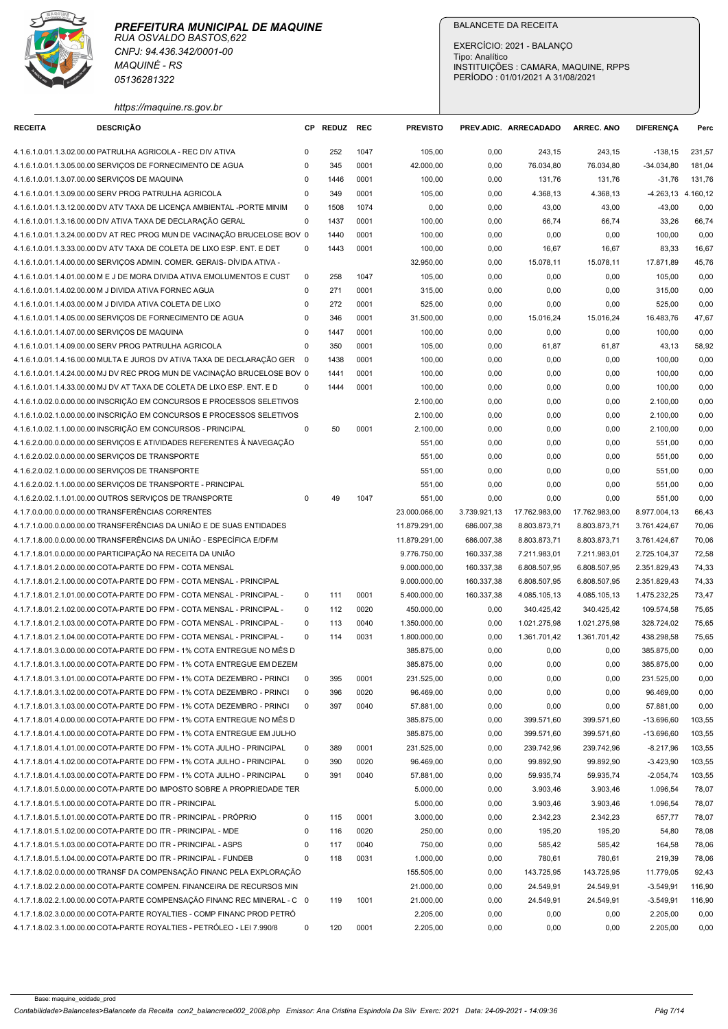**PREFEITURA MUNICIPAL DE MAQUINE**
RUA OSVALDO BASTOS,622
CNPJ: 94.436.342/0001-00
MAQUINÉ - RS
05136281322
https://maquine.rs.gov.br

BALANCETE DA RECEITA

EXERCÍCIO: 2021 - BALANÇO
Tipo: Analítico
INSTITUIÇÕES : CAMARA, MAQUINE, RPPS
PERÍODO : 01/01/2021 A 31/08/2021

| RECEITA | DESCRIÇÃO | CP | REDUZ | REC | PREVISTO | PREV.ADIC. | ARRECADADO | ARREC. ANO | DIFERENÇA | Perc |
|---|---|---|---|---|---|---|---|---|---|---|
| 4.1.6.1.0.01.1.3.02.00.00 | PATRULHA AGRICOLA - REC DIV ATIVA | 0 | 252 | 1047 | 105,00 | 0,00 | 243,15 | 243,15 | -138,15 | 231,57 |
| 4.1.6.1.0.01.1.3.05.00.00 | SERVIÇOS DE FORNECIMENTO DE AGUA | 0 | 345 | 0001 | 42.000,00 | 0,00 | 76.034,80 | 76.034,80 | -34.034,80 | 181,04 |
| 4.1.6.1.0.01.1.3.07.00.00 | SERVIÇOS DE MAQUINA | 0 | 1446 | 0001 | 100,00 | 0,00 | 131,76 | 131,76 | -31,76 | 131,76 |
| 4.1.6.1.0.01.1.3.09.00.00 | SERV PROG PATRULHA AGRICOLA | 0 | 349 | 0001 | 105,00 | 0,00 | 4.368,13 | 4.368,13 | -4.263,13 | 4.160,12 |
| 4.1.6.1.0.01.1.3.12.00.00 | DV ATV TAXA DE LICENÇA AMBIENTAL -PORTE MINIM | 0 | 1508 | 1074 | 0,00 | 0,00 | 43,00 | 43,00 | -43,00 | 0,00 |
| 4.1.6.1.0.01.1.3.16.00.00 | DIV ATIVA TAXA DE DECLARAÇÃO GERAL | 0 | 1437 | 0001 | 100,00 | 0,00 | 66,74 | 66,74 | 33,26 | 66,74 |
| 4.1.6.1.0.01.1.3.24.00.00 | DV AT REC PROG MUN DE VACINAÇÃO BRUCELOSE BOV | 0 | 1440 | 0001 | 100,00 | 0,00 | 0,00 | 0,00 | 100,00 | 0,00 |
| 4.1.6.1.0.01.1.3.33.00.00 | DV ATV TAXA DE COLETA DE LIXO ESP. ENT. E DET | 0 | 1443 | 0001 | 100,00 | 0,00 | 16,67 | 16,67 | 83,33 | 16,67 |
| 4.1.6.1.0.01.1.4.00.00.00 | SERVIÇOS ADMIN. COMER. GERAIS- DÍVIDA ATIVA - | | | | 32.950,00 | 0,00 | 15.078,11 | 15.078,11 | 17.871,89 | 45,76 |
| 4.1.6.1.0.01.1.4.01.00.00 | M E J DE MORA DIVIDA ATIVA EMOLUMENTOS E CUST | 0 | 258 | 1047 | 105,00 | 0,00 | 0,00 | 0,00 | 105,00 | 0,00 |
| 4.1.6.1.0.01.1.4.02.00.00 | M J DIVIDA ATIVA FORNEC AGUA | 0 | 271 | 0001 | 315,00 | 0,00 | 0,00 | 0,00 | 315,00 | 0,00 |
| 4.1.6.1.0.01.1.4.03.00.00 | M J DIVIDA ATIVA COLETA DE LIXO | 0 | 272 | 0001 | 525,00 | 0,00 | 0,00 | 0,00 | 525,00 | 0,00 |
| 4.1.6.1.0.01.1.4.05.00.00 | SERVIÇOS DE FORNECIMENTO DE AGUA | 0 | 346 | 0001 | 31.500,00 | 0,00 | 15.016,24 | 15.016,24 | 16.483,76 | 47,67 |
| 4.1.6.1.0.01.1.4.07.00.00 | SERVIÇOS DE MAQUINA | 0 | 1447 | 0001 | 100,00 | 0,00 | 0,00 | 0,00 | 100,00 | 0,00 |
| 4.1.6.1.0.01.1.4.09.00.00 | SERV PROG PATRULHA AGRICOLA | 0 | 350 | 0001 | 105,00 | 0,00 | 61,87 | 61,87 | 43,13 | 58,92 |
| 4.1.6.1.0.01.1.4.16.00.00 | MULTA E JUROS DV ATIVA TAXA DE DECLARAÇÃO GER | 0 | 1438 | 0001 | 100,00 | 0,00 | 0,00 | 0,00 | 100,00 | 0,00 |
| 4.1.6.1.0.01.1.4.24.00.00 | MJ DV REC PROG MUN DE VACINAÇÃO BRUCELOSE BOV | 0 | 1441 | 0001 | 100,00 | 0,00 | 0,00 | 0,00 | 100,00 | 0,00 |
| 4.1.6.1.0.01.1.4.33.00.00 | MJ DV AT TAXA DE COLETA DE LIXO ESP. ENT. E D | 0 | 1444 | 0001 | 100,00 | 0,00 | 0,00 | 0,00 | 100,00 | 0,00 |
| 4.1.6.1.0.02.0.0.00.00.00 | INSCRIÇÃO EM CONCURSOS E PROCESSOS SELETIVOS | | | | 2.100,00 | 0,00 | 0,00 | 0,00 | 2.100,00 | 0,00 |
| 4.1.6.1.0.02.1.0.00.00.00 | INSCRIÇÃO EM CONCURSOS E PROCESSOS SELETIVOS | | | | 2.100,00 | 0,00 | 0,00 | 0,00 | 2.100,00 | 0,00 |
| 4.1.6.1.0.02.1.1.00.00.00 | INSCRIÇÃO EM CONCURSOS - PRINCIPAL | 0 | 50 | 0001 | 2.100,00 | 0,00 | 0,00 | 0,00 | 2.100,00 | 0,00 |
| 4.1.6.2.0.00.0.0.00.00.00 | SERVIÇOS E ATIVIDADES REFERENTES À NAVEGAÇÃO | | | | 551,00 | 0,00 | 0,00 | 0,00 | 551,00 | 0,00 |
| 4.1.6.2.0.02.0.0.00.00.00 | SERVIÇOS DE TRANSPORTE | | | | 551,00 | 0,00 | 0,00 | 0,00 | 551,00 | 0,00 |
| 4.1.6.2.0.02.1.0.00.00.00 | SERVIÇOS DE TRANSPORTE | | | | 551,00 | 0,00 | 0,00 | 0,00 | 551,00 | 0,00 |
| 4.1.6.2.0.02.1.1.00.00.00 | SERVIÇOS DE TRANSPORTE - PRINCIPAL | | | | 551,00 | 0,00 | 0,00 | 0,00 | 551,00 | 0,00 |
| 4.1.6.2.0.02.1.1.01.00.00 | OUTROS SERVIÇOS DE TRANSPORTE | 0 | 49 | 1047 | 551,00 | 0,00 | 0,00 | 0,00 | 551,00 | 0,00 |
| 4.1.7.0.0.00.0.0.00.00.00 | TRANSFERÊNCIAS CORRENTES | | | | 23.000.066,00 | 3.739.921,13 | 17.762.983,00 | 17.762.983,00 | 8.977.004,13 | 66,43 |
| 4.1.7.1.0.00.0.0.00.00.00 | TRANSFERÊNCIAS DA UNIÃO E DE SUAS ENTIDADES | | | | 11.879.291,00 | 686.007,38 | 8.803.873,71 | 8.803.873,71 | 3.761.424,67 | 70,06 |
| 4.1.7.1.8.00.0.0.00.00.00 | TRANSFERÊNCIAS DA UNIÃO - ESPECÍFICA E/DF/M | | | | 11.879.291,00 | 686.007,38 | 8.803.873,71 | 8.803.873,71 | 3.761.424,67 | 70,06 |
| 4.1.7.1.8.01.0.0.00.00.00 | PARTICIPAÇÃO NA RECEITA DA UNIÃO | | | | 9.776.750,00 | 160.337,38 | 7.211.983,01 | 7.211.983,01 | 2.725.104,37 | 72,58 |
| 4.1.7.1.8.01.2.0.00.00.00 | COTA-PARTE DO FPM - COTA MENSAL | | | | 9.000.000,00 | 160.337,38 | 6.808.507,95 | 6.808.507,95 | 2.351.829,43 | 74,33 |
| 4.1.7.1.8.01.2.1.00.00.00 | COTA-PARTE DO FPM - COTA MENSAL - PRINCIPAL | | | | 9.000.000,00 | 160.337,38 | 6.808.507,95 | 6.808.507,95 | 2.351.829,43 | 74,33 |
| 4.1.7.1.8.01.2.1.01.00.00 | COTA-PARTE DO FPM - COTA MENSAL - PRINCIPAL - | 0 | 111 | 0001 | 5.400.000,00 | 160.337,38 | 4.085.105,13 | 4.085.105,13 | 1.475.232,25 | 73,47 |
| 4.1.7.1.8.01.2.1.02.00.00 | COTA-PARTE DO FPM - COTA MENSAL - PRINCIPAL - | 0 | 112 | 0020 | 450.000,00 | 0,00 | 340.425,42 | 340.425,42 | 109.574,58 | 75,65 |
| 4.1.7.1.8.01.2.1.03.00.00 | COTA-PARTE DO FPM - COTA MENSAL - PRINCIPAL - | 0 | 113 | 0040 | 1.350.000,00 | 0,00 | 1.021.275,98 | 1.021.275,98 | 328.724,02 | 75,65 |
| 4.1.7.1.8.01.2.1.04.00.00 | COTA-PARTE DO FPM - COTA MENSAL - PRINCIPAL - | 0 | 114 | 0031 | 1.800.000,00 | 0,00 | 1.361.701,42 | 1.361.701,42 | 438.298,58 | 75,65 |
| 4.1.7.1.8.01.3.0.00.00.00 | COTA-PARTE DO FPM - 1% COTA ENTREGUE NO MÊS D | | | | 385.875,00 | 0,00 | 0,00 | 0,00 | 385.875,00 | 0,00 |
| 4.1.7.1.8.01.3.1.00.00.00 | COTA-PARTE DO FPM - 1% COTA ENTREGUE EM DEZEM | | | | 385.875,00 | 0,00 | 0,00 | 0,00 | 385.875,00 | 0,00 |
| 4.1.7.1.8.01.3.1.01.00.00 | COTA-PARTE DO FPM - 1% COTA DEZEMBRO - PRINCI | 0 | 395 | 0001 | 231.525,00 | 0,00 | 0,00 | 0,00 | 231.525,00 | 0,00 |
| 4.1.7.1.8.01.3.1.02.00.00 | COTA-PARTE DO FPM - 1% COTA DEZEMBRO - PRINCI | 0 | 396 | 0020 | 96.469,00 | 0,00 | 0,00 | 0,00 | 96.469,00 | 0,00 |
| 4.1.7.1.8.01.3.1.03.00.00 | COTA-PARTE DO FPM - 1% COTA DEZEMBRO - PRINCI | 0 | 397 | 0040 | 57.881,00 | 0,00 | 0,00 | 0,00 | 57.881,00 | 0,00 |
| 4.1.7.1.8.01.4.0.00.00.00 | COTA-PARTE DO FPM - 1% COTA ENTREGUE NO MÊS D | | | | 385.875,00 | 0,00 | 399.571,60 | 399.571,60 | -13.696,60 | 103,55 |
| 4.1.7.1.8.01.4.1.00.00.00 | COTA-PARTE DO FPM - 1% COTA ENTREGUE EM JULHO | | | | 385.875,00 | 0,00 | 399.571,60 | 399.571,60 | -13.696,60 | 103,55 |
| 4.1.7.1.8.01.4.1.01.00.00 | COTA-PARTE DO FPM - 1% COTA JULHO - PRINCIPAL | 0 | 389 | 0001 | 231.525,00 | 0,00 | 239.742,96 | 239.742,96 | -8.217,96 | 103,55 |
| 4.1.7.1.8.01.4.1.02.00.00 | COTA-PARTE DO FPM - 1% COTA JULHO - PRINCIPAL | 0 | 390 | 0020 | 96.469,00 | 0,00 | 99.892,90 | 99.892,90 | -3.423,90 | 103,55 |
| 4.1.7.1.8.01.4.1.03.00.00 | COTA-PARTE DO FPM - 1% COTA JULHO - PRINCIPAL | 0 | 391 | 0040 | 57.881,00 | 0,00 | 59.935,74 | 59.935,74 | -2.054,74 | 103,55 |
| 4.1.7.1.8.01.5.0.00.00.00 | COTA-PARTE DO IMPOSTO SOBRE A PROPRIEDADE TER | | | | 5.000,00 | 0,00 | 3.903,46 | 3.903,46 | 1.096,54 | 78,07 |
| 4.1.7.1.8.01.5.1.00.00.00 | COTA-PARTE DO ITR - PRINCIPAL | | | | 5.000,00 | 0,00 | 3.903,46 | 3.903,46 | 1.096,54 | 78,07 |
| 4.1.7.1.8.01.5.1.01.00.00 | COTA-PARTE DO ITR - PRINCIPAL - PRÓPRIO | 0 | 115 | 0001 | 3.000,00 | 0,00 | 2.342,23 | 2.342,23 | 657,77 | 78,07 |
| 4.1.7.1.8.01.5.1.02.00.00 | COTA-PARTE DO ITR - PRINCIPAL - MDE | 0 | 116 | 0020 | 250,00 | 0,00 | 195,20 | 195,20 | 54,80 | 78,08 |
| 4.1.7.1.8.01.5.1.03.00.00 | COTA-PARTE DO ITR - PRINCIPAL - ASPS | 0 | 117 | 0040 | 750,00 | 0,00 | 585,42 | 585,42 | 164,58 | 78,06 |
| 4.1.7.1.8.01.5.1.04.00.00 | COTA-PARTE DO ITR - PRINCIPAL - FUNDEB | 0 | 118 | 0031 | 1.000,00 | 0,00 | 780,61 | 780,61 | 219,39 | 78,06 |
| 4.1.7.1.8.02.0.0.00.00.00 | TRANSF DA COMPENSAÇÃO FINANC PELA EXPLORAÇÃO | | | | 155.505,00 | 0,00 | 143.725,95 | 143.725,95 | 11.779,05 | 92,43 |
| 4.1.7.1.8.02.2.0.00.00.00 | COTA-PARTE COMPEN. FINANCEIRA DE RECURSOS MIN | | | | 21.000,00 | 0,00 | 24.549,91 | 24.549,91 | -3.549,91 | 116,90 |
| 4.1.7.1.8.02.2.1.00.00.00 | COTA-PARTE COMPENSAÇÃO FINANC REC MINERAL - C | 0 | 119 | 1001 | 21.000,00 | 0,00 | 24.549,91 | 24.549,91 | -3.549,91 | 116,90 |
| 4.1.7.1.8.02.3.0.00.00.00 | COTA-PARTE ROYALTIES - COMP FINANC PROD PETRÓ | | | | 2.205,00 | 0,00 | 0,00 | 0,00 | 2.205,00 | 0,00 |
| 4.1.7.1.8.02.3.1.00.00.00 | COTA-PARTE ROYALTIES - PETRÓLEO - LEI 7.990/8 | 0 | 120 | 0001 | 2.205,00 | 0,00 | 0,00 | 0,00 | 2.205,00 | 0,00 |

Base: maquine_ecidade_prod
Contabilidade>Balancetes>Balancete da Receita con2_balancrece002_2008.php Emissor: Ana Cristina Espindola Da Silv Exerc: 2021 Data: 24-09-2021 - 14:09:36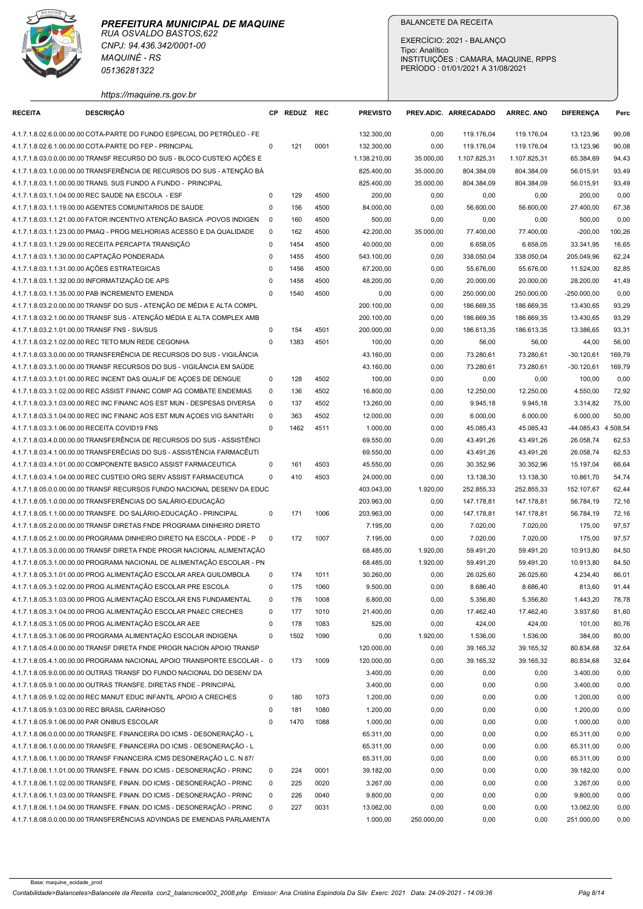**PREFEITURA MUNICIPAL DE MAQUINE**
RUA OSVALDO BASTOS,622
CNPJ: 94.436.342/0001-00
MAQUINÉ - RS
05136281322
https://maquine.rs.gov.br

BALANCETE DA RECEITA
EXERCÍCIO: 2021 - BALANÇO
Tipo: Analítico
INSTITUIÇÕES : CAMARA, MAQUINE, RPPS
PERÍODO : 01/01/2021 A 31/08/2021

| RECEITA | DESCRIÇÃO | CP | REDUZ | REC | PREVISTO | PREV.ADIC. | ARRECADADO | ARREC. ANO | DIFERENÇA | Perc |
|---|---|---|---|---|---|---|---|---|---|---|
| 4.1.7.1.8.02.6.0.00.00.00 | COTA-PARTE DO FUNDO ESPECIAL DO PETRÓLEO - FE | | | | 132.300,00 | 0,00 | 119.176,04 | 119.176,04 | 13.123,96 | 90,08 |
| 4.1.7.1.8.02.6.1.00.00.00 | COTA-PARTE DO FEP - PRINCIPAL | 0 | 121 | 0001 | 132.300,00 | 0,00 | 119.176,04 | 119.176,04 | 13.123,96 | 90,08 |
| 4.1.7.1.8.03.0.0.00.00.00 | TRANSF RECURSO DO SUS - BLOCO CUSTEIO AÇÕES E | | | | 1.138.210,00 | 35.000,00 | 1.107.825,31 | 1.107.825,31 | 65.384,69 | 94,43 |
| 4.1.7.1.8.03.1.0.00.00.00 | TRANSFERÊNCIA DE RECURSOS DO SUS - ATENÇÃO BÁ | | | | 825.400,00 | 35.000,00 | 804.384,09 | 804.384,09 | 56.015,91 | 93,49 |
| 4.1.7.1.8.03.1.1.00.00.00 | TRANS. SUS FUNDO A FUNDO - PRINCIPAL | | | | 825.400,00 | 35.000,00 | 804.384,09 | 804.384,09 | 56.015,91 | 93,49 |
| 4.1.7.1.8.03.1.1.04.00.00 | REC SAUDE NA ESCOLA - ESF | 0 | 129 | 4500 | 200,00 | 0,00 | 0,00 | 0,00 | 200,00 | 0,00 |
| 4.1.7.1.8.03.1.1.19.00.00 | AGENTES COMUNITARIOS DE SAUDE | 0 | 156 | 4500 | 84.000,00 | 0,00 | 56.600,00 | 56.600,00 | 27.400,00 | 67,38 |
| 4.1.7.1.8.03.1.1.21.00.00 | FATOR INCENTIVO ATENÇÃO BASICA -POVOS INDIGEN | 0 | 160 | 4500 | 500,00 | 0,00 | 0,00 | 0,00 | 500,00 | 0,00 |
| 4.1.7.1.8.03.1.1.23.00.00 | PMAQ - PROG MELHORIAS ACESSO E DA QUALIDADE | 0 | 162 | 4500 | 42.200,00 | 35.000,00 | 77.400,00 | 77.400,00 | -200,00 | 100,26 |
| 4.1.7.1.8.03.1.1.29.00.00 | RECEITA PERCAPTA TRANSIÇÃO | 0 | 1454 | 4500 | 40.000,00 | 0,00 | 6.658,05 | 6.658,05 | 33.341,95 | 16,65 |
| 4.1.7.1.8.03.1.1.30.00.00 | CAPTAÇÃO PONDERADA | 0 | 1455 | 4500 | 543.100,00 | 0,00 | 338.050,04 | 338.050,04 | 205.049,96 | 62,24 |
| 4.1.7.1.8.03.1.1.31.00.00 | AÇÕES ESTRATEGICAS | 0 | 1456 | 4500 | 67.200,00 | 0,00 | 55.676,00 | 55.676,00 | 11.524,00 | 82,85 |
| 4.1.7.1.8.03.1.1.32.00.00 | INFORMATIZAÇÃO DE APS | 0 | 1458 | 4500 | 48.200,00 | 0,00 | 20.000,00 | 20.000,00 | 28.200,00 | 41,49 |
| 4.1.7.1.8.03.1.1.35.00.00 | PAB INCREMENTO EMENDA | 0 | 1540 | 4500 | 0,00 | 0,00 | 250.000,00 | 250.000,00 | -250.000,00 | 0,00 |
| 4.1.7.1.8.03.2.0.00.00.00 | TRANSF DO SUS - ATENÇÃO DE MÉDIA E ALTA COMPL | | | | 200.100,00 | 0,00 | 186.669,35 | 186.669,35 | 13.430,65 | 93,29 |
| 4.1.7.1.8.03.2.1.00.00.00 | TRANSF SUS - ATENÇÃO MÉDIA E ALTA COMPLEX AMB | | | | 200.100,00 | 0,00 | 186.669,35 | 186.669,35 | 13.430,65 | 93,29 |
| 4.1.7.1.8.03.2.1.01.00.00 | TRANSF FNS - SIA/SUS | 0 | 154 | 4501 | 200.000,00 | 0,00 | 186.613,35 | 186.613,35 | 13.386,65 | 93,31 |
| 4.1.7.1.8.03.2.1.02.00.00 | REC TETO MUN REDE CEGONHA | 0 | 1383 | 4501 | 100,00 | 0,00 | 56,00 | 56,00 | 44,00 | 56,00 |
| 4.1.7.1.8.03.3.0.00.00.00 | TRANSFERÊNCIA DE RECURSOS DO SUS - VIGILÂNCIA | | | | 43.160,00 | 0,00 | 73.280,61 | 73.280,61 | -30.120,61 | 169,79 |
| 4.1.7.1.8.03.3.1.00.00.00 | TRANSF RECURSOS DO SUS - VIGILÂNCIA EM SAÚDE | | | | 43.160,00 | 0,00 | 73.280,61 | 73.280,61 | -30.120,61 | 169,79 |
| 4.1.7.1.8.03.3.1.01.00.00 | REC INCENT DAS QUALIF DE AÇOES DE DENGUE | 0 | 128 | 4502 | 100,00 | 0,00 | 0,00 | 0,00 | 100,00 | 0,00 |
| 4.1.7.1.8.03.3.1.02.00.00 | REC ASSIST FINANC COMP AG COMBATE ENDEMIAS | 0 | 136 | 4502 | 16.800,00 | 0,00 | 12.250,00 | 12.250,00 | 4.550,00 | 72,92 |
| 4.1.7.1.8.03.3.1.03.00.00 | REC INC FINANC AOS EST MUN - DESPESAS DIVERSA | 0 | 137 | 4502 | 13.260,00 | 0,00 | 9.945,18 | 9.945,18 | 3.314,82 | 75,00 |
| 4.1.7.1.8.03.3.1.04.00.00 | REC INC FINANC AOS EST MUN AÇOES VIG SANITARI | 0 | 363 | 4502 | 12.000,00 | 0,00 | 6.000,00 | 6.000,00 | 6.000,00 | 50,00 |
| 4.1.7.1.8.03.3.1.06.00.00 | RECEITA COVID19 FNS | 0 | 1462 | 4511 | 1.000,00 | 0,00 | 45.085,43 | 45.085,43 | -44.085,43 | 4.508,54 |
| 4.1.7.1.8.03.4.0.00.00.00 | TRANSFERÊNCIA DE RECURSOS DO SUS - ASSISTÊNCI | | | | 69.550,00 | 0,00 | 43.491,26 | 43.491,26 | 26.058,74 | 62,53 |
| 4.1.7.1.8.03.4.1.00.00.00 | TRANSFERÊCIAS DO SUS - ASSISTÊNCIA FARMACÊUTI | | | | 69.550,00 | 0,00 | 43.491,26 | 43.491,26 | 26.058,74 | 62,53 |
| 4.1.7.1.8.03.4.1.01.00.00 | COMPONENTE BASICO ASSIST FARMACEUTICA | 0 | 161 | 4503 | 45.550,00 | 0,00 | 30.352,96 | 30.352,96 | 15.197,04 | 66,64 |
| 4.1.7.1.8.03.4.1.04.00.00 | REC CUSTEIO ORG SERV ASSIST FARMACEUTICA | 0 | 410 | 4503 | 24.000,00 | 0,00 | 13.138,30 | 13.138,30 | 10.861,70 | 54,74 |
| 4.1.7.1.8.05.0.0.00.00.00 | TRANSF RECURSOS FUNDO NACIONAL DESENV DA EDUC | | | | 403.043,00 | 1.920,00 | 252.855,33 | 252.855,33 | 152.107,67 | 62,44 |
| 4.1.7.1.8.05.1.0.00.00.00 | TRANSFERÊNCIAS DO SALÁRIO-EDUCAÇÃO | | | | 203.963,00 | 0,00 | 147.178,81 | 147.178,81 | 56.784,19 | 72,16 |
| 4.1.7.1.8.05.1.1.00.00.00 | TRANSFE. DO SALÁRIO-EDUCAÇÃO - PRINCIPAL | 0 | 171 | 1006 | 203.963,00 | 0,00 | 147.178,81 | 147.178,81 | 56.784,19 | 72,16 |
| 4.1.7.1.8.05.2.0.00.00.00 | TRANSF DIRETAS FNDE PROGRAMA DINHEIRO DIRETO | | | | 7.195,00 | 0,00 | 7.020,00 | 7.020,00 | 175,00 | 97,57 |
| 4.1.7.1.8.05.2.1.00.00.00 | PROGRAMA DINHEIRO DIRETO NA ESCOLA - PDDE - P | 0 | 172 | 1007 | 7.195,00 | 0,00 | 7.020,00 | 7.020,00 | 175,00 | 97,57 |
| 4.1.7.1.8.05.3.0.00.00.00 | TRANSF DIRETA FNDE PROGR NACIONAL ALIMENTAÇÃO | | | | 68.485,00 | 1.920,00 | 59.491,20 | 59.491,20 | 10.913,80 | 84,50 |
| 4.1.7.1.8.05.3.1.00.00.00 | PROGRAMA NACIONAL DE ALIMENTAÇÃO ESCOLAR - PN | | | | 68.485,00 | 1.920,00 | 59.491,20 | 59.491,20 | 10.913,80 | 84,50 |
| 4.1.7.1.8.05.3.1.01.00.00 | PROG ALIMENTAÇÃO ESCOLAR AREA QUILOMBOLA | 0 | 174 | 1011 | 30.260,00 | 0,00 | 26.025,60 | 26.025,60 | 4.234,40 | 86,01 |
| 4.1.7.1.8.05.3.1.02.00.00 | PROG ALIMENTAÇÃO ESCOLAR PRE ESCOLA | 0 | 175 | 1060 | 9.500,00 | 0,00 | 8.686,40 | 8.686,40 | 813,60 | 91,44 |
| 4.1.7.1.8.05.3.1.03.00.00 | PROG ALIMENTAÇÃO ESCOLAR ENS FUNDAMENTAL | 0 | 176 | 1008 | 6.800,00 | 0,00 | 5.356,80 | 5.356,80 | 1.443,20 | 78,78 |
| 4.1.7.1.8.05.3.1.04.00.00 | PROG ALIMENTAÇÃO ESCOLAR PNAEC CRECHES | 0 | 177 | 1010 | 21.400,00 | 0,00 | 17.462,40 | 17.462,40 | 3.937,60 | 81,60 |
| 4.1.7.1.8.05.3.1.05.00.00 | PROG ALIMENTAÇÃO ESCOLAR AEE | 0 | 178 | 1083 | 525,00 | 0,00 | 424,00 | 424,00 | 101,00 | 80,76 |
| 4.1.7.1.8.05.3.1.06.00.00 | PROGRAMA ALIMENTAÇÃO ESCOLAR INDIGENA | 0 | 1502 | 1090 | 0,00 | 1.920,00 | 1.536,00 | 1.536,00 | 384,00 | 80,00 |
| 4.1.7.1.8.05.4.0.00.00.00 | TRANSF DIRETA FNDE PROGR NACION APOIO TRANSP | | | | 120.000,00 | 0,00 | 39.165,32 | 39.165,32 | 80.834,68 | 32,64 |
| 4.1.7.1.8.05.4.1.00.00.00 | PROGRAMA NACIONAL APOIO TRANSPORTE ESCOLAR - | 0 | 173 | 1009 | 120.000,00 | 0,00 | 39.165,32 | 39.165,32 | 80.834,68 | 32,64 |
| 4.1.7.1.8.05.9.0.00.00.00 | OUTRAS TRANSF DO FUNDO NACIONAL DO DESENV DA | | | | 3.400,00 | 0,00 | 0,00 | 0,00 | 3.400,00 | 0,00 |
| 4.1.7.1.8.05.9.1.00.00.00 | OUTRAS TRANSFE. DIRETAS FNDE - PRINCIPAL | | | | 3.400,00 | 0,00 | 0,00 | 0,00 | 3.400,00 | 0,00 |
| 4.1.7.1.8.05.9.1.02.00.00 | REC MANUT EDUC INFANTIL APOIO A CRECHES | 0 | 180 | 1073 | 1.200,00 | 0,00 | 0,00 | 0,00 | 1.200,00 | 0,00 |
| 4.1.7.1.8.05.9.1.03.00.00 | REC BRASIL CARINHOSO | 0 | 181 | 1080 | 1.200,00 | 0,00 | 0,00 | 0,00 | 1.200,00 | 0,00 |
| 4.1.7.1.8.05.9.1.06.00.00 | PAR ONIBUS ESCOLAR | 0 | 1470 | 1088 | 1.000,00 | 0,00 | 0,00 | 0,00 | 1.000,00 | 0,00 |
| 4.1.7.1.8.06.0.0.00.00.00 | TRANSFE. FINANCEIRA DO ICMS - DESONERAÇÃO - L | | | | 65.311,00 | 0,00 | 0,00 | 0,00 | 65.311,00 | 0,00 |
| 4.1.7.1.8.06.1.0.00.00.00 | TRANSFE. FINANCEIRA DO ICMS - DESONERAÇÃO - L | | | | 65.311,00 | 0,00 | 0,00 | 0,00 | 65.311,00 | 0,00 |
| 4.1.7.1.8.06.1.1.00.00.00 | TRANSF FINANCEIRA ICMS DESONERAÇÃO L.C. N 87/ | | | | 65.311,00 | 0,00 | 0,00 | 0,00 | 65.311,00 | 0,00 |
| 4.1.7.1.8.06.1.1.01.00.00 | TRANSFE. FINAN. DO ICMS - DESONERAÇÃO - PRINC | 0 | 224 | 0001 | 39.182,00 | 0,00 | 0,00 | 0,00 | 39.182,00 | 0,00 |
| 4.1.7.1.8.06.1.1.02.00.00 | TRANSFE. FINAN. DO ICMS - DESONERAÇÃO - PRINC | 0 | 225 | 0020 | 3.267,00 | 0,00 | 0,00 | 0,00 | 3.267,00 | 0,00 |
| 4.1.7.1.8.06.1.1.03.00.00 | TRANSFE. FINAN. DO ICMS - DESONERAÇÃO - PRINC | 0 | 226 | 0040 | 9.800,00 | 0,00 | 0,00 | 0,00 | 9.800,00 | 0,00 |
| 4.1.7.1.8.06.1.1.04.00.00 | TRANSFE. FINAN. DO ICMS - DESONERAÇÃO - PRINC | 0 | 227 | 0031 | 13.062,00 | 0,00 | 0,00 | 0,00 | 13.062,00 | 0,00 |
| 4.1.7.1.8.08.0.0.00.00.00 | TRANSFERÊNCIAS ADVINDAS DE EMENDAS PARLAMENTA | | | | 1.000,00 | 250.000,00 | 0,00 | 0,00 | 251.000,00 | 0,00 |

Base: maquine_ecidade_prod

Contabilidade>Balancetes>Balancete da Receita con2_balancrece002_2008.php Emissor: Ana Cristina Espindola Da Silv Exerc: 2021 Data: 24-09-2021 - 14:09:36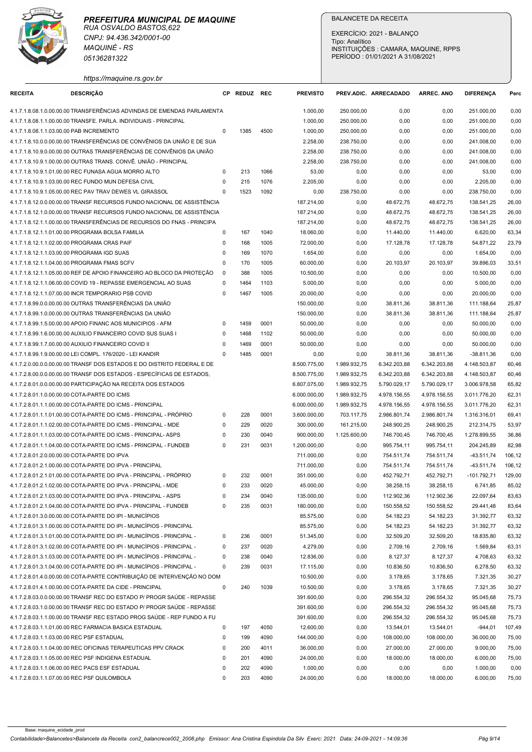**PREFEITURA MUNICIPAL DE MAQUINE**
RUA OSVALDO BASTOS,622
CNPJ: 94.436.342/0001-00
MAQUINÉ - RS
05136281322
https://maquine.rs.gov.br

BALANCETE DA RECEITA
EXERCÍCIO: 2021 - BALANÇO
Tipo: Analítico
INSTITUIÇÕES : CAMARA, MAQUINE, RPPS
PERÍODO : 01/01/2021 A 31/08/2021

| RECEITA | DESCRIÇÃO | CP | REDUZ | REC | PREVISTO | PREV.ADIC. | ARRECADADO | ARREC. ANO | DIFERENÇA | Perc |
|---|---|---|---|---|---|---|---|---|---|---|
| 4.1.7.1.8.08.1.0.00.00.00 | TRANSFERÊNCIAS ADVINDAS DE EMENDAS PARLAMENTA | | | | 1.000,00 | 250.000,00 | 0,00 | 0,00 | 251.000,00 | 0,00 |
| 4.1.7.1.8.08.1.1.00.00.00 | TRANSFE. PARLA. INDIVIDUAIS - PRINCIPAL | | | | 1.000,00 | 250.000,00 | 0,00 | 0,00 | 251.000,00 | 0,00 |
| 4.1.7.1.8.08.1.1.03.00.00 | PAB INCREMENTO | 0 | 1385 | 4500 | 1.000,00 | 250.000,00 | 0,00 | 0,00 | 251.000,00 | 0,00 |
| 4.1.7.1.8.10.0.0.00.00.00 | TRANSFERÊNCIAS DE CONVÊNIOS DA UNIÃO E DE SUA | | | | 2.258,00 | 238.750,00 | 0,00 | 0,00 | 241.008,00 | 0,00 |
| 4.1.7.1.8.10.9.0.00.00.00 | OUTRAS TRANSFERÊNCIAS DE CONVÊNIOS DA UNIÃO | | | | 2.258,00 | 238.750,00 | 0,00 | 0,00 | 241.008,00 | 0,00 |
| 4.1.7.1.8.10.9.1.00.00.00 | OUTRAS TRANS. CONVÊ. UNIÃO - PRINCIPAL | | | | 2.258,00 | 238.750,00 | 0,00 | 0,00 | 241.008,00 | 0,00 |
| 4.1.7.1.8.10.9.1.01.00.00 | REC FUNASA AGUA MORRO ALTO | 0 | 213 | 1066 | 53,00 | 0,00 | 0,00 | 0,00 | 53,00 | 0,00 |
| 4.1.7.1.8.10.9.1.03.00.00 | REC FUNDO MUN DEFESA CIVIL | 0 | 215 | 1076 | 2.205,00 | 0,00 | 0,00 | 0,00 | 2.205,00 | 0,00 |
| 4.1.7.1.8.10.9.1.05.00.00 | REC PAV TRAV DEWES VL GIRASSOL | 0 | 1523 | 1092 | 0,00 | 238.750,00 | 0,00 | 0,00 | 238.750,00 | 0,00 |
| 4.1.7.1.8.12.0.0.00.00.00 | TRANSF RECURSOS FUNDO NACIONAL DE ASSISTÊNCIA | | | | 187.214,00 | 0,00 | 48.672,75 | 48.672,75 | 138.541,25 | 26,00 |
| 4.1.7.1.8.12.1.0.00.00.00 | TRANSF RECURSOS FUNDO NACIONAL DE ASSISTÊNCIA | | | | 187.214,00 | 0,00 | 48.672,75 | 48.672,75 | 138.541,25 | 26,00 |
| 4.1.7.1.8.12.1.1.00.00.00 | TRANSFERÊNCIAS DE RECURSOS DO FNAS - PRINCIPA | | | | 187.214,00 | 0,00 | 48.672,75 | 48.672,75 | 138.541,25 | 26,00 |
| 4.1.7.1.8.12.1.1.01.00.00 | PROGRAMA BOLSA FAMILIA | 0 | 167 | 1040 | 18.060,00 | 0,00 | 11.440,00 | 11.440,00 | 6.620,00 | 63,34 |
| 4.1.7.1.8.12.1.1.02.00.00 | PROGRAMA CRAS PAIF | 0 | 168 | 1005 | 72.000,00 | 0,00 | 17.128,78 | 17.128,78 | 54.871,22 | 23,79 |
| 4.1.7.1.8.12.1.1.03.00.00 | PROGRAMA IGD SUAS | 0 | 169 | 1070 | 1.654,00 | 0,00 | 0,00 | 0,00 | 1.654,00 | 0,00 |
| 4.1.7.1.8.12.1.1.04.00.00 | PROGRAMA FMAS SCFV | 0 | 170 | 1005 | 60.000,00 | 0,00 | 20.103,97 | 20.103,97 | 39.896,03 | 33,51 |
| 4.1.7.1.8.12.1.1.05.00.00 | REF DE APOIO FINANCEIRO AO BLOCO DA PROTEÇÃO | 0 | 388 | 1005 | 10.500,00 | 0,00 | 0,00 | 0,00 | 10.500,00 | 0,00 |
| 4.1.7.1.8.12.1.1.06.00.00 | COVID 19 - REPASSE EMERGENCIAL AO SUAS | 0 | 1464 | 1103 | 5.000,00 | 0,00 | 0,00 | 0,00 | 5.000,00 | 0,00 |
| 4.1.7.1.8.12.1.1.07.00.00 | INCR TEMPORARIO PSB COVID | 0 | 1467 | 1005 | 20.000,00 | 0,00 | 0,00 | 0,00 | 20.000,00 | 0,00 |
| 4.1.7.1.8.99.0.0.00.00.00 | OUTRAS TRANSFERÊNCIAS DA UNIÃO | | | | 150.000,00 | 0,00 | 38.811,36 | 38.811,36 | 111.188,64 | 25,87 |
| 4.1.7.1.8.99.1.0.00.00.00 | OUTRAS TRANSFERÊNCIAS DA UNIÃO | | | | 150.000,00 | 0,00 | 38.811,36 | 38.811,36 | 111.188,64 | 25,87 |
| 4.1.7.1.8.99.1.5.00.00.00 | APOIO FINANC AOS MUNICIPIOS - AFM | 0 | 1459 | 0001 | 50.000,00 | 0,00 | 0,00 | 0,00 | 50.000,00 | 0,00 |
| 4.1.7.1.8.99.1.6.00.00.00 | AUXILIO FINANCEIRO COVID SUS SUAS I | 0 | 1468 | 1102 | 50.000,00 | 0,00 | 0,00 | 0,00 | 50.000,00 | 0,00 |
| 4.1.7.1.8.99.1.7.00.00.00 | AUXILIO FINANCEIRO COVID II | 0 | 1469 | 0001 | 50.000,00 | 0,00 | 0,00 | 0,00 | 50.000,00 | 0,00 |
| 4.1.7.1.8.99.1.9.00.00.00 | LEI COMPL. 176/2020 - LEI KANDIR | 0 | 1485 | 0001 | 0,00 | 0,00 | 38.811,36 | 38.811,36 | -38.811,36 | 0,00 |
| 4.1.7.2.0.00.0.0.00.00.00 | TRANSF DOS ESTADOS E DO DISTRITO FEDERAL E DE | | | | 8.500.775,00 | 1.989.932,75 | 6.342.203,88 | 6.342.203,88 | 4.148.503,87 | 60,46 |
| 4.1.7.2.8.00.0.0.00.00.00 | TRANSF DOS ESTADOS - ESPECÍFICAS DE ESTADOS, | | | | 8.500.775,00 | 1.989.932,75 | 6.342.203,88 | 6.342.203,88 | 4.148.503,87 | 60,46 |
| 4.1.7.2.8.01.0.0.00.00.00 | PARTICIPAÇÃO NA RECEITA DOS ESTADOS | | | | 6.807.075,00 | 1.989.932,75 | 5.790.029,17 | 5.790.029,17 | 3.006.978,58 | 65,82 |
| 4.1.7.2.8.01.1.0.00.00.00 | COTA-PARTE DO ICMS | | | | 6.000.000,00 | 1.989.932,75 | 4.978.156,55 | 4.978.156,55 | 3.011.776,20 | 62,31 |
| 4.1.7.2.8.01.1.1.00.00.00 | COTA-PARTE DO ICMS - PRINCIPAL | | | | 6.000.000,00 | 1.989.932,75 | 4.978.156,55 | 4.978.156,55 | 3.011.776,20 | 62,31 |
| 4.1.7.2.8.01.1.1.01.00.00 | COTA-PARTE DO ICMS - PRINCIPAL - PRÓPRIO | 0 | 228 | 0001 | 3.600.000,00 | 703.117,75 | 2.986.801,74 | 2.986.801,74 | 1.316.316,01 | 69,41 |
| 4.1.7.2.8.01.1.1.02.00.00 | COTA-PARTE DO ICMS - PRINCIPAL - MDE | 0 | 229 | 0020 | 300.000,00 | 161.215,00 | 248.900,25 | 248.900,25 | 212.314,75 | 53,97 |
| 4.1.7.2.8.01.1.1.03.00.00 | COTA-PARTE DO ICMS - PRINCIPAL- ASPS | 0 | 230 | 0040 | 900.000,00 | 1.125.600,00 | 746.700,45 | 746.700,45 | 1.278.899,55 | 36,86 |
| 4.1.7.2.8.01.1.1.04.00.00 | COTA-PARTE DO ICMS - PRINCIPAL - FUNDEB | 0 | 231 | 0031 | 1.200.000,00 | 0,00 | 995.754,11 | 995.754,11 | 204.245,89 | 82,98 |
| 4.1.7.2.8.01.2.0.00.00.00 | COTA-PARTE DO IPVA | | | | 711.000,00 | 0,00 | 754.511,74 | 754.511,74 | -43.511,74 | 106,12 |
| 4.1.7.2.8.01.2.1.00.00.00 | COTA-PARTE DO IPVA - PRINCIPAL | | | | 711.000,00 | 0,00 | 754.511,74 | 754.511,74 | -43.511,74 | 106,12 |
| 4.1.7.2.8.01.2.1.01.00.00 | COTA-PARTE DO IPVA - PRINCIPAL - PRÓPRIO | 0 | 232 | 0001 | 351.000,00 | 0,00 | 452.792,71 | 452.792,71 | -101.792,71 | 129,00 |
| 4.1.7.2.8.01.2.1.02.00.00 | COTA-PARTE DO IPVA - PRINCIPAL - MDE | 0 | 233 | 0020 | 45.000,00 | 0,00 | 38.258,15 | 38.258,15 | 6.741,85 | 85,02 |
| 4.1.7.2.8.01.2.1.03.00.00 | COTA-PARTE DO IPVA - PRINCIPAL - ASPS | 0 | 234 | 0040 | 135.000,00 | 0,00 | 112.902,36 | 112.902,36 | 22.097,64 | 83,63 |
| 4.1.7.2.8.01.2.1.04.00.00 | COTA-PARTE DO IPVA - PRINCIPAL - FUNDEB | 0 | 235 | 0031 | 180.000,00 | 0,00 | 150.558,52 | 150.558,52 | 29.441,48 | 83,64 |
| 4.1.7.2.8.01.3.0.00.00.00 | COTA-PARTE DO IPI - MUNICÍPIOS | | | | 85.575,00 | 0,00 | 54.182,23 | 54.182,23 | 31.392,77 | 63,32 |
| 4.1.7.2.8.01.3.1.00.00.00 | COTA-PARTE DO IPI - MUNICÍPIOS - PRINCIPAL | | | | 85.575,00 | 0,00 | 54.182,23 | 54.182,23 | 31.392,77 | 63,32 |
| 4.1.7.2.8.01.3.1.01.00.00 | COTA-PARTE DO IPI - MUNICÍPIOS - PRINCIPAL - | 0 | 236 | 0001 | 51.345,00 | 0,00 | 32.509,20 | 32.509,20 | 18.835,80 | 63,32 |
| 4.1.7.2.8.01.3.1.02.00.00 | COTA-PARTE DO IPI - MUNICÍPIOS - PRINCIPAL - | 0 | 237 | 0020 | 4.279,00 | 0,00 | 2.709,16 | 2.709,16 | 1.569,84 | 63,31 |
| 4.1.7.2.8.01.3.1.03.00.00 | COTA-PARTE DO IPI - MUNICÍPIOS - PRINCIPAL - | 0 | 238 | 0040 | 12.836,00 | 0,00 | 8.127,37 | 8.127,37 | 4.708,63 | 63,32 |
| 4.1.7.2.8.01.3.1.04.00.00 | COTA-PARTE DO IPI - MUNICÍPIOS - PRINCIPAL - | 0 | 239 | 0031 | 17.115,00 | 0,00 | 10.836,50 | 10.836,50 | 6.278,50 | 63,32 |
| 4.1.7.2.8.01.4.0.00.00.00 | COTA-PARTE CONTRIBUIÇÃO DE INTERVENÇÃO NO DOM | | | | 10.500,00 | 0,00 | 3.178,65 | 3.178,65 | 7.321,35 | 30,27 |
| 4.1.7.2.8.01.4.1.00.00.00 | COTA-PARTE DA CIDE - PRINCIPAL | 0 | 240 | 1039 | 10.500,00 | 0,00 | 3.178,65 | 3.178,65 | 7.321,35 | 30,27 |
| 4.1.7.2.8.03.0.0.00.00.00 | TRANSF REC DO ESTADO P/ PROGR SAÚDE - REPASSE | | | | 391.600,00 | 0,00 | 296.554,32 | 296.554,32 | 95.045,68 | 75,73 |
| 4.1.7.2.8.03.1.0.00.00.00 | TRANSF REC DO ESTADO P/ PROGR SAÚDE - REPASSE | | | | 391.600,00 | 0,00 | 296.554,32 | 296.554,32 | 95.045,68 | 75,73 |
| 4.1.7.2.8.03.1.1.00.00.00 | TRANSF REC ESTADO PROG SAÚDE - REP FUNDO A FU | | | | 391.600,00 | 0,00 | 296.554,32 | 296.554,32 | 95.045,68 | 75,73 |
| 4.1.7.2.8.03.1.1.01.00.00 | REC FARMACIA BASICA ESTADUAL | 0 | 197 | 4050 | 12.600,00 | 0,00 | 13.544,01 | 13.544,01 | -944,01 | 107,49 |
| 4.1.7.2.8.03.1.1.03.00.00 | REC PSF ESTADUAL | 0 | 199 | 4090 | 144.000,00 | 0,00 | 108.000,00 | 108.000,00 | 36.000,00 | 75,00 |
| 4.1.7.2.8.03.1.1.04.00.00 | REC OFICINAS TERAPEUTICAS PPV CRACK | 0 | 200 | 4011 | 36.000,00 | 0,00 | 27.000,00 | 27.000,00 | 9.000,00 | 75,00 |
| 4.1.7.2.8.03.1.1.05.00.00 | REC PSF INDIGENA ESTADUAL | 0 | 201 | 4090 | 24.000,00 | 0,00 | 18.000,00 | 18.000,00 | 6.000,00 | 75,00 |
| 4.1.7.2.8.03.1.1.06.00.00 | REC PACS ESF ESTADUAL | 0 | 202 | 4090 | 1.000,00 | 0,00 | 0,00 | 0,00 | 1.000,00 | 0,00 |
| 4.1.7.2.8.03.1.1.07.00.00 | REC PSF QUILOMBOLA | 0 | 203 | 4090 | 24.000,00 | 0,00 | 18.000,00 | 18.000,00 | 6.000,00 | 75,00 |

Base: maquine_ecidade_prod
Contabilidade>Balancetes>Balancete da Receita con2_balancrece002_2008.php Emissor: Ana Cristina Espindola Da Silv Exerc: 2021 Data: 24-09-2021 - 14:09:36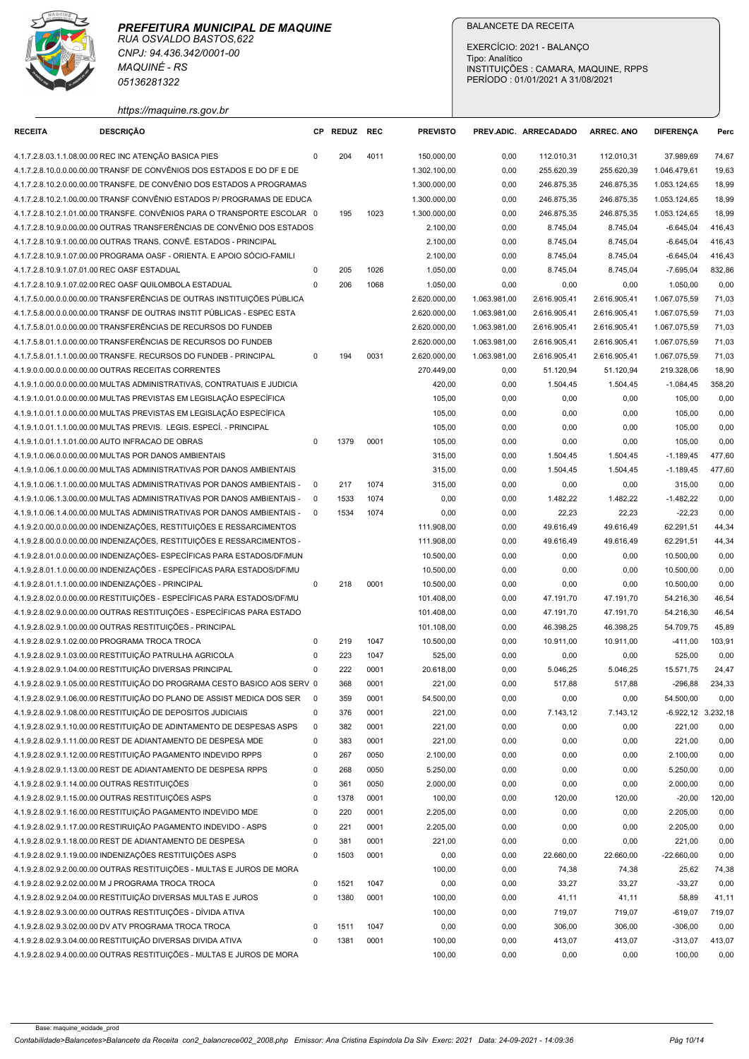**PREFEITURA MUNICIPAL DE MAQUINE**
RUA OSVALDO BASTOS,622
CNPJ: 94.436.342/0001-00
MAQUINÉ - RS
05136281322
https://maquine.rs.gov.br

BALANCETE DA RECEITA
EXERCÍCIO: 2021 - BALANÇO
Tipo: Analítico
INSTITUIÇÕES : CAMARA, MAQUINE, RPPS
PERÍODO : 01/01/2021 A 31/08/2021

| RECEITA | DESCRIÇÃO | CP | REDUZ | REC | PREVISTO | PREV.ADIC. | ARRECADADO | ARREC. ANO | DIFERENÇA | Perc |
|---|---|---|---|---|---|---|---|---|---|---|
| 4.1.7.2.8.03.1.1.08.00.00.00 | REC INC ATENÇÃO BASICA PIES | 0 | 204 | 4011 | 150.000,00 | 0,00 | 112.010,31 | 112.010,31 | 37.989,69 | 74,67 |
| 4.1.7.2.8.10.0.0.00.00.00.00 | TRANSF DE CONVÊNIOS DOS ESTADOS E DO DF E DE | | | | 1.302.100,00 | 0,00 | 255.620,39 | 255.620,39 | 1.046.479,61 | 19,63 |
| 4.1.7.2.8.10.2.0.00.00.00.00 | TRANSFE. DE CONVÊNIO DOS ESTADOS A PROGRAMAS | | | | 1.300.000,00 | 0,00 | 246.875,35 | 246.875,35 | 1.053.124,65 | 18,99 |
| 4.1.7.2.8.10.2.1.00.00.00.00 | TRANSF CONVÊNIO ESTADOS P/ PROGRAMAS DE EDUCA | | | | 1.300.000,00 | 0,00 | 246.875,35 | 246.875,35 | 1.053.124,65 | 18,99 |
| 4.1.7.2.8.10.2.1.01.00.00.00 | TRANSFE. CONVÊNIOS PARA O TRANSPORTE ESCOLAR | 0 | 195 | 1023 | 1.300.000,00 | 0,00 | 246.875,35 | 246.875,35 | 1.053.124,65 | 18,99 |
| 4.1.7.2.8.10.9.0.00.00.00.00 | OUTRAS TRANSFERÊNCIAS DE CONVÊNIO DOS ESTADOS | | | | 2.100,00 | 0,00 | 8.745,04 | 8.745,04 | -6.645,04 | 416,43 |
| 4.1.7.2.8.10.9.1.00.00.00.00 | OUTRAS TRANS. CONVÊ. ESTADOS - PRINCIPAL | | | | 2.100,00 | 0,00 | 8.745,04 | 8.745,04 | -6.645,04 | 416,43 |
| 4.1.7.2.8.10.9.1.07.00.00.00 | PROGRAMA OASF - ORIENTA. E APOIO SÓCIO-FAMILI | | | | 2.100,00 | 0,00 | 8.745,04 | 8.745,04 | -6.645,04 | 416,43 |
| 4.1.7.2.8.10.9.1.07.01.00 | REC OASF ESTADUAL | 0 | 205 | 1026 | 1.050,00 | 0,00 | 8.745,04 | 8.745,04 | -7.695,04 | 832,86 |
| 4.1.7.2.8.10.9.1.07.02.00 | REC OASF QUILOMBOLA ESTADUAL | 0 | 206 | 1068 | 1.050,00 | 0,00 | 0,00 | 0,00 | 1.050,00 | 0,00 |
| 4.1.7.5.0.00.0.0.00.00.00.00 | TRANSFERÊNCIAS DE OUTRAS INSTITUIÇÕES PÚBLICA | | | | 2.620.000,00 | 1.063.981,00 | 2.616.905,41 | 2.616.905,41 | 1.067.075,59 | 71,03 |
| 4.1.7.5.8.00.0.0.00.00.00.00 | TRANSF DE OUTRAS INSTIT PÚBLICAS - ESPEC ESTA | | | | 2.620.000,00 | 1.063.981,00 | 2.616.905,41 | 2.616.905,41 | 1.067.075,59 | 71,03 |
| 4.1.7.5.8.01.0.0.00.00.00.00 | TRANSFERÊNCIAS DE RECURSOS DO FUNDEB | | | | 2.620.000,00 | 1.063.981,00 | 2.616.905,41 | 2.616.905,41 | 1.067.075,59 | 71,03 |
| 4.1.7.5.8.01.1.0.00.00.00.00 | TRANSFERÊNCIAS DE RECURSOS DO FUNDEB | | | | 2.620.000,00 | 1.063.981,00 | 2.616.905,41 | 2.616.905,41 | 1.067.075,59 | 71,03 |
| 4.1.7.5.8.01.1.1.00.00.00.00 | TRANSFE. RECURSOS DO FUNDEB - PRINCIPAL | 0 | 194 | 0031 | 2.620.000,00 | 1.063.981,00 | 2.616.905,41 | 2.616.905,41 | 1.067.075,59 | 71,03 |
| 4.1.9.0.0.00.0.0.00.00.00.00 | OUTRAS RECEITAS CORRENTES | | | | 270.449,00 | 0,00 | 51.120,94 | 51.120,94 | 219.328,06 | 18,90 |
| 4.1.9.1.0.00.0.0.00.00.00.00 | MULTAS ADMINISTRATIVAS, CONTRATUAIS E JUDICIA | | | | 420,00 | 0,00 | 1.504,45 | 1.504,45 | -1.084,45 | 358,20 |
| 4.1.9.1.0.01.0.0.00.00.00.00 | MULTAS PREVISTAS EM LEGISLAÇÃO ESPECÍFICA | | | | 105,00 | 0,00 | 0,00 | 0,00 | 105,00 | 0,00 |
| 4.1.9.1.0.01.1.0.00.00.00.00 | MULTAS PREVISTAS EM LEGISLAÇÃO ESPECÍFICA | | | | 105,00 | 0,00 | 0,00 | 0,00 | 105,00 | 0,00 |
| 4.1.9.1.0.01.1.1.00.00.00.00 | MULTAS PREVIS. LEGIS. ESPECÍ. - PRINCIPAL | | | | 105,00 | 0,00 | 0,00 | 0,00 | 105,00 | 0,00 |
| 4.1.9.1.0.01.1.1.01.00.00.00 | AUTO INFRACAO DE OBRAS | 0 | 1379 | 0001 | 105,00 | 0,00 | 0,00 | 0,00 | 105,00 | 0,00 |
| 4.1.9.1.0.06.0.0.00.00.00.00 | MULTAS POR DANOS AMBIENTAIS | | | | 315,00 | 0,00 | 1.504,45 | 1.504,45 | -1.189,45 | 477,60 |
| 4.1.9.1.0.06.1.0.00.00.00.00 | MULTAS ADMINISTRATIVAS POR DANOS AMBIENTAIS | | | | 315,00 | 0,00 | 1.504,45 | 1.504,45 | -1.189,45 | 477,60 |
| 4.1.9.1.0.06.1.1.00.00.00.00 | MULTAS ADMINISTRATIVAS POR DANOS AMBIENTAIS - | 0 | 217 | 1074 | 315,00 | 0,00 | 0,00 | 0,00 | 315,00 | 0,00 |
| 4.1.9.1.0.06.1.3.00.00.00.00 | MULTAS ADMINISTRATIVAS POR DANOS AMBIENTAIS - | 0 | 1533 | 1074 | 0,00 | 0,00 | 1.482,22 | 1.482,22 | -1.482,22 | 0,00 |
| 4.1.9.1.0.06.1.4.00.00.00.00 | MULTAS ADMINISTRATIVAS POR DANOS AMBIENTAIS - | 0 | 1534 | 1074 | 0,00 | 0,00 | 22,23 | 22,23 | -22,23 | 0,00 |
| 4.1.9.2.0.00.0.0.00.00.00.00 | INDENIZAÇÕES, RESTITUIÇÕES E RESSARCIMENTOS | | | | 111.908,00 | 0,00 | 49.616,49 | 49.616,49 | 62.291,51 | 44,34 |
| 4.1.9.2.8.00.0.0.00.00.00.00 | INDENIZAÇÕES, RESTITUIÇÕES E RESSARCIMENTOS - | | | | 111.908,00 | 0,00 | 49.616,49 | 49.616,49 | 62.291,51 | 44,34 |
| 4.1.9.2.8.01.0.0.00.00.00.00 | INDENIZAÇÕES- ESPECÍFICAS PARA ESTADOS/DF/MUN | | | | 10.500,00 | 0,00 | 0,00 | 0,00 | 10.500,00 | 0,00 |
| 4.1.9.2.8.01.1.0.00.00.00.00 | INDENIZAÇÕES - ESPECÍFICAS PARA ESTADOS/DF/MU | | | | 10.500,00 | 0,00 | 0,00 | 0,00 | 10.500,00 | 0,00 |
| 4.1.9.2.8.01.1.1.00.00.00.00 | INDENIZAÇÕES - PRINCIPAL | 0 | 218 | 0001 | 10.500,00 | 0,00 | 0,00 | 0,00 | 10.500,00 | 0,00 |
| 4.1.9.2.8.02.0.0.00.00.00.00 | RESTITUIÇÕES - ESPECÍFICAS PARA ESTADOS/DF/MU | | | | 101.408,00 | 0,00 | 47.191,70 | 47.191,70 | 54.216,30 | 46,54 |
| 4.1.9.2.8.02.9.0.00.00.00.00 | OUTRAS RESTITUIÇÕES - ESPECÍFICAS PARA ESTADO | | | | 101.408,00 | 0,00 | 47.191,70 | 47.191,70 | 54.216,30 | 46,54 |
| 4.1.9.2.8.02.9.1.00.00.00.00 | OUTRAS RESTITUIÇÕES - PRINCIPAL | | | | 101.108,00 | 0,00 | 46.398,25 | 46.398,25 | 54.709,75 | 45,89 |
| 4.1.9.2.8.02.9.1.02.00.00.00 | PROGRAMA TROCA TROCA | 0 | 219 | 1047 | 10.500,00 | 0,00 | 10.911,00 | 10.911,00 | -411,00 | 103,91 |
| 4.1.9.2.8.02.9.1.03.00.00.00 | RESTITUIÇÃO PATRULHA AGRICOLA | 0 | 223 | 1047 | 525,00 | 0,00 | 0,00 | 0,00 | 525,00 | 0,00 |
| 4.1.9.2.8.02.9.1.04.00.00.00 | RESTITUIÇÃO DIVERSAS PRINCIPAL | 0 | 222 | 0001 | 20.618,00 | 0,00 | 5.046,25 | 5.046,25 | 15.571,75 | 24,47 |
| 4.1.9.2.8.02.9.1.05.00.00.00 | RESTITUIÇÃO DO PROGRAMA CESTO BASICO AOS SERV | 0 | 368 | 0001 | 221,00 | 0,00 | 517,88 | 517,88 | -296,88 | 234,33 |
| 4.1.9.2.8.02.9.1.06.00.00.00 | RESTITUIÇÃO DO PLANO DE ASSIST MEDICA DOS SER | 0 | 359 | 0001 | 54.500,00 | 0,00 | 0,00 | 0,00 | 54.500,00 | 0,00 |
| 4.1.9.2.8.02.9.1.08.00.00.00 | RESTITUIÇÃO DE DEPOSITOS JUDICIAIS | 0 | 376 | 0001 | 221,00 | 0,00 | 7.143,12 | 7.143,12 | -6.922,12 | 3.232,18 |
| 4.1.9.2.8.02.9.1.10.00.00.00 | RESTITUIÇÃO DE ADINTAMENTO DE DESPESAS ASPS | 0 | 382 | 0001 | 221,00 | 0,00 | 0,00 | 0,00 | 221,00 | 0,00 |
| 4.1.9.2.8.02.9.1.11.00.00.00 | REST DE ADIANTAMENTO DE DESPESA MDE | 0 | 383 | 0001 | 221,00 | 0,00 | 0,00 | 0,00 | 221,00 | 0,00 |
| 4.1.9.2.8.02.9.1.12.00.00.00 | RESTITUIÇÃO PAGAMENTO INDEVIDO RPPS | 0 | 267 | 0050 | 2.100,00 | 0,00 | 0,00 | 0,00 | 2.100,00 | 0,00 |
| 4.1.9.2.8.02.9.1.13.00.00.00 | REST DE ADIANTAMENTO DE DESPESA RPPS | 0 | 268 | 0050 | 5.250,00 | 0,00 | 0,00 | 0,00 | 5.250,00 | 0,00 |
| 4.1.9.2.8.02.9.1.14.00.00.00 | OUTRAS RESTITUIÇÕES | 0 | 361 | 0050 | 2.000,00 | 0,00 | 0,00 | 0,00 | 2.000,00 | 0,00 |
| 4.1.9.2.8.02.9.1.15.00.00.00 | OUTRAS RESTITUIÇÕES ASPS | 0 | 1378 | 0001 | 100,00 | 0,00 | 120,00 | 120,00 | -20,00 | 120,00 |
| 4.1.9.2.8.02.9.1.16.00.00.00 | RESTITUIÇÃO PAGAMENTO INDEVIDO MDE | 0 | 220 | 0001 | 2.205,00 | 0,00 | 0,00 | 0,00 | 2.205,00 | 0,00 |
| 4.1.9.2.8.02.9.1.17.00.00.00 | RESTIRUIÇÃO PAGAMENTO INDEVIDO - ASPS | 0 | 221 | 0001 | 2.205,00 | 0,00 | 0,00 | 0,00 | 2.205,00 | 0,00 |
| 4.1.9.2.8.02.9.1.18.00.00.00 | REST DE ADIANTAMENTO DE DESPESA | 0 | 381 | 0001 | 221,00 | 0,00 | 0,00 | 0,00 | 221,00 | 0,00 |
| 4.1.9.2.8.02.9.1.19.00.00.00 | INDENIZAÇÕES RESTITUIÇÕES ASPS | 0 | 1503 | 0001 | 0,00 | 0,00 | 22.660,00 | 22.660,00 | -22.660,00 | 0,00 |
| 4.1.9.2.8.02.9.2.00.00.00.00 | OUTRAS RESTITUIÇÕES - MULTAS E JUROS DE MORA | | | | 100,00 | 0,00 | 74,38 | 74,38 | 25,62 | 74,38 |
| 4.1.9.2.8.02.9.2.02.00.00.00 | M J PROGRAMA TROCA TROCA | 0 | 1521 | 1047 | 0,00 | 0,00 | 33,27 | 33,27 | -33,27 | 0,00 |
| 4.1.9.2.8.02.9.2.04.00.00.00 | RESTITUIÇÃO DIVERSAS MULTAS E JUROS | 0 | 1380 | 0001 | 100,00 | 0,00 | 41,11 | 41,11 | 58,89 | 41,11 |
| 4.1.9.2.8.02.9.3.00.00.00.00 | OUTRAS RESTITUIÇÕES - DÍVIDA ATIVA | | | | 100,00 | 0,00 | 719,07 | 719,07 | -619,07 | 719,07 |
| 4.1.9.2.8.02.9.3.02.00.00.00 | DV ATV PROGRAMA TROCA TROCA | 0 | 1511 | 1047 | 0,00 | 0,00 | 306,00 | 306,00 | -306,00 | 0,00 |
| 4.1.9.2.8.02.9.3.04.00.00.00 | RESTITUIÇÃO DIVERSAS DIVIDA ATIVA | 0 | 1381 | 0001 | 100,00 | 0,00 | 413,07 | 413,07 | -313,07 | 413,07 |
| 4.1.9.2.8.02.9.4.00.00.00.00 | OUTRAS RESTITUIÇÕES - MULTAS E JUROS DE MORA | | | | 100,00 | 0,00 | 0,00 | 0,00 | 100,00 | 0,00 |

Base: maquine_ecidade_prod
Contabilidade>Balancetes>Balancete da Receita con2_balancrece002_2008.php Emissor: Ana Cristina Espindola Da Silv Exerc: 2021 Data: 24-09-2021 - 14:09:36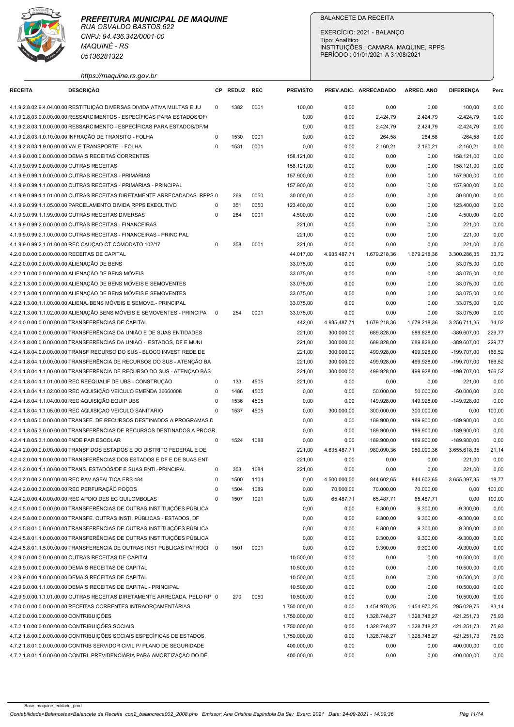**PREFEITURA MUNICIPAL DE MAQUINE**
RUA OSVALDO BASTOS,622
CNPJ: 94.436.342/0001-00
MAQUINÉ - RS
05136281322

https://maquine.rs.gov.br

BALANCETE DA RECEITA

EXERCÍCIO: 2021 - BALANÇO
Tipo: Analítico
INSTITUIÇÕES : CAMARA, MAQUINE, RPPS
PERÍODO : 01/01/2021 A 31/08/2021

| RECEITA | DESCRIÇÃO | CP | REDUZ | REC | PREVISTO | PREV.ADIC. | ARRECADADO | ARREC. ANO | DIFERENÇA | Perc |
|---|---|---|---|---|---|---|---|---|---|---|
| 4.1.9.2.8.02.9.4.04.00.00 | RESTITUIÇÃO DIVERSAS DIVIDA ATIVA MULTAS E JU | 0 | 1382 | 0001 | 100,00 | 0,00 | 0,00 | 0,00 | 100,00 | 0,00 |
| 4.1.9.2.8.03.0.0.00.00.00 | RESSARCIMENTOS - ESPECÍFICAS PARA ESTADOS/DF/ | | | | 0,00 | 0,00 | 2.424,79 | 2.424,79 | -2.424,79 | 0,00 |
| 4.1.9.2.8.03.1.0.00.00.00 | RESSARCIMENTO - ESPECÍFICAS PARA ESTADOS/DF/M | | | | 0,00 | 0,00 | 2.424,79 | 2.424,79 | -2.424,79 | 0,00 |
| 4.1.9.2.8.03.1.0.10.00.00 | INFRAÇÃO DE TRANSITO - FOLHA | 0 | 1530 | 0001 | 0,00 | 0,00 | 264,58 | 264,58 | -264,58 | 0,00 |
| 4.1.9.2.8.03.1.9.00.00.00 | VALE TRANSPORTE - FOLHA | 0 | 1531 | 0001 | 0,00 | 0,00 | 2.160,21 | 2.160,21 | -2.160,21 | 0,00 |
| 4.1.9.9.0.00.0.0.00.00.00 | DEMAIS RECEITAS CORRENTES | | | | 158.121,00 | 0,00 | 0,00 | 0,00 | 158.121,00 | 0,00 |
| 4.1.9.9.0.99.0.0.00.00.00 | OUTRAS RECEITAS | | | | 158.121,00 | 0,00 | 0,00 | 0,00 | 158.121,00 | 0,00 |
| 4.1.9.9.0.99.1.0.00.00.00 | OUTRAS RECEITAS - PRIMÁRIAS | | | | 157.900,00 | 0,00 | 0,00 | 0,00 | 157.900,00 | 0,00 |
| 4.1.9.9.0.99.1.1.00.00.00 | OUTRAS RECEITAS - PRIMÁRIAS - PRINCIPAL | | | | 157.900,00 | 0,00 | 0,00 | 0,00 | 157.900,00 | 0,00 |
| 4.1.9.9.0.99.1.1.01.00.00 | OUTRAS RECEITAS DIRETAMENTE ARRECADADAS RPPS | 0 | 269 | 0050 | 30.000,00 | 0,00 | 0,00 | 0,00 | 30.000,00 | 0,00 |
| 4.1.9.9.0.99.1.1.05.00.00 | PARCELAMENTO DIVIDA RPPS EXECUTIVO | 0 | 351 | 0050 | 123.400,00 | 0,00 | 0,00 | 0,00 | 123.400,00 | 0,00 |
| 4.1.9.9.0.99.1.1.99.00.00 | OUTRAS RECEITAS DIVERSAS | 0 | 284 | 0001 | 4.500,00 | 0,00 | 0,00 | 0,00 | 4.500,00 | 0,00 |
| 4.1.9.9.0.99.2.0.00.00.00 | OUTRAS RECEITAS - FINANCEIRAS | | | | 221,00 | 0,00 | 0,00 | 0,00 | 221,00 | 0,00 |
| 4.1.9.9.0.99.2.1.00.00.00 | OUTRAS RECEITAS - FINANCEIRAS - PRINCIPAL | | | | 221,00 | 0,00 | 0,00 | 0,00 | 221,00 | 0,00 |
| 4.1.9.9.0.99.2.1.01.00.00 | REC CAUÇAO CT COMODATO 102/17 | 0 | 358 | 0001 | 221,00 | 0,00 | 0,00 | 0,00 | 221,00 | 0,00 |
| 4.2.0.0.0.00.0.0.00.00.00 | RECEITAS DE CAPITAL | | | | 44.017,00 | 4.935.487,71 | 1.679.218,36 | 1.679.218,36 | 3.300.286,35 | 33,72 |
| 4.2.2.0.0.00.0.0.00.00.00 | ALIENAÇÃO DE BENS | | | | 33.075,00 | 0,00 | 0,00 | 0,00 | 33.075,00 | 0,00 |
| 4.2.2.1.0.00.0.0.00.00.00 | ALIENAÇÃO DE BENS MÓVEIS | | | | 33.075,00 | 0,00 | 0,00 | 0,00 | 33.075,00 | 0,00 |
| 4.2.2.1.3.00.0.0.00.00.00 | ALIENAÇÃO DE BENS MÓVEIS E SEMOVENTES | | | | 33.075,00 | 0,00 | 0,00 | 0,00 | 33.075,00 | 0,00 |
| 4.2.2.1.3.00.1.0.00.00.00 | ALIENAÇÃO DE BENS MÓVEIS E SEMOVENTES | | | | 33.075,00 | 0,00 | 0,00 | 0,00 | 33.075,00 | 0,00 |
| 4.2.2.1.3.00.1.1.00.00.00 | ALIENA. BENS MÓVEIS E SEMOVE.- PRINCIPAL | | | | 33.075,00 | 0,00 | 0,00 | 0,00 | 33.075,00 | 0,00 |
| 4.2.2.1.3.00.1.1.02.00.00 | ALIENAÇÃO BENS MÓVEIS E SEMOVENTES - PRINCIPA | 0 | 254 | 0001 | 33.075,00 | 0,00 | 0,00 | 0,00 | 33.075,00 | 0,00 |
| 4.2.4.0.0.00.0.0.00.00.00 | TRANSFERÊNCIAS DE CAPITAL | | | | 442,00 | 4.935.487,71 | 1.679.218,36 | 1.679.218,36 | 3.256.711,35 | 34,02 |
| 4.2.4.1.0.00.0.0.00.00.00 | TRANSFERÊNCIAS DA UNIÃO E DE SUAS ENTIDADES | | | | 221,00 | 300.000,00 | 689.828,00 | 689.828,00 | -389.607,00 | 229,77 |
| 4.2.4.1.8.00.0.0.00.00.00 | TRANSFERÊNCIAS DA UNIÃO - ESTADOS, DF E MUNI | | | | 221,00 | 300.000,00 | 689.828,00 | 689.828,00 | -389.607,00 | 229,77 |
| 4.2.4.1.8.04.0.0.00.00.00 | TRANSF RECURSO DO SUS - BLOCO INVEST REDE DE | | | | 221,00 | 300.000,00 | 499.928,00 | 499.928,00 | -199.707,00 | 166,52 |
| 4.2.4.1.8.04.1.0.00.00.00 | TRANSFERÊNCIA DE RECURSOS DO SUS - ATENÇÃO BÁ | | | | 221,00 | 300.000,00 | 499.928,00 | 499.928,00 | -199.707,00 | 166,52 |
| 4.2.4.1.8.04.1.1.00.00.00 | TRANSFERÊNCIA DE RECURSO DO SUS - ATENÇÃO BÁS | | | | 221,00 | 300.000,00 | 499.928,00 | 499.928,00 | -199.707,00 | 166,52 |
| 4.2.4.1.8.04.1.1.01.00.00 | REC REEQUALIF DE UBS - CONSTRUÇÃO | 0 | 133 | 4505 | 221,00 | 0,00 | 0,00 | 0,00 | 221,00 | 0,00 |
| 4.2.4.1.8.04.1.1.02.00.00 | REC AQUISIÇÃO VEICULO EMENDA 36660008 | 0 | 1486 | 4505 | 0,00 | 0,00 | 50.000,00 | 50.000,00 | -50.000,00 | 0,00 |
| 4.2.4.1.8.04.1.1.04.00.00 | REC AQUISIÇÃO EQUIP UBS | 0 | 1536 | 4505 | 0,00 | 0,00 | 149.928,00 | 149.928,00 | -149.928,00 | 0,00 |
| 4.2.4.1.8.04.1.1.05.00.00 | REC AQUISIÇÃO VEICULO SANITARIO | 0 | 1537 | 4505 | 0,00 | 300.000,00 | 300.000,00 | 300.000,00 | 0,00 | 100,00 |
| 4.2.4.1.8.05.0.0.00.00.00 | TRANSFE. DE RECURSOS DESTINADOS A PROGRAMAS D | | | | 0,00 | 0,00 | 189.900,00 | 189.900,00 | -189.900,00 | 0,00 |
| 4.2.4.1.8.05.3.0.00.00.00 | TRANSFERÊNCIAS DE RECURSOS DESTINADOS A PROGR | | | | 0,00 | 0,00 | 189.900,00 | 189.900,00 | -189.900,00 | 0,00 |
| 4.2.4.1.8.05.3.1.00.00.00 | FNDE PAR ESCOLAR | 0 | 1524 | 1088 | 0,00 | 0,00 | 189.900,00 | 189.900,00 | -189.900,00 | 0,00 |
| 4.2.4.2.0.00.0.0.00.00.00 | TRANSF DOS ESTADOS E DO DISTRITO FEDERAL E DE | | | | 221,00 | 4.635.487,71 | 980.090,36 | 980.090,36 | 3.655.618,35 | 21,14 |
| 4.2.4.2.0.00.1.0.00.00.00 | TRANSFERÊNCIAS DOS ESTADOS E DF E DE SUAS ENT | | | | 221,00 | 0,00 | 0,00 | 0,00 | 221,00 | 0,00 |
| 4.2.4.2.0.00.1.1.00.00.00 | TRANS. ESTADOS/DF E SUAS ENTI.-PRINCIPAL | 0 | 353 | 1084 | 221,00 | 0,00 | 0,00 | 0,00 | 221,00 | 0,00 |
| 4.2.4.2.0.00.2.0.00.00.00 | REC PAV ASFALTICA ERS 484 | 0 | 1500 | 1104 | 0,00 | 4.500.000,00 | 844.602,65 | 844.602,65 | 3.655.397,35 | 18,77 |
| 4.2.4.2.0.00.3.0.00.00.00 | REC PERFURAÇÃO POÇOS | 0 | 1504 | 1089 | 0,00 | 70.000,00 | 70.000,00 | 70.000,00 | 0,00 | 100,00 |
| 4.2.4.2.0.00.4.0.00.00.00 | REC APOIO DES EC QUILOMBOLAS | 0 | 1507 | 1091 | 0,00 | 65.487,71 | 65.487,71 | 65.487,71 | 0,00 | 100,00 |
| 4.2.4.5.0.00.0.0.00.00.00 | TRANSFERÊNCIAS DE OUTRAS INSTITUIÇÕES PÚBLICA | | | | 0,00 | 0,00 | 9.300,00 | 9.300,00 | -9.300,00 | 0,00 |
| 4.2.4.5.8.00.0.0.00.00.00 | TRANSFE. OUTRAS INSTI. PÚBLICAS - ESTADOS, DF | | | | 0,00 | 0,00 | 9.300,00 | 9.300,00 | -9.300,00 | 0,00 |
| 4.2.4.5.8.01.0.0.00.00.00 | TRANSFERÊNCIAS DE OUTRAS INSTITUIÇÕES PÚBLICA | | | | 0,00 | 0,00 | 9.300,00 | 9.300,00 | -9.300,00 | 0,00 |
| 4.2.4.5.8.01.1.0.00.00.00 | TRANSFERÊNCIAS DE OUTRAS INSTITUIÇÕES PÚBLICA | | | | 0,00 | 0,00 | 9.300,00 | 9.300,00 | -9.300,00 | 0,00 |
| 4.2.4.5.8.01.1.5.00.00.00 | TRANSFERENCIA DE OUTRAS INST PUBLICAS PATROCI | 0 | 1501 | 0001 | 0,00 | 0,00 | 9.300,00 | 9.300,00 | -9.300,00 | 0,00 |
| 4.2.9.0.0.00.0.0.00.00.00 | OUTRAS RECEITAS DE CAPITAL | | | | 10.500,00 | 0,00 | 0,00 | 0,00 | 10.500,00 | 0,00 |
| 4.2.9.9.0.00.0.0.00.00.00 | DEMAIS RECEITAS DE CAPITAL | | | | 10.500,00 | 0,00 | 0,00 | 0,00 | 10.500,00 | 0,00 |
| 4.2.9.9.0.00.1.0.00.00.00 | DEMAIS RECEITAS DE CAPITAL | | | | 10.500,00 | 0,00 | 0,00 | 0,00 | 10.500,00 | 0,00 |
| 4.2.9.9.0.00.1.1.00.00.00 | DEMAIS RECEITAS DE CAPITAL - PRINCIPAL | | | | 10.500,00 | 0,00 | 0,00 | 0,00 | 10.500,00 | 0,00 |
| 4.2.9.9.0.00.1.1.01.00.00 | OUTRAS RECEITAS DIRETAMENTE ARRECADA. PELO RP | 0 | 270 | 0050 | 10.500,00 | 0,00 | 0,00 | 0,00 | 10.500,00 | 0,00 |
| 4.7.0.0.0.00.0.0.00.00.00 | RECEITAS CORRENTES INTRAORÇAMENTÁRIAS | | | | 1.750.000,00 | 0,00 | 1.454.970,25 | 1.454.970,25 | 295.029,75 | 83,14 |
| 4.7.2.0.0.00.0.0.00.00.00 | CONTRIBUIÇÕES | | | | 1.750.000,00 | 0,00 | 1.328.748,27 | 1.328.748,27 | 421.251,73 | 75,93 |
| 4.7.2.1.0.00.0.0.00.00.00 | CONTRIBUIÇÕES SOCIAIS | | | | 1.750.000,00 | 0,00 | 1.328.748,27 | 1.328.748,27 | 421.251,73 | 75,93 |
| 4.7.2.1.8.00.0.0.00.00.00 | CONTRIBUIÇÕES SOCIAIS ESPECÍFICAS DE ESTADOS, | | | | 1.750.000,00 | 0,00 | 1.328.748,27 | 1.328.748,27 | 421.251,73 | 75,93 |
| 4.7.2.1.8.01.0.0.00.00.00 | CONTRIB SERVIDOR CIVIL P/ PLANO DE SEGURIDADE | | | | 400.000,00 | 0,00 | 0,00 | 0,00 | 400.000,00 | 0,00 |
| 4.7.2.1.8.01.1.0.00.00.00 | CONTRI. PREVIDENCIÁRIA PARA AMORTIZAÇÃO DO DÉ | | | | 400.000,00 | 0,00 | 0,00 | 0,00 | 400.000,00 | 0,00 |

Base: maquine_ecidade_prod

Contabilidade>Balancetes>Balancete da Receita con2_balancrece002_2008.php Emissor: Ana Cristina Espindola Da Silv Exerc: 2021 Data: 24-09-2021 - 14:09:36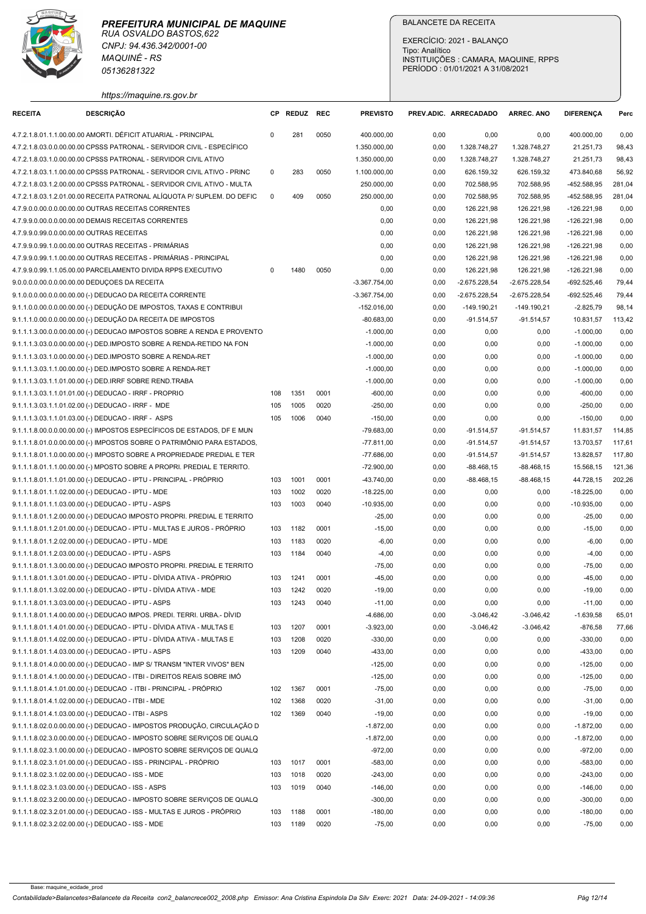**PREFEITURA MUNICIPAL DE MAQUINE**
RUA OSVALDO BASTOS,622
CNPJ: 94.436.342/0001-00
MAQUINÉ - RS
05136281322
https://maquine.rs.gov.br

BALANCETE DA RECEITA
EXERCÍCIO: 2021 - BALANÇO
Tipo: Analítico
INSTITUIÇÕES : CAMARA, MAQUINE, RPPS
PERÍODO : 01/01/2021 A 31/08/2021

| RECEITA | DESCRIÇÃO | CP | REDUZ | REC | PREVISTO | PREV.ADIC. | ARRECADADO | ARREC. ANO | DIFERENÇA | Perc |
|---|---|---|---|---|---|---|---|---|---|---|
| 4.7.2.1.8.01.1.1.00.00.00 | AMORTI. DÉFICIT ATUARIAL - PRINCIPAL | 0 | 281 | 0050 | 400.000,00 | 0,00 | 0,00 | 0,00 | 400.000,00 | 0,00 |
| 4.7.2.1.8.03.0.0.00.00.00 | CPSSS PATRONAL - SERVIDOR CIVIL - ESPECÍFICO | | | | 1.350.000,00 | 0,00 | 1.328.748,27 | 1.328.748,27 | 21.251,73 | 98,43 |
| 4.7.2.1.8.03.1.0.00.00.00 | CPSSS PATRONAL - SERVIDOR CIVIL ATIVO | | | | 1.350.000,00 | 0,00 | 1.328.748,27 | 1.328.748,27 | 21.251,73 | 98,43 |
| 4.7.2.1.8.03.1.1.00.00.00 | CPSSS PATRONAL - SERVIDOR CIVIL ATIVO - PRINC | 0 | 283 | 0050 | 1.100.000,00 | 0,00 | 626.159,32 | 626.159,32 | 473.840,68 | 56,92 |
| 4.7.2.1.8.03.1.2.00.00.00 | CPSSS PATRONAL - SERVIDOR CIVIL ATIVO - MULTA | | | | 250.000,00 | 0,00 | 702.588,95 | 702.588,95 | -452.588,95 | 281,04 |
| 4.7.2.1.8.03.1.2.01.00.00 | RECEITA PATRONAL ALÍQUOTA P/ SUPLEM. DO DEFIC | 0 | 409 | 0050 | 250.000,00 | 0,00 | 702.588,95 | 702.588,95 | -452.588,95 | 281,04 |
| 4.7.9.0.0.00.0.0.00.00.00 | OUTRAS RECEITAS CORRENTES | | | | 0,00 | 0,00 | 126.221,98 | 126.221,98 | -126.221,98 | 0,00 |
| 4.7.9.9.0.00.0.0.00.00.00 | DEMAIS RECEITAS CORRENTES | | | | 0,00 | 0,00 | 126.221,98 | 126.221,98 | -126.221,98 | 0,00 |
| 4.7.9.9.0.99.0.0.00.00.00 | OUTRAS RECEITAS | | | | 0,00 | 0,00 | 126.221,98 | 126.221,98 | -126.221,98 | 0,00 |
| 4.7.9.9.0.99.1.0.00.00.00 | OUTRAS RECEITAS - PRIMÁRIAS | | | | 0,00 | 0,00 | 126.221,98 | 126.221,98 | -126.221,98 | 0,00 |
| 4.7.9.9.0.99.1.1.00.00.00 | OUTRAS RECEITAS - PRIMÁRIAS - PRINCIPAL | | | | 0,00 | 0,00 | 126.221,98 | 126.221,98 | -126.221,98 | 0,00 |
| 4.7.9.9.0.99.1.1.05.00.00 | PARCELAMENTO DIVIDA RPPS EXECUTIVO | 0 | 1480 | 0050 | 0,00 | 0,00 | 126.221,98 | 126.221,98 | -126.221,98 | 0,00 |
| 9.0.0.0.0.00.0.0.00.00.00 | DEDUÇOES DA RECEITA | | | | -3.367.754,00 | 0,00 | -2.675.228,54 | -2.675.228,54 | -692.525,46 | 79,44 |
| 9.1.0.0.0.00.0.0.00.00.00 | (-) DEDUCAO DA RECEITA CORRENTE | | | | -3.367.754,00 | 0,00 | -2.675.228,54 | -2.675.228,54 | -692.525,46 | 79,44 |
| 9.1.1.0.0.00.0.0.00.00.00 | (-) DEDUÇÃO DE IMPOSTOS, TAXAS E CONTRIBUI | | | | -152.016,00 | 0,00 | -149.190,21 | -149.190,21 | -2.825,79 | 98,14 |
| 9.1.1.1.0.00.0.0.00.00.00 | (-) DEDUÇÃO DA RECEITA DE IMPOSTOS | | | | -80.683,00 | 0,00 | -91.514,57 | -91.514,57 | 10.831,57 | 113,42 |
| 9.1.1.1.3.00.0.0.00.00.00 | (-) DEDUCAO IMPOSTOS SOBRE A RENDA E PROVENTO | | | | -1.000,00 | 0,00 | 0,00 | 0,00 | -1.000,00 | 0,00 |
| 9.1.1.1.3.03.0.0.00.00.00 | (-) DED.IMPOSTO SOBRE A RENDA-RETIDO NA FON | | | | -1.000,00 | 0,00 | 0,00 | 0,00 | -1.000,00 | 0,00 |
| 9.1.1.1.3.03.1.0.00.00.00 | (-) DED.IMPOSTO SOBRE A RENDA-RET | | | | -1.000,00 | 0,00 | 0,00 | 0,00 | -1.000,00 | 0,00 |
| 9.1.1.1.3.03.1.1.00.00.00 | (-) DED.IMPOSTO SOBRE A RENDA-RET | | | | -1.000,00 | 0,00 | 0,00 | 0,00 | -1.000,00 | 0,00 |
| 9.1.1.1.3.03.1.1.01.00.00 | (-) DED.IRRF SOBRE REND.TRABA | | | | -1.000,00 | 0,00 | 0,00 | 0,00 | -1.000,00 | 0,00 |
| 9.1.1.1.3.03.1.1.01.01.00 | (-) DEDUCAO - IRRF - PROPRIO | 108 | 1351 | 0001 | -600,00 | 0,00 | 0,00 | 0,00 | -600,00 | 0,00 |
| 9.1.1.1.3.03.1.1.01.02.00 | (-) DEDUCAO - IRRF - MDE | 105 | 1005 | 0020 | -250,00 | 0,00 | 0,00 | 0,00 | -250,00 | 0,00 |
| 9.1.1.1.3.03.1.1.01.03.00 | (-) DEDUCAO - IRRF - ASPS | 105 | 1006 | 0040 | -150,00 | 0,00 | 0,00 | 0,00 | -150,00 | 0,00 |
| 9.1.1.1.8.00.0.0.00.00.00 | (-) IMPOSTOS ESPECÍFICOS DE ESTADOS, DF E MUN | | | | -79.683,00 | 0,00 | -91.514,57 | -91.514,57 | 11.831,57 | 114,85 |
| 9.1.1.1.8.01.0.0.00.00.00 | (-) IMPOSTOS SOBRE O PATRIMÔNIO PARA ESTADOS, | | | | -77.811,00 | 0,00 | -91.514,57 | -91.514,57 | 13.703,57 | 117,61 |
| 9.1.1.1.8.01.1.0.00.00.00 | (-) IMPOSTO SOBRE A PROPRIEDADE PREDIAL E TER | | | | -77.686,00 | 0,00 | -91.514,57 | -91.514,57 | 13.828,57 | 117,80 |
| 9.1.1.1.8.01.1.1.00.00.00 | (-) MPOSTO SOBRE A PROPRI. PREDIAL E TERRITO. | | | | -72.900,00 | 0,00 | -88.468,15 | -88.468,15 | 15.568,15 | 121,36 |
| 9.1.1.1.8.01.1.1.01.00.00 | (-) DEDUCAO - IPTU - PRINCIPAL - PRÓPRIO | 103 | 1001 | 0001 | -43.740,00 | 0,00 | -88.468,15 | -88.468,15 | 44.728,15 | 202,26 |
| 9.1.1.1.8.01.1.1.02.00.00 | (-) DEDUCAO - IPTU - MDE | 103 | 1002 | 0020 | -18.225,00 | 0,00 | 0,00 | 0,00 | -18.225,00 | 0,00 |
| 9.1.1.1.8.01.1.1.03.00.00 | (-) DEDUCAO - IPTU - ASPS | 103 | 1003 | 0040 | -10.935,00 | 0,00 | 0,00 | 0,00 | -10.935,00 | 0,00 |
| 9.1.1.1.8.01.1.2.00.00.00 | (-) DEDUCAO IMPOSTO PROPRI. PREDIAL E TERRITO | | | | -25,00 | 0,00 | 0,00 | 0,00 | -25,00 | 0,00 |
| 9.1.1.1.8.01.1.2.01.00.00 | (-) DEDUCAO - IPTU - MULTAS E JUROS - PRÓPRIO | 103 | 1182 | 0001 | -15,00 | 0,00 | 0,00 | 0,00 | -15,00 | 0,00 |
| 9.1.1.1.8.01.1.2.02.00.00 | (-) DEDUCAO - IPTU - MDE | 103 | 1183 | 0020 | -6,00 | 0,00 | 0,00 | 0,00 | -6,00 | 0,00 |
| 9.1.1.1.8.01.1.2.03.00.00 | (-) DEDUCAO - IPTU - ASPS | 103 | 1184 | 0040 | -4,00 | 0,00 | 0,00 | 0,00 | -4,00 | 0,00 |
| 9.1.1.1.8.01.1.3.00.00.00 | (-) DEDUCAO IMPOSTO PROPRI. PREDIAL E TERRITO | | | | -75,00 | 0,00 | 0,00 | 0,00 | -75,00 | 0,00 |
| 9.1.1.1.8.01.1.3.01.00.00 | (-) DEDUCAO - IPTU - DÍVIDA ATIVA - PRÓPRIO | 103 | 1241 | 0001 | -45,00 | 0,00 | 0,00 | 0,00 | -45,00 | 0,00 |
| 9.1.1.1.8.01.1.3.02.00.00 | (-) DEDUCAO - IPTU - DÍVIDA ATIVA - MDE | 103 | 1242 | 0020 | -19,00 | 0,00 | 0,00 | 0,00 | -19,00 | 0,00 |
| 9.1.1.1.8.01.1.3.03.00.00 | (-) DEDUCAO - IPTU - ASPS | 103 | 1243 | 0040 | -11,00 | 0,00 | 0,00 | 0,00 | -11,00 | 0,00 |
| 9.1.1.1.8.01.1.4.00.00.00 | (-) DEDUCAO IMPOS. PREDI. TERRI. URBA.- DÍVID | | | | -4.686,00 | 0,00 | -3.046,42 | -3.046,42 | -1.639,58 | 65,01 |
| 9.1.1.1.8.01.1.4.01.00.00 | (-) DEDUCAO - IPTU - DÍVIDA ATIVA - MULTAS E | 103 | 1207 | 0001 | -3.923,00 | 0,00 | -3.046,42 | -3.046,42 | -876,58 | 77,66 |
| 9.1.1.1.8.01.1.4.02.00.00 | (-) DEDUCAO - IPTU - DÍVIDA ATIVA - MULTAS E | 103 | 1208 | 0020 | -330,00 | 0,00 | 0,00 | 0,00 | -330,00 | 0,00 |
| 9.1.1.1.8.01.1.4.03.00.00 | (-) DEDUCAO - IPTU - ASPS | 103 | 1209 | 0040 | -433,00 | 0,00 | 0,00 | 0,00 | -433,00 | 0,00 |
| 9.1.1.1.8.01.4.0.00.00.00 | (-) DEDUCAO - IMP S/ TRANSM "INTER VIVOS" BEN | | | | -125,00 | 0,00 | 0,00 | 0,00 | -125,00 | 0,00 |
| 9.1.1.1.8.01.4.1.00.00.00 | (-) DEDUCAO - ITBI - DIREITOS REAIS SOBRE IMÓ | | | | -125,00 | 0,00 | 0,00 | 0,00 | -125,00 | 0,00 |
| 9.1.1.1.8.01.4.1.01.00.00 | (-) DEDUCAO - ITBI - PRINCIPAL - PRÓPRIO | 102 | 1367 | 0001 | -75,00 | 0,00 | 0,00 | 0,00 | -75,00 | 0,00 |
| 9.1.1.1.8.01.4.1.02.00.00 | (-) DEDUCAO - ITBI - MDE | 102 | 1368 | 0020 | -31,00 | 0,00 | 0,00 | 0,00 | -31,00 | 0,00 |
| 9.1.1.1.8.01.4.1.03.00.00 | (-) DEDUCAO - ITBI - ASPS | 102 | 1369 | 0040 | -19,00 | 0,00 | 0,00 | 0,00 | -19,00 | 0,00 |
| 9.1.1.1.8.02.0.0.00.00.00 | (-) DEDUCAO - IMPOSTOS PRODUÇÃO, CIRCULAÇÃO D | | | | -1.872,00 | 0,00 | 0,00 | 0,00 | -1.872,00 | 0,00 |
| 9.1.1.1.8.02.3.0.00.00.00 | (-) DEDUCAO - IMPOSTO SOBRE SERVIÇOS DE QUALQ | | | | -1.872,00 | 0,00 | 0,00 | 0,00 | -1.872,00 | 0,00 |
| 9.1.1.1.8.02.3.1.00.00.00 | (-) DEDUCAO - IMPOSTO SOBRE SERVIÇOS DE QUALQ | | | | -972,00 | 0,00 | 0,00 | 0,00 | -972,00 | 0,00 |
| 9.1.1.1.8.02.3.1.01.00.00 | (-) DEDUCAO - ISS - PRINCIPAL - PRÓPRIO | 103 | 1017 | 0001 | -583,00 | 0,00 | 0,00 | 0,00 | -583,00 | 0,00 |
| 9.1.1.1.8.02.3.1.02.00.00 | (-) DEDUCAO - ISS - MDE | 103 | 1018 | 0020 | -243,00 | 0,00 | 0,00 | 0,00 | -243,00 | 0,00 |
| 9.1.1.1.8.02.3.1.03.00.00 | (-) DEDUCAO - ISS - ASPS | 103 | 1019 | 0040 | -146,00 | 0,00 | 0,00 | 0,00 | -146,00 | 0,00 |
| 9.1.1.1.8.02.3.2.00.00.00 | (-) DEDUCAO - IMPOSTO SOBRE SERVIÇOS DE QUALQ | | | | -300,00 | 0,00 | 0,00 | 0,00 | -300,00 | 0,00 |
| 9.1.1.1.8.02.3.2.01.00.00 | (-) DEDUCAO - ISS - MULTAS E JUROS - PRÓPRIO | 103 | 1188 | 0001 | -180,00 | 0,00 | 0,00 | 0,00 | -180,00 | 0,00 |
| 9.1.1.1.8.02.3.2.02.00.00 | (-) DEDUCAO - ISS - MDE | 103 | 1189 | 0020 | -75,00 | 0,00 | 0,00 | 0,00 | -75,00 | 0,00 |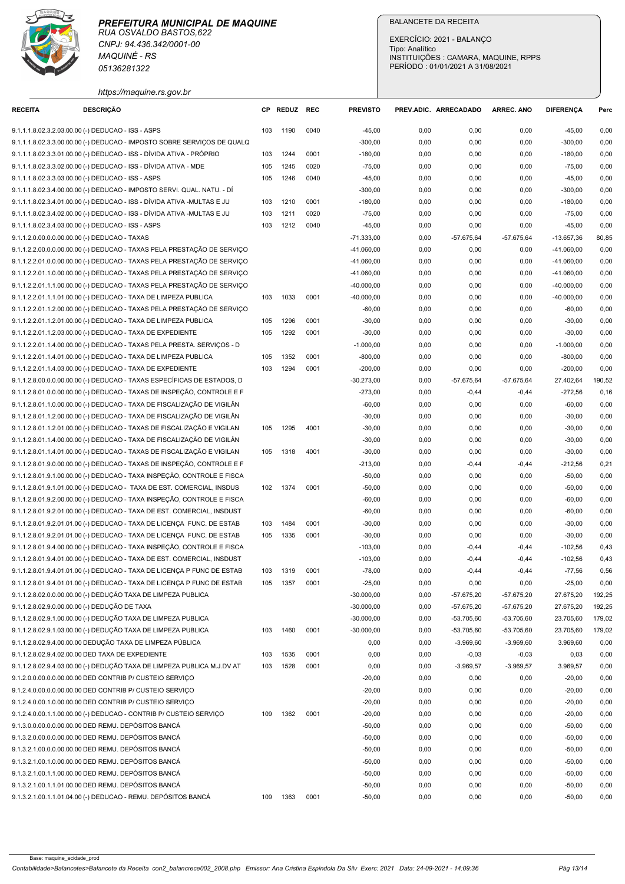**PREFEITURA MUNICIPAL DE MAQUINE**
RUA OSVALDO BASTOS,622
CNPJ: 94.436.342/0001-00
MAQUINÉ - RS
05136281322
https://maquine.rs.gov.br

BALANCETE DA RECEITA
EXERCÍCIO: 2021 - BALANÇO
Tipo: Analítico
INSTITUIÇÕES : CAMARA, MAQUINE, RPPS
PERÍODO : 01/01/2021 A 31/08/2021

| RECEITA | DESCRIÇÃO | CP | REDUZ | REC | PREVISTO | PREV.ADIC. | ARRECADADO | ARREC. ANO | DIFERENÇA | Perc |
|---|---|---|---|---|---|---|---|---|---|---|
| 9.1.1.1.8.02.3.2.03.00.00 | (-) DEDUCAO - ISS - ASPS | 103 | 1190 | 0040 | -45,00 | 0,00 | 0,00 | 0,00 | -45,00 | 0,00 |
| 9.1.1.1.8.02.3.3.00.00.00 | (-) DEDUCAO - IMPOSTO SOBRE SERVIÇOS DE QUALQ | | | | -300,00 | 0,00 | 0,00 | 0,00 | -300,00 | 0,00 |
| 9.1.1.1.8.02.3.3.01.00.00 | (-) DEDUCAO - ISS - DÍVIDA ATIVA - PRÓPRIO | 103 | 1244 | 0001 | -180,00 | 0,00 | 0,00 | 0,00 | -180,00 | 0,00 |
| 9.1.1.1.8.02.3.3.02.00.00 | (-) DEDUCAO - ISS - DÍVIDA ATIVA - MDE | 105 | 1245 | 0020 | -75,00 | 0,00 | 0,00 | 0,00 | -75,00 | 0,00 |
| 9.1.1.1.8.02.3.3.03.00.00 | (-) DEDUCAO - ISS - ASPS | 105 | 1246 | 0040 | -45,00 | 0,00 | 0,00 | 0,00 | -45,00 | 0,00 |
| 9.1.1.1.8.02.3.4.00.00.00 | (-) DEDUCAO - IMPOSTO SERVI. QUAL. NATU. - DÍ | | | | -300,00 | 0,00 | 0,00 | 0,00 | -300,00 | 0,00 |
| 9.1.1.1.8.02.3.4.01.00.00 | (-) DEDUCAO - ISS - DÍVIDA ATIVA -MULTAS E JU | 103 | 1210 | 0001 | -180,00 | 0,00 | 0,00 | 0,00 | -180,00 | 0,00 |
| 9.1.1.1.8.02.3.4.02.00.00 | (-) DEDUCAO - ISS - DÍVIDA ATIVA -MULTAS E JU | 103 | 1211 | 0020 | -75,00 | 0,00 | 0,00 | 0,00 | -75,00 | 0,00 |
| 9.1.1.1.8.02.3.4.03.00.00 | (-) DEDUCAO - ISS - ASPS | 103 | 1212 | 0040 | -45,00 | 0,00 | 0,00 | 0,00 | -45,00 | 0,00 |
| 9.1.1.2.0.00.0.0.00.00.00 | (-) DEDUCAO - TAXAS | | | | -71.333,00 | 0,00 | -57.675,64 | -57.675,64 | -13.657,36 | 80,85 |
| 9.1.1.2.2.00.0.0.00.00.00 | (-) DEDUCAO - TAXAS PELA PRESTAÇÃO DE SERVIÇO | | | | -41.060,00 | 0,00 | 0,00 | 0,00 | -41.060,00 | 0,00 |
| 9.1.1.2.2.01.0.0.00.00.00 | (-) DEDUCAO - TAXAS PELA PRESTAÇÃO DE SERVIÇO | | | | -41.060,00 | 0,00 | 0,00 | 0,00 | -41.060,00 | 0,00 |
| 9.1.1.2.2.01.1.0.00.00.00 | (-) DEDUCAO - TAXAS PELA PRESTAÇÃO DE SERVIÇO | | | | -41.060,00 | 0,00 | 0,00 | 0,00 | -41.060,00 | 0,00 |
| 9.1.1.2.2.01.1.1.00.00.00 | (-) DEDUCAO - TAXAS PELA PRESTAÇÃO DE SERVIÇO | | | | -40.000,00 | 0,00 | 0,00 | 0,00 | -40.000,00 | 0,00 |
| 9.1.1.2.2.01.1.1.01.00.00 | (-) DEDUCAO - TAXA DE LIMPEZA PUBLICA | 103 | 1033 | 0001 | -40.000,00 | 0,00 | 0,00 | 0,00 | -40.000,00 | 0,00 |
| 9.1.1.2.2.01.1.2.00.00.00 | (-) DEDUCAO - TAXAS PELA PRESTAÇÃO DE SERVIÇO | | | | -60,00 | 0,00 | 0,00 | 0,00 | -60,00 | 0,00 |
| 9.1.1.2.2.01.1.2.01.00.00 | (-) DEDUCAO - TAXA DE LIMPEZA PUBLICA | 105 | 1296 | 0001 | -30,00 | 0,00 | 0,00 | 0,00 | -30,00 | 0,00 |
| 9.1.1.2.2.01.1.2.03.00.00 | (-) DEDUCAO - TAXA DE EXPEDIENTE | 105 | 1292 | 0001 | -30,00 | 0,00 | 0,00 | 0,00 | -30,00 | 0,00 |
| 9.1.1.2.2.01.1.4.00.00.00 | (-) DEDUCAO - TAXAS PELA PRESTA. SERVIÇOS - D | | | | -1.000,00 | 0,00 | 0,00 | 0,00 | -1.000,00 | 0,00 |
| 9.1.1.2.2.01.1.4.01.00.00 | (-) DEDUCAO - TAXA DE LIMPEZA PUBLICA | 105 | 1352 | 0001 | -800,00 | 0,00 | 0,00 | 0,00 | -800,00 | 0,00 |
| 9.1.1.2.2.01.1.4.03.00.00 | (-) DEDUCAO - TAXA DE EXPEDIENTE | 103 | 1294 | 0001 | -200,00 | 0,00 | 0,00 | 0,00 | -200,00 | 0,00 |
| 9.1.1.2.8.00.0.0.00.00.00 | (-) DEDUCAO - TAXAS ESPECÍFICAS DE ESTADOS, D | | | | -30.273,00 | 0,00 | -57.675,64 | -57.675,64 | 27.402,64 | 190,52 |
| 9.1.1.2.8.01.0.0.00.00.00 | (-) DEDUCAO - TAXAS DE INSPEÇÃO, CONTROLE E F | | | | -273,00 | 0,00 | -0,44 | -0,44 | -272,56 | 0,16 |
| 9.1.1.2.8.01.1.0.00.00.00 | (-) DEDUCAO - TAXA DE FISCALIZAÇÃO DE VIGILÂN | | | | -60,00 | 0,00 | 0,00 | 0,00 | -60,00 | 0,00 |
| 9.1.1.2.8.01.1.2.00.00.00 | (-) DEDUCAO - TAXA DE FISCALIZAÇÃO DE VIGILÂN | | | | -30,00 | 0,00 | 0,00 | 0,00 | -30,00 | 0,00 |
| 9.1.1.2.8.01.1.2.01.00.00 | (-) DEDUCAO - TAXAS DE FISCALIZAÇÃO E VIGILAN | 105 | 1295 | 4001 | -30,00 | 0,00 | 0,00 | 0,00 | -30,00 | 0,00 |
| 9.1.1.2.8.01.1.4.00.00.00 | (-) DEDUCAO - TAXA DE FISCALIZAÇÃO DE VIGILÂN | | | | -30,00 | 0,00 | 0,00 | 0,00 | -30,00 | 0,00 |
| 9.1.1.2.8.01.1.4.01.00.00 | (-) DEDUCAO - TAXAS DE FISCALIZAÇÃO E VIGILAN | 105 | 1318 | 4001 | -30,00 | 0,00 | 0,00 | 0,00 | -30,00 | 0,00 |
| 9.1.1.2.8.01.9.0.00.00.00 | (-) DEDUCAO - TAXAS DE INSPEÇÃO, CONTROLE E F | | | | -213,00 | 0,00 | -0,44 | -0,44 | -212,56 | 0,21 |
| 9.1.1.2.8.01.9.1.00.00.00 | (-) DEDUCAO - TAXA INSPEÇÃO, CONTROLE E FISCA | | | | -50,00 | 0,00 | 0,00 | 0,00 | -50,00 | 0,00 |
| 9.1.1.2.8.01.9.1.01.00.00 | (-) DEDUCAO - TAXA DE EST. COMERCIAL, INSDUS | 102 | 1374 | 0001 | -50,00 | 0,00 | 0,00 | 0,00 | -50,00 | 0,00 |
| 9.1.1.2.8.01.9.2.00.00.00 | (-) DEDUCAO - TAXA INSPEÇÃO, CONTROLE E FISCA | | | | -60,00 | 0,00 | 0,00 | 0,00 | -60,00 | 0,00 |
| 9.1.1.2.8.01.9.2.01.00.00 | (-) DEDUCAO - TAXA DE EST. COMERCIAL, INSDUST | | | | -60,00 | 0,00 | 0,00 | 0,00 | -60,00 | 0,00 |
| 9.1.1.2.8.01.9.2.01.01.00 | (-) DEDUCAO - TAXA DE LICENÇA FUNC. DE ESTAB | 103 | 1484 | 0001 | -30,00 | 0,00 | 0,00 | 0,00 | -30,00 | 0,00 |
| 9.1.1.2.8.01.9.2.01.01.00 | (-) DEDUCAO - TAXA DE LICENÇA FUNC. DE ESTAB | 105 | 1335 | 0001 | -30,00 | 0,00 | 0,00 | 0,00 | -30,00 | 0,00 |
| 9.1.1.2.8.01.9.4.00.00.00 | (-) DEDUCAO - TAXA INSPEÇÃO, CONTROLE E FISCA | | | | -103,00 | 0,00 | -0,44 | -0,44 | -102,56 | 0,43 |
| 9.1.1.2.8.01.9.4.01.00.00 | (-) DEDUCAO - TAXA DE EST. COMERCIAL, INSDUST | | | | -103,00 | 0,00 | -0,44 | -0,44 | -102,56 | 0,43 |
| 9.1.1.2.8.01.9.4.01.01.00 | (-) DEDUCAO - TAXA DE LICENÇA P FUNC DE ESTAB | 103 | 1319 | 0001 | -78,00 | 0,00 | -0,44 | -0,44 | -77,56 | 0,56 |
| 9.1.1.2.8.01.9.4.01.01.00 | (-) DEDUCAO - TAXA DE LICENÇA P FUNC DE ESTAB | 105 | 1357 | 0001 | -25,00 | 0,00 | 0,00 | 0,00 | -25,00 | 0,00 |
| 9.1.1.2.8.02.0.0.00.00.00 | (-) DEDUÇÃO TAXA DE LIMPEZA PUBLICA | | | | -30.000,00 | 0,00 | -57.675,20 | -57.675,20 | 27.675,20 | 192,25 |
| 9.1.1.2.8.02.9.0.00.00.00 | (-) DEDUÇÃO DE TAXA | | | | -30.000,00 | 0,00 | -57.675,20 | -57.675,20 | 27.675,20 | 192,25 |
| 9.1.1.2.8.02.9.1.00.00.00 | (-) DEDUÇÃO TAXA DE LIMPEZA PUBLICA | | | | -30.000,00 | 0,00 | -53.705,60 | -53.705,60 | 23.705,60 | 179,02 |
| 9.1.1.2.8.02.9.1.03.00.00 | (-) DEDUÇÃO TAXA DE LIMPEZA PUBLICA | 103 | 1460 | 0001 | -30.000,00 | 0,00 | -53.705,60 | -53.705,60 | 23.705,60 | 179,02 |
| 9.1.1.2.8.02.9.4.00.00.00 | DEDUÇÃO TAXA DE LIMPEZA PÚBLICA | | | | 0,00 | 0,00 | -3.969,60 | -3.969,60 | 3.969,60 | 0,00 |
| 9.1.1.2.8.02.9.4.02.00.00 | DED TAXA DE EXPEDIENTE | 103 | 1535 | 0001 | 0,00 | 0,00 | -0,03 | -0,03 | 0,03 | 0,00 |
| 9.1.1.2.8.02.9.4.03.00.00 | (-) DEDUÇÃO TAXA DE LIMPEZA PUBLICA M.J.DV AT | 103 | 1528 | 0001 | 0,00 | 0,00 | -3.969,57 | -3.969,57 | 3.969,57 | 0,00 |
| 9.1.2.0.0.00.0.0.00.00.00 | DED CONTRIB P/ CUSTEIO SERVIÇO | | | | -20,00 | 0,00 | 0,00 | 0,00 | -20,00 | 0,00 |
| 9.1.2.4.0.00.0.0.00.00.00 | DED CONTRIB P/ CUSTEIO SERVIÇO | | | | -20,00 | 0,00 | 0,00 | 0,00 | -20,00 | 0,00 |
| 9.1.2.4.0.00.1.0.00.00.00 | DED CONTRIB P/ CUSTEIO SERVIÇO | | | | -20,00 | 0,00 | 0,00 | 0,00 | -20,00 | 0,00 |
| 9.1.2.4.0.00.1.1.00.00.00 | (-) DEDUCAO - CONTRIB P/ CUSTEIO SERVIÇO | 109 | 1362 | 0001 | -20,00 | 0,00 | 0,00 | 0,00 | -20,00 | 0,00 |
| 9.1.3.0.0.00.0.0.00.00.00 | DED REMU. DEPÓSITOS BANCÁ | | | | -50,00 | 0,00 | 0,00 | 0,00 | -50,00 | 0,00 |
| 9.1.3.2.0.00.0.0.00.00.00 | DED REMU. DEPÓSITOS BANCÁ | | | | -50,00 | 0,00 | 0,00 | 0,00 | -50,00 | 0,00 |
| 9.1.3.2.1.00.0.0.00.00.00 | DED REMU. DEPÓSITOS BANCÁ | | | | -50,00 | 0,00 | 0,00 | 0,00 | -50,00 | 0,00 |
| 9.1.3.2.1.00.1.0.00.00.00 | DED REMU. DEPÓSITOS BANCÁ | | | | -50,00 | 0,00 | 0,00 | 0,00 | -50,00 | 0,00 |
| 9.1.3.2.1.00.1.1.00.00.00 | DED REMU. DEPÓSITOS BANCÁ | | | | -50,00 | 0,00 | 0,00 | 0,00 | -50,00 | 0,00 |
| 9.1.3.2.1.00.1.1.01.00.00 | DED REMU. DEPÓSITOS BANCÁ | | | | -50,00 | 0,00 | 0,00 | 0,00 | -50,00 | 0,00 |
| 9.1.3.2.1.00.1.1.01.04.00 | (-) DEDUCAO - REMU. DEPÓSITOS BANCÁ | 109 | 1363 | 0001 | -50,00 | 0,00 | 0,00 | 0,00 | -50,00 | 0,00 |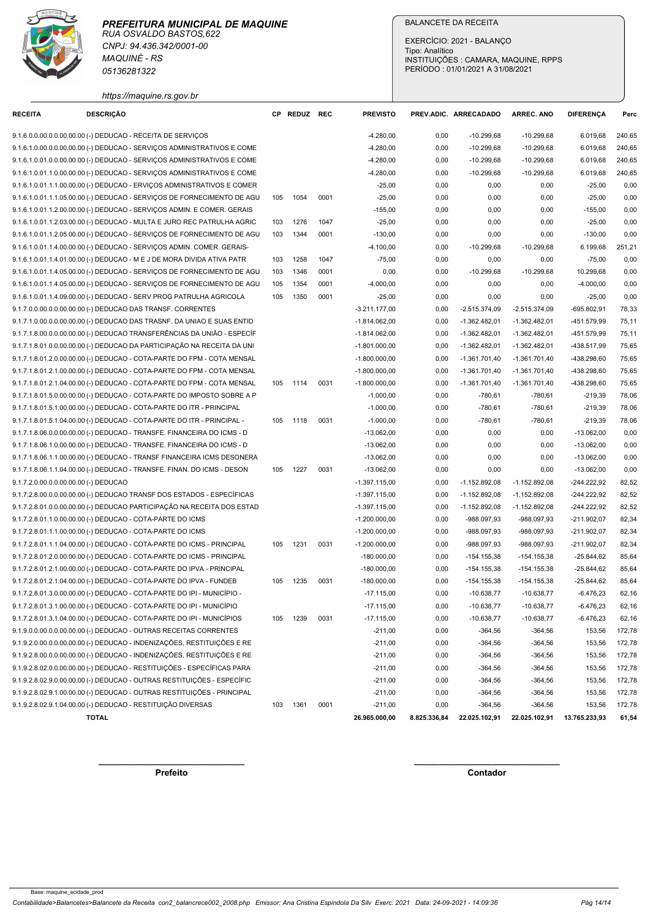**PREFEITURA MUNICIPAL DE MAQUINE**
*RUA OSVALDO BASTOS,622*
*CNPJ: 94.436.342/0001-00*
*MAQUINÉ - RS*
*05136281322*
*https://maquine.rs.gov.br*

BALANCETE DA RECEITA

EXERCÍCIO: 2021 - BALANÇO
Tipo: Analítico
INSTITUIÇÕES : CAMARA, MAQUINE, RPPS
PERÍODO : 01/01/2021 A 31/08/2021

| RECEITA | DESCRIÇÃO | CP | REDUZ | REC | PREVISTO | PREV.ADIC. | ARRECADADO | ARREC. ANO | DIFERENÇA | Perc |
|---|---|---|---|---|---|---|---|---|---|---|
| 9.1.6.0.0.00.0.0.00.00.00 | (-) DEDUCAO - RECEITA DE SERVIÇOS | | | | -4.280,00 | 0,00 | -10.299,68 | -10.299,68 | 6.019,68 | 240,65 |
| 9.1.6.1.0.00.0.0.00.00.00 | (-) DEDUCAO - SERVIÇOS ADMINISTRATIVOS E COME | | | | -4.280,00 | 0,00 | -10.299,68 | -10.299,68 | 6.019,68 | 240,65 |
| 9.1.6.1.0.01.0.0.00.00.00 | (-) DEDUCAO - SERVIÇOS ADMINISTRATIVOS E COME | | | | -4.280,00 | 0,00 | -10.299,68 | -10.299,68 | 6.019,68 | 240,65 |
| 9.1.6.1.0.01.1.0.00.00.00 | (-) DEDUCAO - SERVIÇOS ADMINISTRATIVOS E COME | | | | -4.280,00 | 0,00 | -10.299,68 | -10.299,68 | 6.019,68 | 240,65 |
| 9.1.6.1.0.01.1.1.00.00.00 | (-) DEDUCAO - ERVIÇOS ADMINISTRATIVOS E COMER | | | | -25,00 | 0,00 | 0,00 | 0,00 | -25,00 | 0,00 |
| 9.1.6.1.0.01.1.1.05.00.00 | (-) DEDUCAO - SERVIÇOS DE FORNECIMENTO DE AGU | 105 | 1054 | 0001 | -25,00 | 0,00 | 0,00 | 0,00 | -25,00 | 0,00 |
| 9.1.6.1.0.01.1.2.00.00.00 | (-) DEDUCAO - SERVIÇOS ADMIN. E COMER. GERAIS | | | | -155,00 | 0,00 | 0,00 | 0,00 | -155,00 | 0,00 |
| 9.1.6.1.0.01.1.2.03.00.00 | (-) DEDUCAO - MULTA E JURO REC PATRULHA AGRIC | 103 | 1276 | 1047 | -25,00 | 0,00 | 0,00 | 0,00 | -25,00 | 0,00 |
| 9.1.6.1.0.01.1.2.05.00.00 | (-) DEDUCAO - SERVIÇOS DE FORNECIMENTO DE AGU | 103 | 1344 | 0001 | -130,00 | 0,00 | 0,00 | 0,00 | -130,00 | 0,00 |
| 9.1.6.1.0.01.1.4.00.00.00 | (-) DEDUCAO - SERVIÇOS ADMIN. COMER. GERAIS- | | | | -4.100,00 | 0,00 | -10.299,68 | -10.299,68 | 6.199,68 | 251,21 |
| 9.1.6.1.0.01.1.4.01.00.00 | (-) DEDUCAO - M E J DE MORA DIVIDA ATIVA PATR | 103 | 1258 | 1047 | -75,00 | 0,00 | 0,00 | 0,00 | -75,00 | 0,00 |
| 9.1.6.1.0.01.1.4.05.00.00 | (-) DEDUCAO - SERVIÇOS DE FORNECIMENTO DE AGU | 103 | 1346 | 0001 | 0,00 | 0,00 | -10.299,68 | -10.299,68 | 10.299,68 | 0,00 |
| 9.1.6.1.0.01.1.4.05.00.00 | (-) DEDUCAO - SERVIÇOS DE FORNECIMENTO DE AGU | 105 | 1354 | 0001 | -4.000,00 | 0,00 | 0,00 | 0,00 | -4.000,00 | 0,00 |
| 9.1.6.1.0.01.1.4.09.00.00 | (-) DEDUCAO - SERV PROG PATRULHA AGRICOLA | 105 | 1350 | 0001 | -25,00 | 0,00 | 0,00 | 0,00 | -25,00 | 0,00 |
| 9.1.7.0.0.00.0.0.00.00.00 | (-) DEDUCAO DAS TRANSF. CORRENTES | | | | -3.211.177,00 | 0,00 | -2.515.374,09 | -2.515.374,09 | -695.802,91 | 78,33 |
| 9.1.7.1.0.00.0.0.00.00.00 | (-) DEDUCAO DAS TRASNF. DA UNIAO E SUAS ENTID | | | | -1.814.062,00 | 0,00 | -1.362.482,01 | -1.362.482,01 | -451.579,99 | 75,11 |
| 9.1.7.1.8.00.0.0.00.00.00 | (-) DEDUCAO TRANSFERÊNCIAS DA UNIÃO - ESPECÍF | | | | -1.814.062,00 | 0,00 | -1.362.482,01 | -1.362.482,01 | -451.579,99 | 75,11 |
| 9.1.7.1.8.01.0.0.00.00.00 | (-) DEDUCAO DA PARTICIPAÇÃO NA RECEITA DA UNI | | | | -1.801.000,00 | 0,00 | -1.362.482,01 | -1.362.482,01 | -438.517,99 | 75,65 |
| 9.1.7.1.8.01.2.0.00.00.00 | (-) DEDUCAO - COTA-PARTE DO FPM - COTA MENSAL | | | | -1.800.000,00 | 0,00 | -1.361.701,40 | -1.361.701,40 | -438.298,60 | 75,65 |
| 9.1.7.1.8.01.2.1.00.00.00 | (-) DEDUCAO - COTA-PARTE DO FPM - COTA MENSAL | | | | -1.800.000,00 | 0,00 | -1.361.701,40 | -1.361.701,40 | -438.298,60 | 75,65 |
| 9.1.7.1.8.01.2.1.04.00.00 | (-) DEDUCAO - COTA-PARTE DO FPM - COTA MENSAL | 105 | 1114 | 0031 | -1.800.000,00 | 0,00 | -1.361.701,40 | -1.361.701,40 | -438.298,60 | 75,65 |
| 9.1.7.1.8.01.5.0.00.00.00 | (-) DEDUCAO - COTA-PARTE DO IMPOSTO SOBRE A P | | | | -1.000,00 | 0,00 | -780,61 | -780,61 | -219,39 | 78,06 |
| 9.1.7.1.8.01.5.1.00.00.00 | (-) DEDUCAO - COTA-PARTE DO ITR - PRINCIPAL | | | | -1.000,00 | 0,00 | -780,61 | -780,61 | -219,39 | 78,06 |
| 9.1.7.1.8.01.5.1.04.00.00 | (-) DEDUCAO - COTA-PARTE DO ITR - PRINCIPAL - | 105 | 1118 | 0031 | -1.000,00 | 0,00 | -780,61 | -780,61 | -219,39 | 78,06 |
| 9.1.7.1.8.06.0.0.00.00.00 | (-) DEDUCAO - TRANSFE. FINANCEIRA DO ICMS - D | | | | -13.062,00 | 0,00 | 0,00 | 0,00 | -13.062,00 | 0,00 |
| 9.1.7.1.8.06.1.0.00.00.00 | (-) DEDUCAO - TRANSFE. FINANCEIRA DO ICMS - D | | | | -13.062,00 | 0,00 | 0,00 | 0,00 | -13.062,00 | 0,00 |
| 9.1.7.1.8.06.1.1.00.00.00 | (-) DEDUCAO - TRANSF FINANCEIRA ICMS DESONERA | | | | -13.062,00 | 0,00 | 0,00 | 0,00 | -13.062,00 | 0,00 |
| 9.1.7.1.8.06.1.1.04.00.00 | (-) DEDUCAO - TRANSFE. FINAN. DO ICMS - DESON | 105 | 1227 | 0031 | -13.062,00 | 0,00 | 0,00 | 0,00 | -13.062,00 | 0,00 |
| 9.1.7.2.0.00.0.0.00.00.00 | (-) DEDUCAO | | | | -1.397.115,00 | 0,00 | -1.152.892,08 | -1.152.892,08 | -244.222,92 | 82,52 |
| 9.1.7.2.8.00.0.0.00.00.00 | (-) DEDUCAO TRANSF DOS ESTADOS - ESPECÍFICAS | | | | -1.397.115,00 | 0,00 | -1.152.892,08 | -1.152.892,08 | -244.222,92 | 82,52 |
| 9.1.7.2.8.01.0.0.00.00.00 | (-) DEDUCAO PARTICIPAÇÃO NA RECEITA DOS ESTAD | | | | -1.397.115,00 | 0,00 | -1.152.892,08 | -1.152.892,08 | -244.222,92 | 82,52 |
| 9.1.7.2.8.01.1.0.00.00.00 | (-) DEDUCAO - COTA-PARTE DO ICMS | | | | -1.200.000,00 | 0,00 | -988.097,93 | -988.097,93 | -211.902,07 | 82,34 |
| 9.1.7.2.8.01.1.1.00.00.00 | (-) DEDUCAO - COTA-PARTE DO ICMS | | | | -1.200.000,00 | 0,00 | -988.097,93 | -988.097,93 | -211.902,07 | 82,34 |
| 9.1.7.2.8.01.1.1.04.00.00 | (-) DEDUCAO - COTA-PARTE DO ICMS - PRINCIPAL | 105 | 1231 | 0031 | -1.200.000,00 | 0,00 | -988.097,93 | -988.097,93 | -211.902,07 | 82,34 |
| 9.1.7.2.8.01.2.0.00.00.00 | (-) DEDUCAO - COTA-PARTE DO ICMS - PRINCIPAL | | | | -180.000,00 | 0,00 | -154.155,38 | -154.155,38 | -25.844,62 | 85,64 |
| 9.1.7.2.8.01.2.1.00.00.00 | (-) DEDUCAO - COTA-PARTE DO IPVA - PRINCIPAL | | | | -180.000,00 | 0,00 | -154.155,38 | -154.155,38 | -25.844,62 | 85,64 |
| 9.1.7.2.8.01.2.1.04.00.00 | (-) DEDUCAO - COTA-PARTE DO IPVA - FUNDEB | 105 | 1235 | 0031 | -180.000,00 | 0,00 | -154.155,38 | -154.155,38 | -25.844,62 | 85,64 |
| 9.1.7.2.8.01.3.0.00.00.00 | (-) DEDUCAO - COTA-PARTE DO IPI - MUNICÍPIO - | | | | -17.115,00 | 0,00 | -10.638,77 | -10.638,77 | -6.476,23 | 62,16 |
| 9.1.7.2.8.01.3.1.00.00.00 | (-) DEDUCAO - COTA-PARTE DO IPI - MUNICÍPIO | | | | -17.115,00 | 0,00 | -10.638,77 | -10.638,77 | -6.476,23 | 62,16 |
| 9.1.7.2.8.01.3.1.04.00.00 | (-) DEDUCAO - COTA-PARTE DO IPI - MUNICÍPIOS | 105 | 1239 | 0031 | -17.115,00 | 0,00 | -10.638,77 | -10.638,77 | -6.476,23 | 62,16 |
| 9.1.9.0.0.00.0.0.00.00.00 | (-) DEDUCAO - OUTRAS RECEITAS CORRENTES | | | | -211,00 | 0,00 | -364,56 | -364,56 | 153,56 | 172,78 |
| 9.1.9.2.0.00.0.0.00.00.00 | (-) DEDUCAO - INDENIZAÇÕES, RESTITUIÇÕES E RE | | | | -211,00 | 0,00 | -364,56 | -364,56 | 153,56 | 172,78 |
| 9.1.9.2.8.00.0.0.00.00.00 | (-) DEDUCAO - INDENIZAÇÕES, RESTITUIÇÕES E RE | | | | -211,00 | 0,00 | -364,56 | -364,56 | 153,56 | 172,78 |
| 9.1.9.2.8.02.0.0.00.00.00 | (-) DEDUCAO - RESTITUIÇÕES - ESPECÍFICAS PARA | | | | -211,00 | 0,00 | -364,56 | -364,56 | 153,56 | 172,78 |
| 9.1.9.2.8.02.9.0.00.00.00 | (-) DEDUCAO - OUTRAS RESTITUIÇÕES - ESPECÍFIC | | | | -211,00 | 0,00 | -364,56 | -364,56 | 153,56 | 172,78 |
| 9.1.9.2.8.02.9.1.00.00.00 | (-) DEDUCAO - OUTRAS RESTITUIÇÕES - PRINCIPAL | | | | -211,00 | 0,00 | -364,56 | -364,56 | 153,56 | 172,78 |
| 9.1.9.2.8.02.9.1.04.00.00 | (-) DEDUCAO - RESTITUIÇÃO DIVERSAS | 103 | 1361 | 0001 | -211,00 | 0,00 | -364,56 | -364,56 | 153,56 | 172,78 |
| | **TOTAL** | | | | **26.965.000,00** | **8.825.336,84** | **22.025.102,91** | **22.025.102,91** | **13.765.233,93** | **61,54** |

________________________
Prefeito

________________________
Contador

Base: maquine_ecidade_prod

*Contabilidade>Balancetes>Balancete da Receita con2_balancrece002_2008.php Emissor: Ana Cristina Espindola Da Silv Exerc: 2021 Data: 24-09-2021 - 14:09:36*